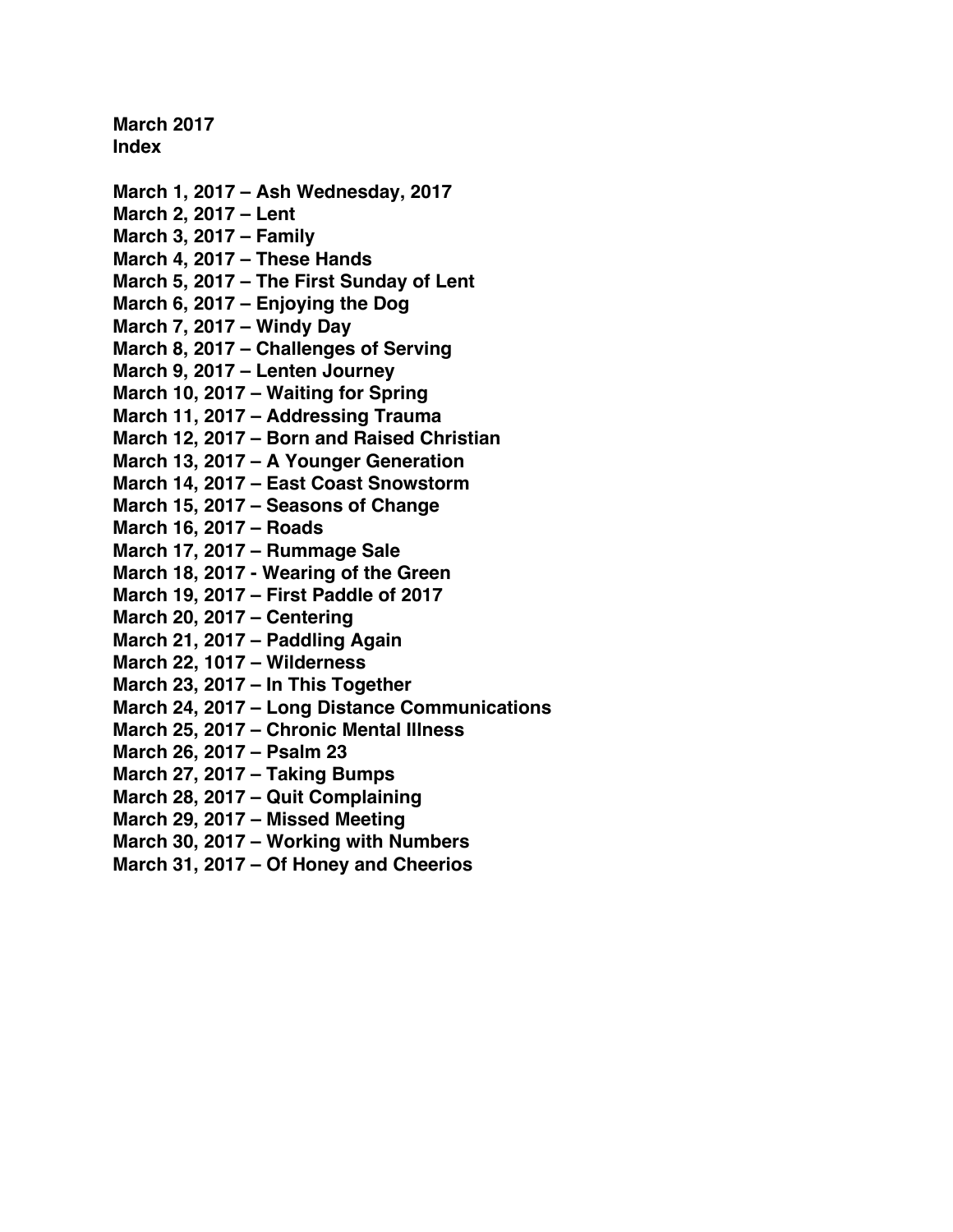**March 2017**
**Index**

**March 1, 2017 – Ash Wednesday, 2017**
**March 2, 2017 – Lent**
**March 3, 2017 – Family**
**March 4, 2017 – These Hands**
**March 5, 2017 – The First Sunday of Lent**
**March 6, 2017 – Enjoying the Dog**
**March 7, 2017 – Windy Day**
**March 8, 2017 – Challenges of Serving**
**March 9, 2017 – Lenten Journey**
**March 10, 2017 – Waiting for Spring**
**March 11, 2017 – Addressing Trauma**
**March 12, 2017 – Born and Raised Christian**
**March 13, 2017 – A Younger Generation**
**March 14, 2017 – East Coast Snowstorm**
**March 15, 2017 – Seasons of Change**
**March 16, 2017 – Roads**
**March 17, 2017 – Rummage Sale**
**March 18, 2017 - Wearing of the Green**
**March 19, 2017 – First Paddle of 2017**
**March 20, 2017 – Centering**
**March 21, 2017 – Paddling Again**
**March 22, 1017 – Wilderness**
**March 23, 2017 – In This Together**
**March 24, 2017 – Long Distance Communications**
**March 25, 2017 – Chronic Mental Illness**
**March 26, 2017 – Psalm 23**
**March 27, 2017 – Taking Bumps**
**March 28, 2017 – Quit Complaining**
**March 29, 2017 – Missed Meeting**
**March 30, 2017 – Working with Numbers**
**March 31, 2017 – Of Honey and Cheerios**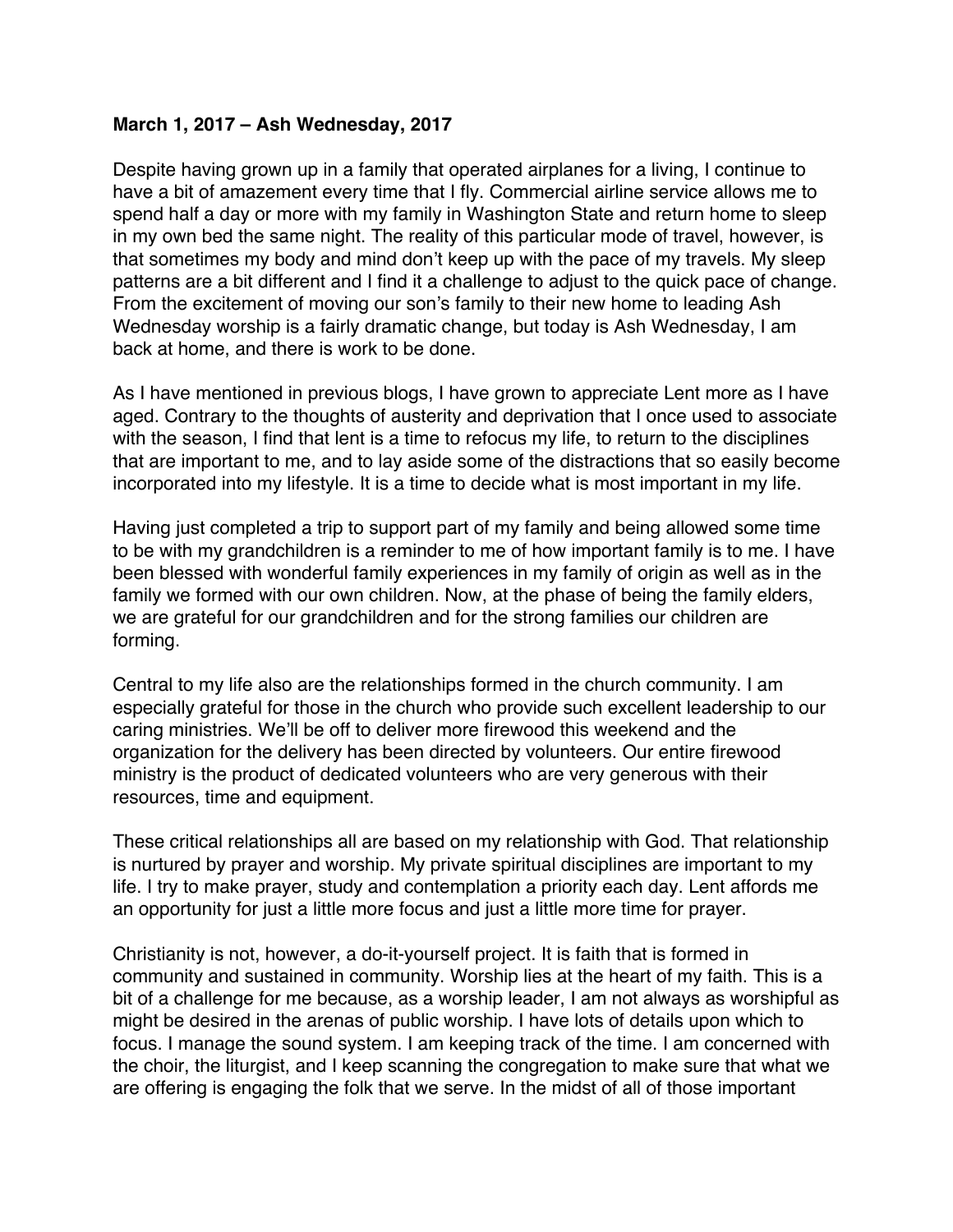**March 1, 2017 – Ash Wednesday, 2017**

Despite having grown up in a family that operated airplanes for a living, I continue to have a bit of amazement every time that I fly. Commercial airline service allows me to spend half a day or more with my family in Washington State and return home to sleep in my own bed the same night. The reality of this particular mode of travel, however, is that sometimes my body and mind don't keep up with the pace of my travels. My sleep patterns are a bit different and I find it a challenge to adjust to the quick pace of change. From the excitement of moving our son's family to their new home to leading Ash Wednesday worship is a fairly dramatic change, but today is Ash Wednesday, I am back at home, and there is work to be done.

As I have mentioned in previous blogs, I have grown to appreciate Lent more as I have aged. Contrary to the thoughts of austerity and deprivation that I once used to associate with the season, I find that lent is a time to refocus my life, to return to the disciplines that are important to me, and to lay aside some of the distractions that so easily become incorporated into my lifestyle. It is a time to decide what is most important in my life.

Having just completed a trip to support part of my family and being allowed some time to be with my grandchildren is a reminder to me of how important family is to me. I have been blessed with wonderful family experiences in my family of origin as well as in the family we formed with our own children. Now, at the phase of being the family elders, we are grateful for our grandchildren and for the strong families our children are forming.

Central to my life also are the relationships formed in the church community. I am especially grateful for those in the church who provide such excellent leadership to our caring ministries. We'll be off to deliver more firewood this weekend and the organization for the delivery has been directed by volunteers. Our entire firewood ministry is the product of dedicated volunteers who are very generous with their resources, time and equipment.

These critical relationships all are based on my relationship with God. That relationship is nurtured by prayer and worship. My private spiritual disciplines are important to my life. I try to make prayer, study and contemplation a priority each day. Lent affords me an opportunity for just a little more focus and just a little more time for prayer.

Christianity is not, however, a do-it-yourself project. It is faith that is formed in community and sustained in community. Worship lies at the heart of my faith. This is a bit of a challenge for me because, as a worship leader, I am not always as worshipful as might be desired in the arenas of public worship. I have lots of details upon which to focus. I manage the sound system. I am keeping track of the time. I am concerned with the choir, the liturgist, and I keep scanning the congregation to make sure that what we are offering is engaging the folk that we serve. In the midst of all of those important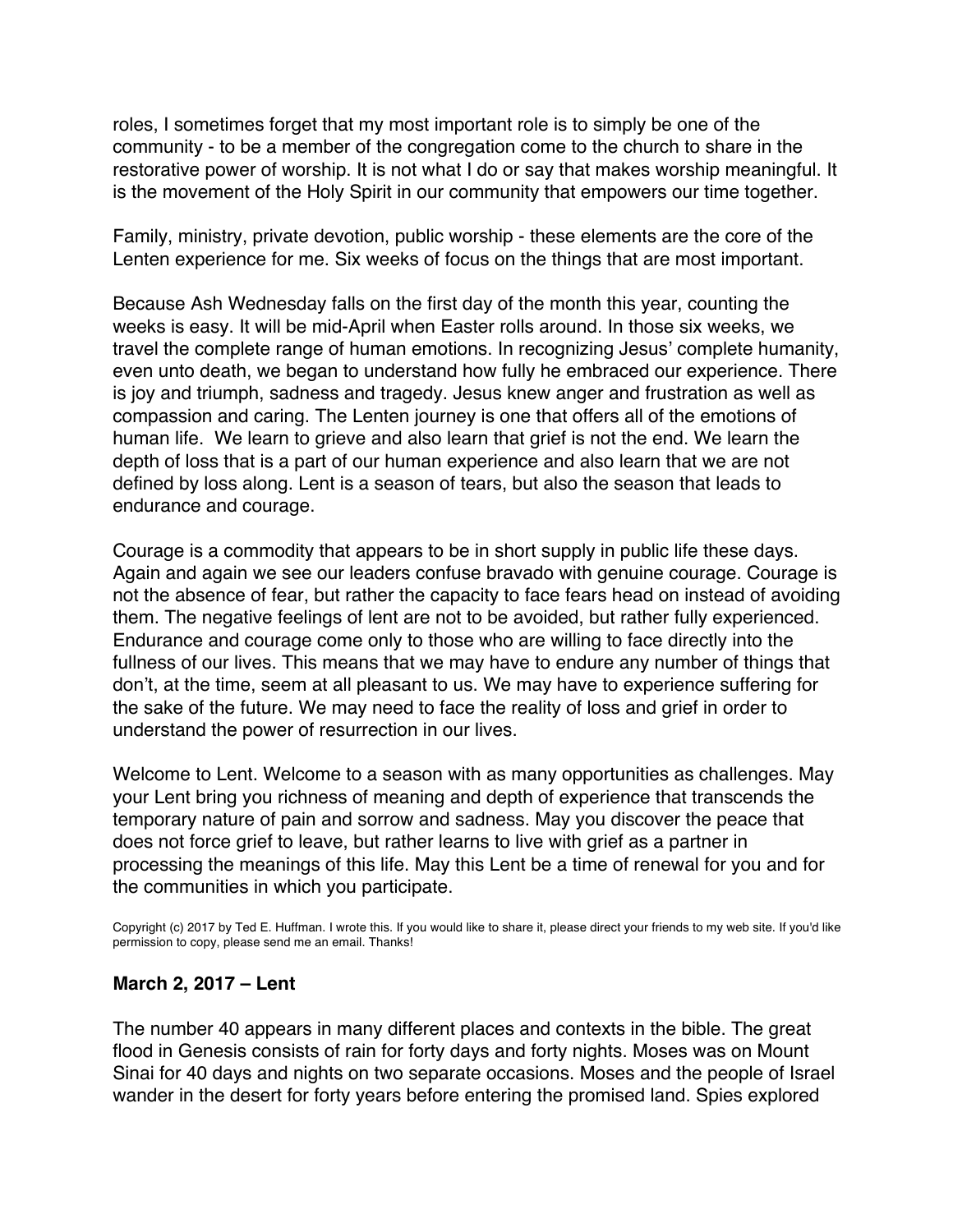roles, I sometimes forget that my most important role is to simply be one of the community - to be a member of the congregation come to the church to share in the restorative power of worship. It is not what I do or say that makes worship meaningful. It is the movement of the Holy Spirit in our community that empowers our time together.

Family, ministry, private devotion, public worship - these elements are the core of the Lenten experience for me. Six weeks of focus on the things that are most important.

Because Ash Wednesday falls on the first day of the month this year, counting the weeks is easy. It will be mid-April when Easter rolls around. In those six weeks, we travel the complete range of human emotions. In recognizing Jesus' complete humanity, even unto death, we began to understand how fully he embraced our experience. There is joy and triumph, sadness and tragedy. Jesus knew anger and frustration as well as compassion and caring. The Lenten journey is one that offers all of the emotions of human life. We learn to grieve and also learn that grief is not the end. We learn the depth of loss that is a part of our human experience and also learn that we are not defined by loss along. Lent is a season of tears, but also the season that leads to endurance and courage.

Courage is a commodity that appears to be in short supply in public life these days. Again and again we see our leaders confuse bravado with genuine courage. Courage is not the absence of fear, but rather the capacity to face fears head on instead of avoiding them. The negative feelings of lent are not to be avoided, but rather fully experienced. Endurance and courage come only to those who are willing to face directly into the fullness of our lives. This means that we may have to endure any number of things that don't, at the time, seem at all pleasant to us. We may have to experience suffering for the sake of the future. We may need to face the reality of loss and grief in order to understand the power of resurrection in our lives.

Welcome to Lent. Welcome to a season with as many opportunities as challenges. May your Lent bring you richness of meaning and depth of experience that transcends the temporary nature of pain and sorrow and sadness. May you discover the peace that does not force grief to leave, but rather learns to live with grief as a partner in processing the meanings of this life. May this Lent be a time of renewal for you and for the communities in which you participate.

Copyright (c) 2017 by Ted E. Huffman. I wrote this. If you would like to share it, please direct your friends to my web site. If you'd like permission to copy, please send me an email. Thanks!

**March 2, 2017 – Lent**

The number 40 appears in many different places and contexts in the bible. The great flood in Genesis consists of rain for forty days and forty nights. Moses was on Mount Sinai for 40 days and nights on two separate occasions. Moses and the people of Israel wander in the desert for forty years before entering the promised land. Spies explored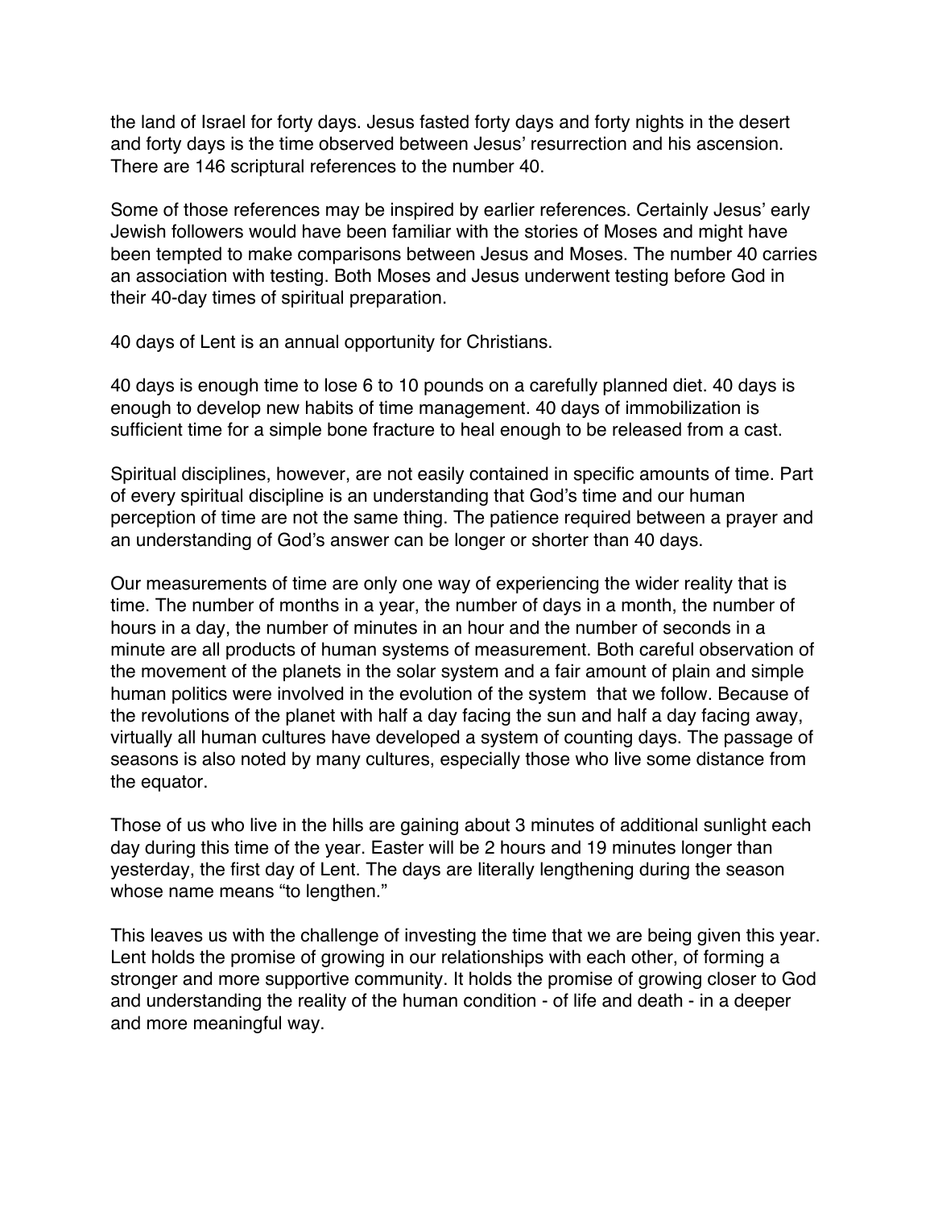the land of Israel for forty days. Jesus fasted forty days and forty nights in the desert and forty days is the time observed between Jesus' resurrection and his ascension. There are 146 scriptural references to the number 40.

Some of those references may be inspired by earlier references. Certainly Jesus' early Jewish followers would have been familiar with the stories of Moses and might have been tempted to make comparisons between Jesus and Moses. The number 40 carries an association with testing. Both Moses and Jesus underwent testing before God in their 40-day times of spiritual preparation.

40 days of Lent is an annual opportunity for Christians.

40 days is enough time to lose 6 to 10 pounds on a carefully planned diet. 40 days is enough to develop new habits of time management. 40 days of immobilization is sufficient time for a simple bone fracture to heal enough to be released from a cast.

Spiritual disciplines, however, are not easily contained in specific amounts of time. Part of every spiritual discipline is an understanding that God's time and our human perception of time are not the same thing. The patience required between a prayer and an understanding of God's answer can be longer or shorter than 40 days.

Our measurements of time are only one way of experiencing the wider reality that is time. The number of months in a year, the number of days in a month, the number of hours in a day, the number of minutes in an hour and the number of seconds in a minute are all products of human systems of measurement. Both careful observation of the movement of the planets in the solar system and a fair amount of plain and simple human politics were involved in the evolution of the system that we follow. Because of the revolutions of the planet with half a day facing the sun and half a day facing away, virtually all human cultures have developed a system of counting days. The passage of seasons is also noted by many cultures, especially those who live some distance from the equator.

Those of us who live in the hills are gaining about 3 minutes of additional sunlight each day during this time of the year. Easter will be 2 hours and 19 minutes longer than yesterday, the first day of Lent. The days are literally lengthening during the season whose name means "to lengthen."

This leaves us with the challenge of investing the time that we are being given this year. Lent holds the promise of growing in our relationships with each other, of forming a stronger and more supportive community. It holds the promise of growing closer to God and understanding the reality of the human condition - of life and death - in a deeper and more meaningful way.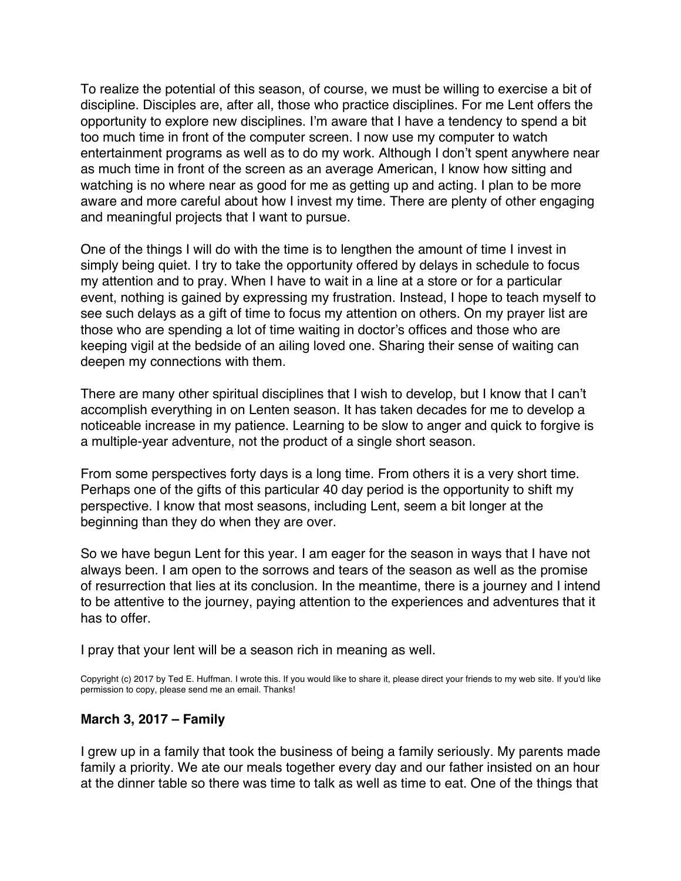To realize the potential of this season, of course, we must be willing to exercise a bit of discipline. Disciples are, after all, those who practice disciplines. For me Lent offers the opportunity to explore new disciplines. I'm aware that I have a tendency to spend a bit too much time in front of the computer screen. I now use my computer to watch entertainment programs as well as to do my work. Although I don't spent anywhere near as much time in front of the screen as an average American, I know how sitting and watching is no where near as good for me as getting up and acting. I plan to be more aware and more careful about how I invest my time. There are plenty of other engaging and meaningful projects that I want to pursue.

One of the things I will do with the time is to lengthen the amount of time I invest in simply being quiet. I try to take the opportunity offered by delays in schedule to focus my attention and to pray. When I have to wait in a line at a store or for a particular event, nothing is gained by expressing my frustration. Instead, I hope to teach myself to see such delays as a gift of time to focus my attention on others. On my prayer list are those who are spending a lot of time waiting in doctor's offices and those who are keeping vigil at the bedside of an ailing loved one. Sharing their sense of waiting can deepen my connections with them.

There are many other spiritual disciplines that I wish to develop, but I know that I can't accomplish everything in on Lenten season. It has taken decades for me to develop a noticeable increase in my patience. Learning to be slow to anger and quick to forgive is a multiple-year adventure, not the product of a single short season.

From some perspectives forty days is a long time. From others it is a very short time. Perhaps one of the gifts of this particular 40 day period is the opportunity to shift my perspective. I know that most seasons, including Lent, seem a bit longer at the beginning than they do when they are over.

So we have begun Lent for this year. I am eager for the season in ways that I have not always been. I am open to the sorrows and tears of the season as well as the promise of resurrection that lies at its conclusion. In the meantime, there is a journey and I intend to be attentive to the journey, paying attention to the experiences and adventures that it has to offer.

I pray that your lent will be a season rich in meaning as well.

Copyright (c) 2017 by Ted E. Huffman. I wrote this. If you would like to share it, please direct your friends to my web site. If you'd like permission to copy, please send me an email. Thanks!

### March 3, 2017 – Family

I grew up in a family that took the business of being a family seriously. My parents made family a priority. We ate our meals together every day and our father insisted on an hour at the dinner table so there was time to talk as well as time to eat. One of the things that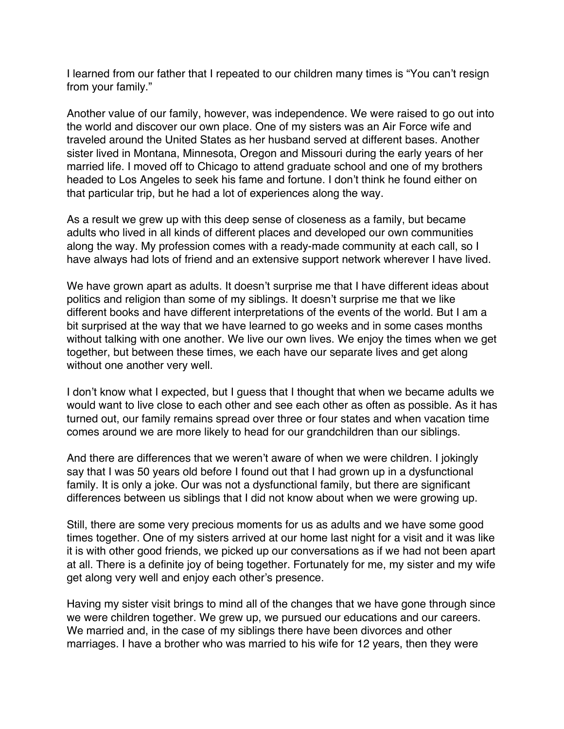I learned from our father that I repeated to our children many times is “You can’t resign from your family.”

Another value of our family, however, was independence. We were raised to go out into the world and discover our own place. One of my sisters was an Air Force wife and traveled around the United States as her husband served at different bases. Another sister lived in Montana, Minnesota, Oregon and Missouri during the early years of her married life. I moved off to Chicago to attend graduate school and one of my brothers headed to Los Angeles to seek his fame and fortune. I don’t think he found either on that particular trip, but he had a lot of experiences along the way.

As a result we grew up with this deep sense of closeness as a family, but became adults who lived in all kinds of different places and developed our own communities along the way. My profession comes with a ready-made community at each call, so I have always had lots of friend and an extensive support network wherever I have lived.

We have grown apart as adults. It doesn’t surprise me that I have different ideas about politics and religion than some of my siblings. It doesn’t surprise me that we like different books and have different interpretations of the events of the world. But I am a bit surprised at the way that we have learned to go weeks and in some cases months without talking with one another. We live our own lives. We enjoy the times when we get together, but between these times, we each have our separate lives and get along without one another very well.

I don’t know what I expected, but I guess that I thought that when we became adults we would want to live close to each other and see each other as often as possible. As it has turned out, our family remains spread over three or four states and when vacation time comes around we are more likely to head for our grandchildren than our siblings.

And there are differences that we weren’t aware of when we were children. I jokingly say that I was 50 years old before I found out that I had grown up in a dysfunctional family. It is only a joke. Our was not a dysfunctional family, but there are significant differences between us siblings that I did not know about when we were growing up.

Still, there are some very precious moments for us as adults and we have some good times together. One of my sisters arrived at our home last night for a visit and it was like it is with other good friends, we picked up our conversations as if we had not been apart at all. There is a definite joy of being together. Fortunately for me, my sister and my wife get along very well and enjoy each other’s presence.

Having my sister visit brings to mind all of the changes that we have gone through since we were children together. We grew up, we pursued our educations and our careers. We married and, in the case of my siblings there have been divorces and other marriages. I have a brother who was married to his wife for 12 years, then they were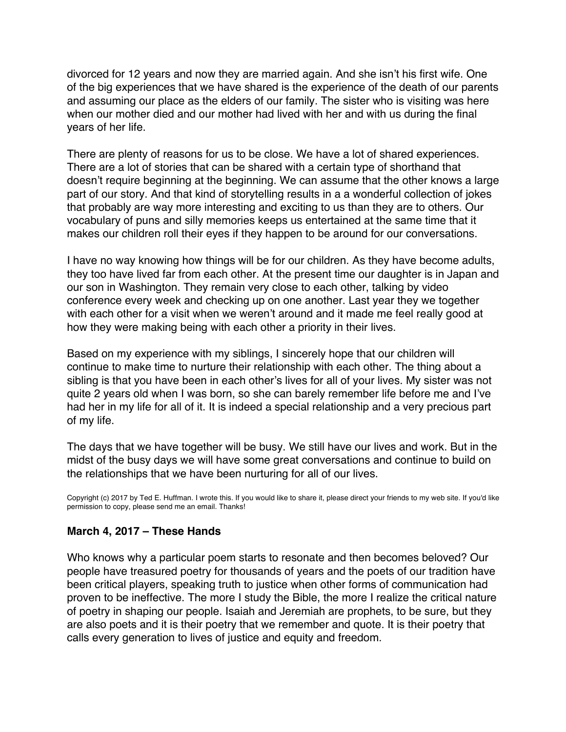divorced for 12 years and now they are married again. And she isn't his first wife. One of the big experiences that we have shared is the experience of the death of our parents and assuming our place as the elders of our family. The sister who is visiting was here when our mother died and our mother had lived with her and with us during the final years of her life.

There are plenty of reasons for us to be close. We have a lot of shared experiences. There are a lot of stories that can be shared with a certain type of shorthand that doesn't require beginning at the beginning. We can assume that the other knows a large part of our story. And that kind of storytelling results in a a wonderful collection of jokes that probably are way more interesting and exciting to us than they are to others. Our vocabulary of puns and silly memories keeps us entertained at the same time that it makes our children roll their eyes if they happen to be around for our conversations.

I have no way knowing how things will be for our children. As they have become adults, they too have lived far from each other. At the present time our daughter is in Japan and our son in Washington. They remain very close to each other, talking by video conference every week and checking up on one another. Last year they we together with each other for a visit when we weren't around and it made me feel really good at how they were making being with each other a priority in their lives.

Based on my experience with my siblings, I sincerely hope that our children will continue to make time to nurture their relationship with each other. The thing about a sibling is that you have been in each other's lives for all of your lives. My sister was not quite 2 years old when I was born, so she can barely remember life before me and I've had her in my life for all of it. It is indeed a special relationship and a very precious part of my life.

The days that we have together will be busy. We still have our lives and work. But in the midst of the busy days we will have some great conversations and continue to build on the relationships that we have been nurturing for all of our lives.

Copyright (c) 2017 by Ted E. Huffman. I wrote this. If you would like to share it, please direct your friends to my web site. If you'd like permission to copy, please send me an email. Thanks!

### March 4, 2017 – These Hands

Who knows why a particular poem starts to resonate and then becomes beloved? Our people have treasured poetry for thousands of years and the poets of our tradition have been critical players, speaking truth to justice when other forms of communication had proven to be ineffective. The more I study the Bible, the more I realize the critical nature of poetry in shaping our people. Isaiah and Jeremiah are prophets, to be sure, but they are also poets and it is their poetry that we remember and quote. It is their poetry that calls every generation to lives of justice and equity and freedom.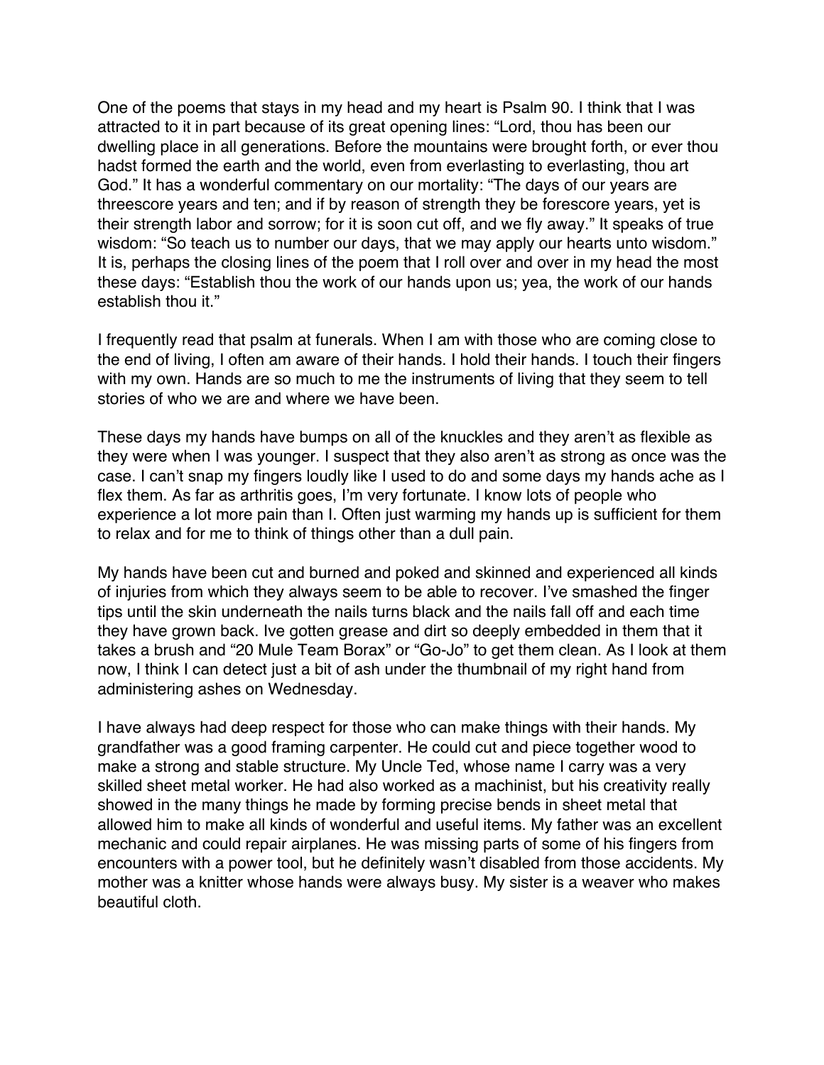One of the poems that stays in my head and my heart is Psalm 90. I think that I was attracted to it in part because of its great opening lines: “Lord, thou has been our dwelling place in all generations. Before the mountains were brought forth, or ever thou hadst formed the earth and the world, even from everlasting to everlasting, thou art God.” It has a wonderful commentary on our mortality: “The days of our years are threescore years and ten; and if by reason of strength they be forescore years, yet is their strength labor and sorrow; for it is soon cut off, and we fly away.” It speaks of true wisdom: “So teach us to number our days, that we may apply our hearts unto wisdom.” It is, perhaps the closing lines of the poem that I roll over and over in my head the most these days: “Establish thou the work of our hands upon us; yea, the work of our hands establish thou it.”

I frequently read that psalm at funerals. When I am with those who are coming close to the end of living, I often am aware of their hands. I hold their hands. I touch their fingers with my own. Hands are so much to me the instruments of living that they seem to tell stories of who we are and where we have been.

These days my hands have bumps on all of the knuckles and they aren’t as flexible as they were when I was younger. I suspect that they also aren’t as strong as once was the case. I can’t snap my fingers loudly like I used to do and some days my hands ache as I flex them. As far as arthritis goes, I’m very fortunate. I know lots of people who experience a lot more pain than I. Often just warming my hands up is sufficient for them to relax and for me to think of things other than a dull pain.

My hands have been cut and burned and poked and skinned and experienced all kinds of injuries from which they always seem to be able to recover. I’ve smashed the finger tips until the skin underneath the nails turns black and the nails fall off and each time they have grown back. Ive gotten grease and dirt so deeply embedded in them that it takes a brush and “20 Mule Team Borax” or “Go-Jo” to get them clean. As I look at them now, I think I can detect just a bit of ash under the thumbnail of my right hand from administering ashes on Wednesday.

I have always had deep respect for those who can make things with their hands. My grandfather was a good framing carpenter. He could cut and piece together wood to make a strong and stable structure. My Uncle Ted, whose name I carry was a very skilled sheet metal worker. He had also worked as a machinist, but his creativity really showed in the many things he made by forming precise bends in sheet metal that allowed him to make all kinds of wonderful and useful items. My father was an excellent mechanic and could repair airplanes. He was missing parts of some of his fingers from encounters with a power tool, but he definitely wasn’t disabled from those accidents. My mother was a knitter whose hands were always busy. My sister is a weaver who makes beautiful cloth.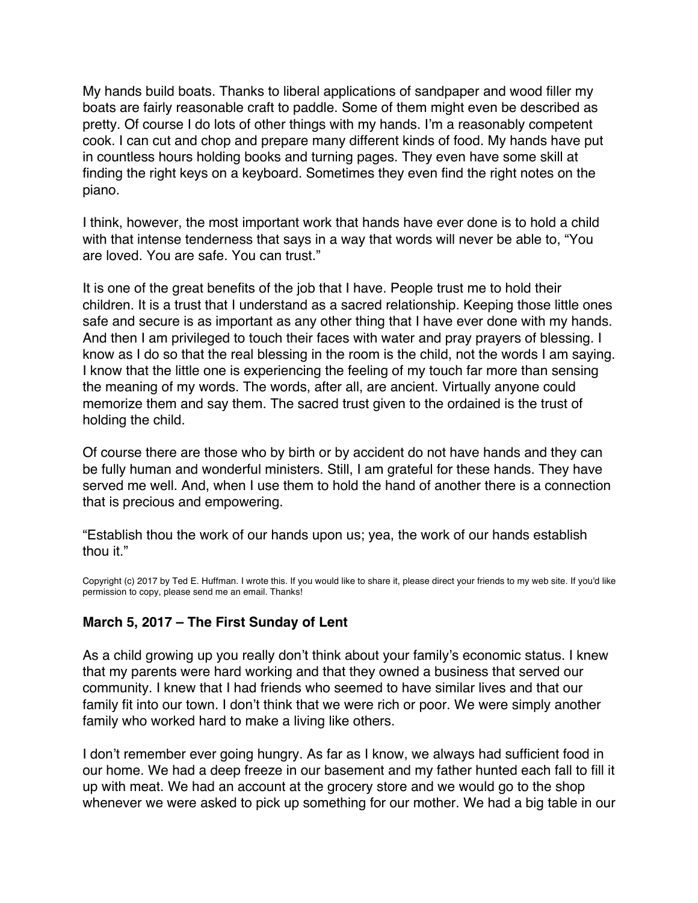My hands build boats. Thanks to liberal applications of sandpaper and wood filler my boats are fairly reasonable craft to paddle. Some of them might even be described as pretty. Of course I do lots of other things with my hands. I'm a reasonably competent cook. I can cut and chop and prepare many different kinds of food. My hands have put in countless hours holding books and turning pages. They even have some skill at finding the right keys on a keyboard. Sometimes they even find the right notes on the piano.

I think, however, the most important work that hands have ever done is to hold a child with that intense tenderness that says in a way that words will never be able to, "You are loved. You are safe. You can trust."

It is one of the great benefits of the job that I have. People trust me to hold their children. It is a trust that I understand as a sacred relationship. Keeping those little ones safe and secure is as important as any other thing that I have ever done with my hands. And then I am privileged to touch their faces with water and pray prayers of blessing. I know as I do so that the real blessing in the room is the child, not the words I am saying. I know that the little one is experiencing the feeling of my touch far more than sensing the meaning of my words. The words, after all, are ancient. Virtually anyone could memorize them and say them. The sacred trust given to the ordained is the trust of holding the child.

Of course there are those who by birth or by accident do not have hands and they can be fully human and wonderful ministers. Still, I am grateful for these hands. They have served me well. And, when I use them to hold the hand of another there is a connection that is precious and empowering.

"Establish thou the work of our hands upon us; yea, the work of our hands establish thou it."

Copyright (c) 2017 by Ted E. Huffman. I wrote this. If you would like to share it, please direct your friends to my web site. If you'd like permission to copy, please send me an email. Thanks!

### March 5, 2017 – The First Sunday of Lent

As a child growing up you really don't think about your family's economic status. I knew that my parents were hard working and that they owned a business that served our community. I knew that I had friends who seemed to have similar lives and that our family fit into our town. I don't think that we were rich or poor. We were simply another family who worked hard to make a living like others.

I don't remember ever going hungry. As far as I know, we always had sufficient food in our home. We had a deep freeze in our basement and my father hunted each fall to fill it up with meat. We had an account at the grocery store and we would go to the shop whenever we were asked to pick up something for our mother. We had a big table in our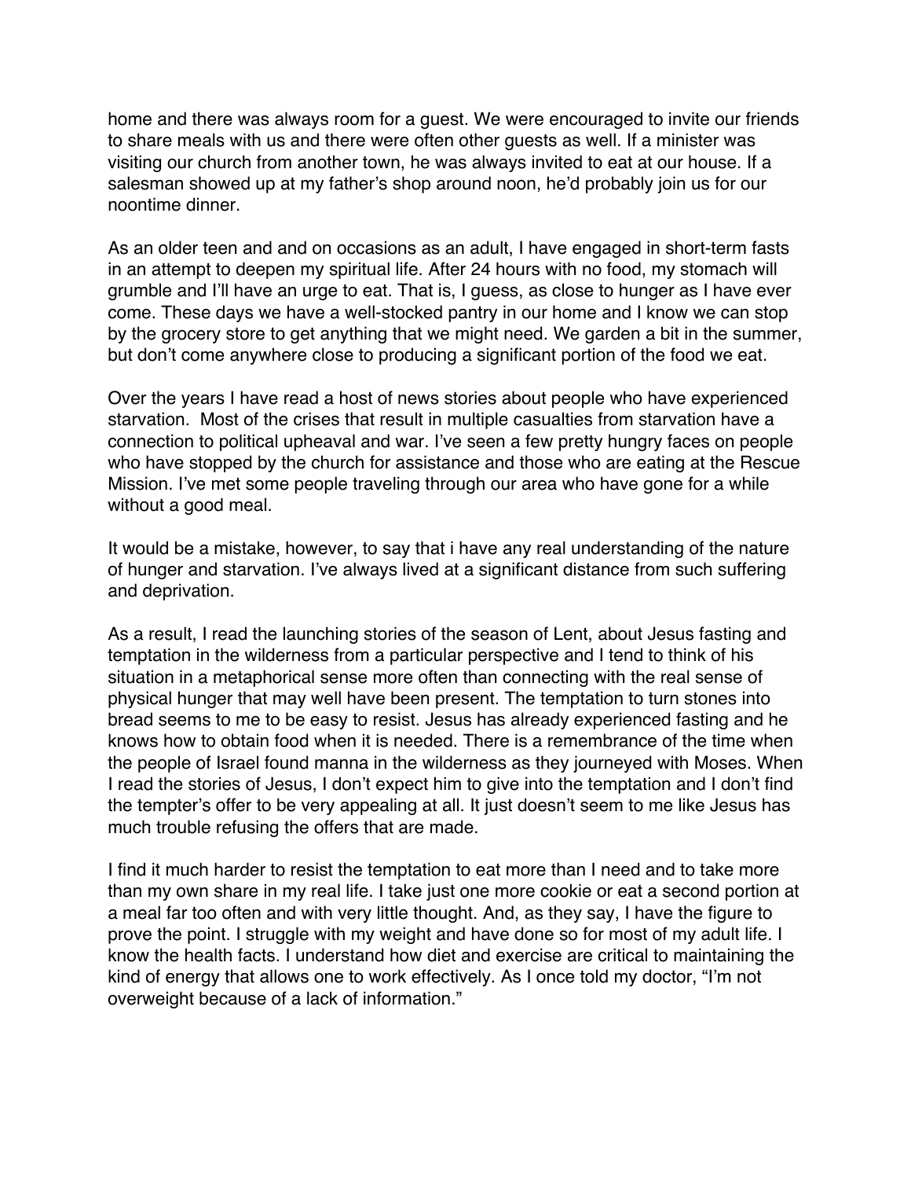home and there was always room for a guest. We were encouraged to invite our friends to share meals with us and there were often other guests as well. If a minister was visiting our church from another town, he was always invited to eat at our house. If a salesman showed up at my father's shop around noon, he'd probably join us for our noontime dinner.

As an older teen and and on occasions as an adult, I have engaged in short-term fasts in an attempt to deepen my spiritual life. After 24 hours with no food, my stomach will grumble and I'll have an urge to eat. That is, I guess, as close to hunger as I have ever come. These days we have a well-stocked pantry in our home and I know we can stop by the grocery store to get anything that we might need. We garden a bit in the summer, but don't come anywhere close to producing a significant portion of the food we eat.

Over the years I have read a host of news stories about people who have experienced starvation. Most of the crises that result in multiple casualties from starvation have a connection to political upheaval and war. I've seen a few pretty hungry faces on people who have stopped by the church for assistance and those who are eating at the Rescue Mission. I've met some people traveling through our area who have gone for a while without a good meal.

It would be a mistake, however, to say that i have any real understanding of the nature of hunger and starvation. I've always lived at a significant distance from such suffering and deprivation.

As a result, I read the launching stories of the season of Lent, about Jesus fasting and temptation in the wilderness from a particular perspective and I tend to think of his situation in a metaphorical sense more often than connecting with the real sense of physical hunger that may well have been present. The temptation to turn stones into bread seems to me to be easy to resist. Jesus has already experienced fasting and he knows how to obtain food when it is needed. There is a remembrance of the time when the people of Israel found manna in the wilderness as they journeyed with Moses. When I read the stories of Jesus, I don't expect him to give into the temptation and I don't find the tempter's offer to be very appealing at all. It just doesn't seem to me like Jesus has much trouble refusing the offers that are made.

I find it much harder to resist the temptation to eat more than I need and to take more than my own share in my real life. I take just one more cookie or eat a second portion at a meal far too often and with very little thought. And, as they say, I have the figure to prove the point. I struggle with my weight and have done so for most of my adult life. I know the health facts. I understand how diet and exercise are critical to maintaining the kind of energy that allows one to work effectively. As I once told my doctor, "I'm not overweight because of a lack of information."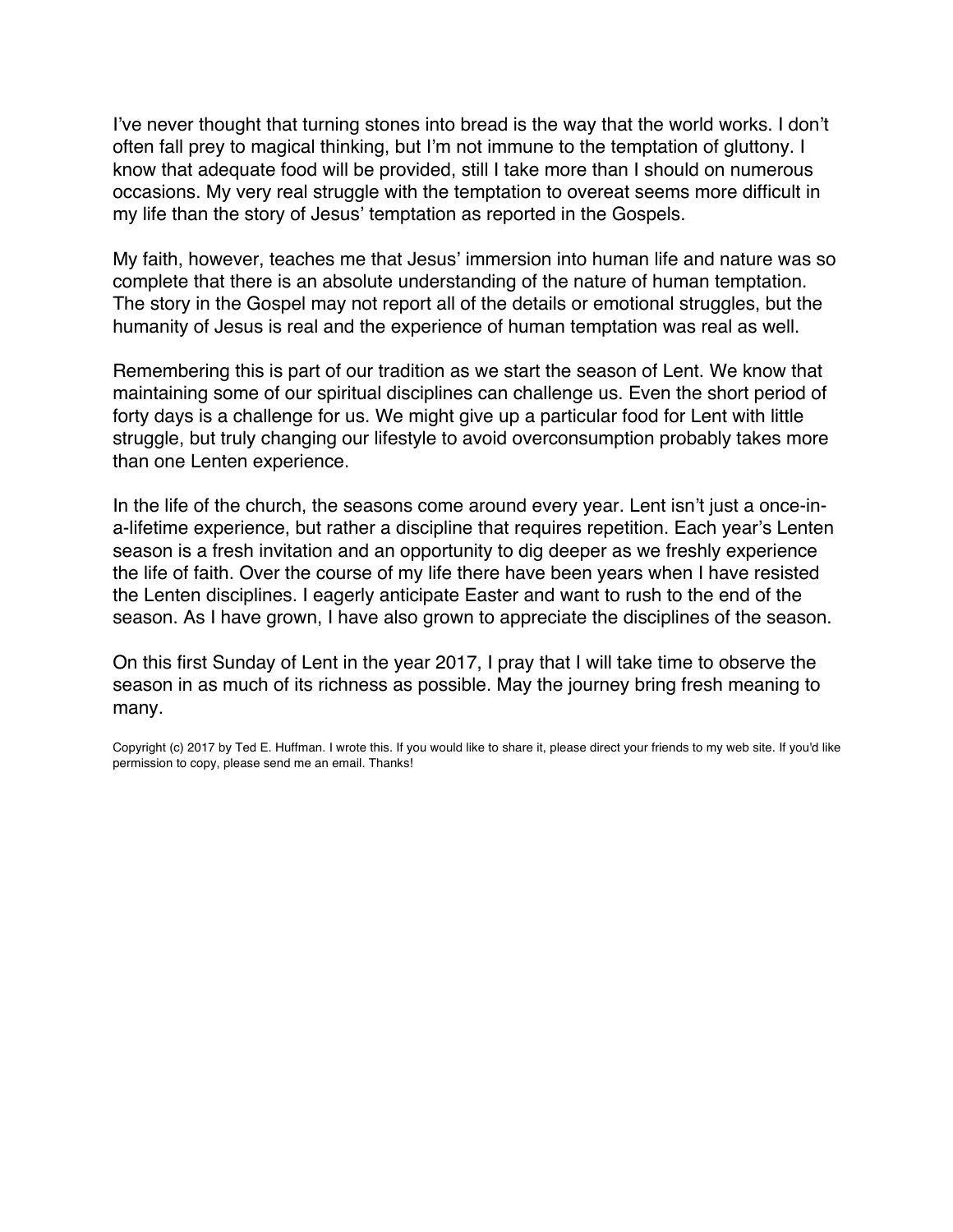I've never thought that turning stones into bread is the way that the world works. I don't often fall prey to magical thinking, but I'm not immune to the temptation of gluttony. I know that adequate food will be provided, still I take more than I should on numerous occasions. My very real struggle with the temptation to overeat seems more difficult in my life than the story of Jesus' temptation as reported in the Gospels.

My faith, however, teaches me that Jesus' immersion into human life and nature was so complete that there is an absolute understanding of the nature of human temptation. The story in the Gospel may not report all of the details or emotional struggles, but the humanity of Jesus is real and the experience of human temptation was real as well.

Remembering this is part of our tradition as we start the season of Lent. We know that maintaining some of our spiritual disciplines can challenge us. Even the short period of forty days is a challenge for us. We might give up a particular food for Lent with little struggle, but truly changing our lifestyle to avoid overconsumption probably takes more than one Lenten experience.

In the life of the church, the seasons come around every year. Lent isn't just a once-in-a-lifetime experience, but rather a discipline that requires repetition. Each year's Lenten season is a fresh invitation and an opportunity to dig deeper as we freshly experience the life of faith. Over the course of my life there have been years when I have resisted the Lenten disciplines. I eagerly anticipate Easter and want to rush to the end of the season. As I have grown, I have also grown to appreciate the disciplines of the season.

On this first Sunday of Lent in the year 2017, I pray that I will take time to observe the season in as much of its richness as possible. May the journey bring fresh meaning to many.

Copyright (c) 2017 by Ted E. Huffman. I wrote this. If you would like to share it, please direct your friends to my web site. If you'd like permission to copy, please send me an email. Thanks!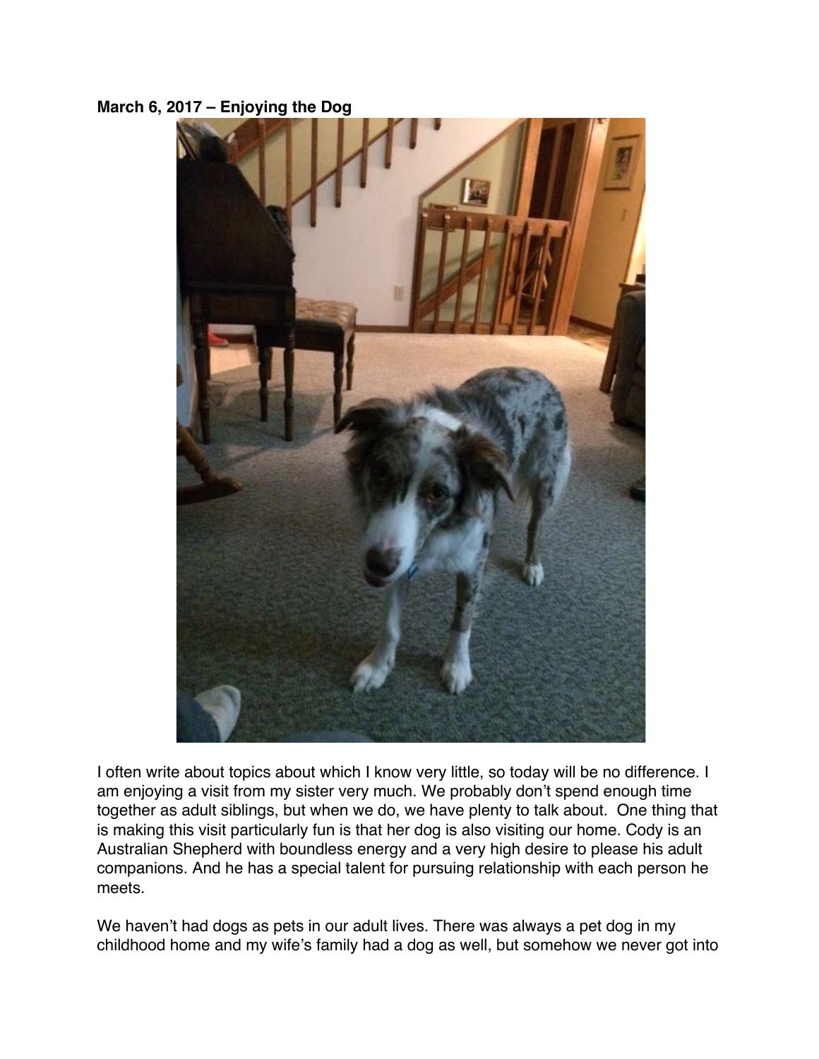**March 6, 2017 – Enjoying the Dog**

I often write about topics about which I know very little, so today will be no difference. I am enjoying a visit from my sister very much. We probably don't spend enough time together as adult siblings, but when we do, we have plenty to talk about. One thing that is making this visit particularly fun is that her dog is also visiting our home. Cody is an Australian Shepherd with boundless energy and a very high desire to please his adult companions. And he has a special talent for pursuing relationship with each person he meets.

We haven't had dogs as pets in our adult lives. There was always a pet dog in my childhood home and my wife's family had a dog as well, but somehow we never got into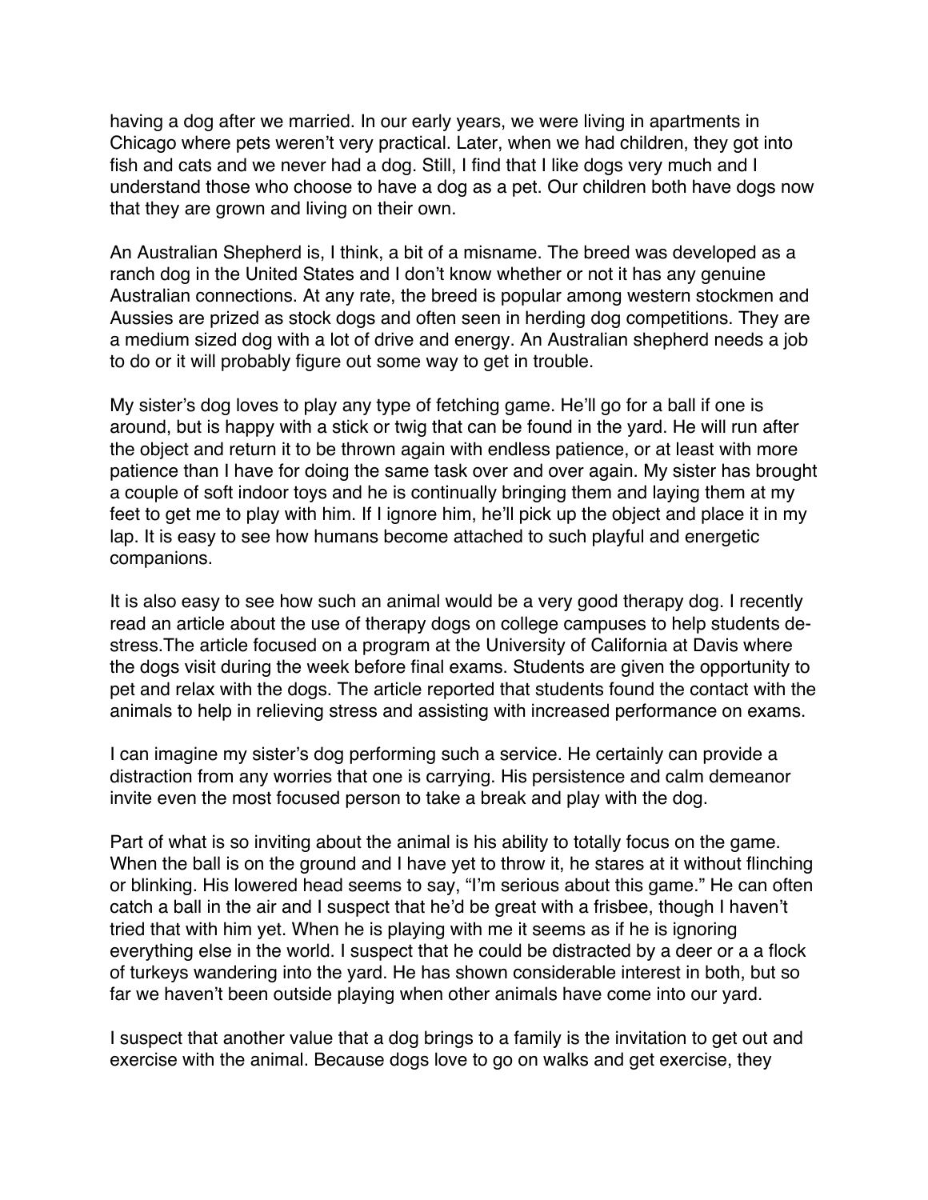having a dog after we married. In our early years, we were living in apartments in Chicago where pets weren't very practical. Later, when we had children, they got into fish and cats and we never had a dog. Still, I find that I like dogs very much and I understand those who choose to have a dog as a pet. Our children both have dogs now that they are grown and living on their own.

An Australian Shepherd is, I think, a bit of a misname. The breed was developed as a ranch dog in the United States and I don't know whether or not it has any genuine Australian connections. At any rate, the breed is popular among western stockmen and Aussies are prized as stock dogs and often seen in herding dog competitions. They are a medium sized dog with a lot of drive and energy. An Australian shepherd needs a job to do or it will probably figure out some way to get in trouble.

My sister's dog loves to play any type of fetching game. He'll go for a ball if one is around, but is happy with a stick or twig that can be found in the yard. He will run after the object and return it to be thrown again with endless patience, or at least with more patience than I have for doing the same task over and over again. My sister has brought a couple of soft indoor toys and he is continually bringing them and laying them at my feet to get me to play with him. If I ignore him, he'll pick up the object and place it in my lap. It is easy to see how humans become attached to such playful and energetic companions.

It is also easy to see how such an animal would be a very good therapy dog. I recently read an article about the use of therapy dogs on college campuses to help students de-stress.The article focused on a program at the University of California at Davis where the dogs visit during the week before final exams. Students are given the opportunity to pet and relax with the dogs. The article reported that students found the contact with the animals to help in relieving stress and assisting with increased performance on exams.

I can imagine my sister's dog performing such a service. He certainly can provide a distraction from any worries that one is carrying. His persistence and calm demeanor invite even the most focused person to take a break and play with the dog.

Part of what is so inviting about the animal is his ability to totally focus on the game. When the ball is on the ground and I have yet to throw it, he stares at it without flinching or blinking. His lowered head seems to say, "I'm serious about this game." He can often catch a ball in the air and I suspect that he'd be great with a frisbee, though I haven't tried that with him yet. When he is playing with me it seems as if he is ignoring everything else in the world. I suspect that he could be distracted by a deer or a a flock of turkeys wandering into the yard. He has shown considerable interest in both, but so far we haven't been outside playing when other animals have come into our yard.

I suspect that another value that a dog brings to a family is the invitation to get out and exercise with the animal. Because dogs love to go on walks and get exercise, they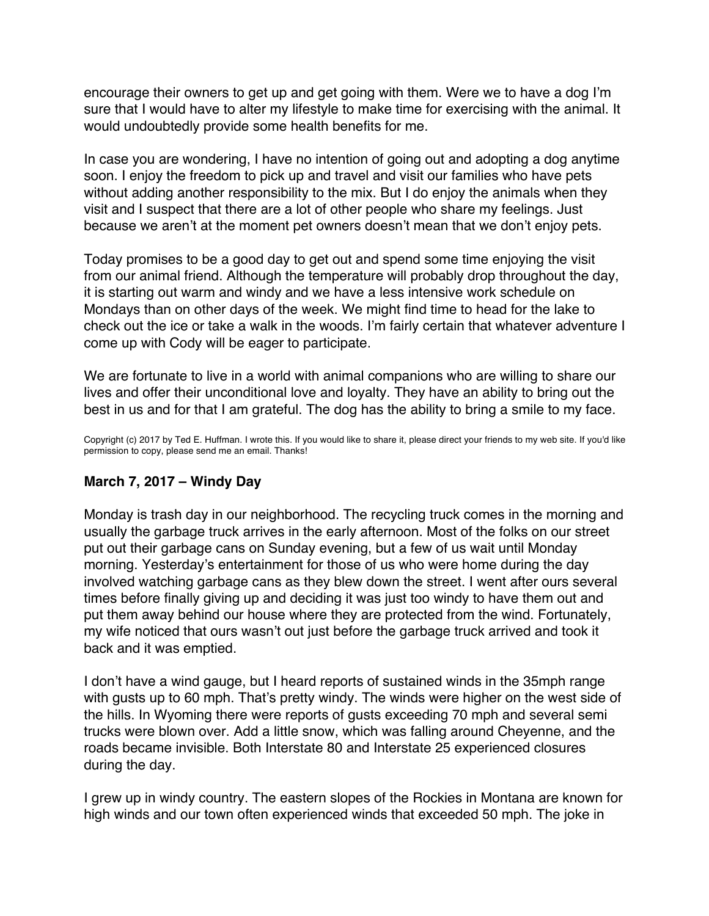encourage their owners to get up and get going with them. Were we to have a dog I'm sure that I would have to alter my lifestyle to make time for exercising with the animal. It would undoubtedly provide some health benefits for me.

In case you are wondering, I have no intention of going out and adopting a dog anytime soon. I enjoy the freedom to pick up and travel and visit our families who have pets without adding another responsibility to the mix. But I do enjoy the animals when they visit and I suspect that there are a lot of other people who share my feelings. Just because we aren't at the moment pet owners doesn't mean that we don't enjoy pets.

Today promises to be a good day to get out and spend some time enjoying the visit from our animal friend. Although the temperature will probably drop throughout the day, it is starting out warm and windy and we have a less intensive work schedule on Mondays than on other days of the week. We might find time to head for the lake to check out the ice or take a walk in the woods. I'm fairly certain that whatever adventure I come up with Cody will be eager to participate.

We are fortunate to live in a world with animal companions who are willing to share our lives and offer their unconditional love and loyalty. They have an ability to bring out the best in us and for that I am grateful. The dog has the ability to bring a smile to my face.

Copyright (c) 2017 by Ted E. Huffman. I wrote this. If you would like to share it, please direct your friends to my web site. If you'd like permission to copy, please send me an email. Thanks!

### March 7, 2017 – Windy Day

Monday is trash day in our neighborhood. The recycling truck comes in the morning and usually the garbage truck arrives in the early afternoon. Most of the folks on our street put out their garbage cans on Sunday evening, but a few of us wait until Monday morning. Yesterday's entertainment for those of us who were home during the day involved watching garbage cans as they blew down the street. I went after ours several times before finally giving up and deciding it was just too windy to have them out and put them away behind our house where they are protected from the wind. Fortunately, my wife noticed that ours wasn't out just before the garbage truck arrived and took it back and it was emptied.

I don't have a wind gauge, but I heard reports of sustained winds in the 35mph range with gusts up to 60 mph. That's pretty windy. The winds were higher on the west side of the hills. In Wyoming there were reports of gusts exceeding 70 mph and several semi trucks were blown over. Add a little snow, which was falling around Cheyenne, and the roads became invisible. Both Interstate 80 and Interstate 25 experienced closures during the day.

I grew up in windy country. The eastern slopes of the Rockies in Montana are known for high winds and our town often experienced winds that exceeded 50 mph. The joke in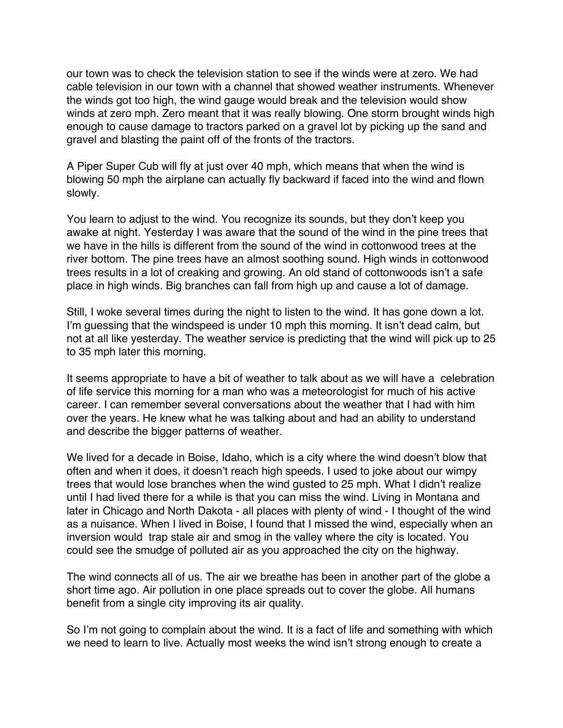our town was to check the television station to see if the winds were at zero. We had cable television in our town with a channel that showed weather instruments. Whenever the winds got too high, the wind gauge would break and the television would show winds at zero mph. Zero meant that it was really blowing. One storm brought winds high enough to cause damage to tractors parked on a gravel lot by picking up the sand and gravel and blasting the paint off of the fronts of the tractors.

A Piper Super Cub will fly at just over 40 mph, which means that when the wind is blowing 50 mph the airplane can actually fly backward if faced into the wind and flown slowly.

You learn to adjust to the wind. You recognize its sounds, but they don't keep you awake at night. Yesterday I was aware that the sound of the wind in the pine trees that we have in the hills is different from the sound of the wind in cottonwood trees at the river bottom. The pine trees have an almost soothing sound. High winds in cottonwood trees results in a lot of creaking and growing. An old stand of cottonwoods isn't a safe place in high winds. Big branches can fall from high up and cause a lot of damage.

Still, I woke several times during the night to listen to the wind. It has gone down a lot. I'm guessing that the windspeed is under 10 mph this morning. It isn't dead calm, but not at all like yesterday. The weather service is predicting that the wind will pick up to 25 to 35 mph later this morning.

It seems appropriate to have a bit of weather to talk about as we will have a celebration of life service this morning for a man who was a meteorologist for much of his active career. I can remember several conversations about the weather that I had with him over the years. He knew what he was talking about and had an ability to understand and describe the bigger patterns of weather.

We lived for a decade in Boise, Idaho, which is a city where the wind doesn't blow that often and when it does, it doesn't reach high speeds. I used to joke about our wimpy trees that would lose branches when the wind gusted to 25 mph. What I didn't realize until I had lived there for a while is that you can miss the wind. Living in Montana and later in Chicago and North Dakota - all places with plenty of wind - I thought of the wind as a nuisance. When I lived in Boise, I found that I missed the wind, especially when an inversion would trap stale air and smog in the valley where the city is located. You could see the smudge of polluted air as you approached the city on the highway.

The wind connects all of us. The air we breathe has been in another part of the globe a short time ago. Air pollution in one place spreads out to cover the globe. All humans benefit from a single city improving its air quality.

So I'm not going to complain about the wind. It is a fact of life and something with which we need to learn to live. Actually most weeks the wind isn't strong enough to create a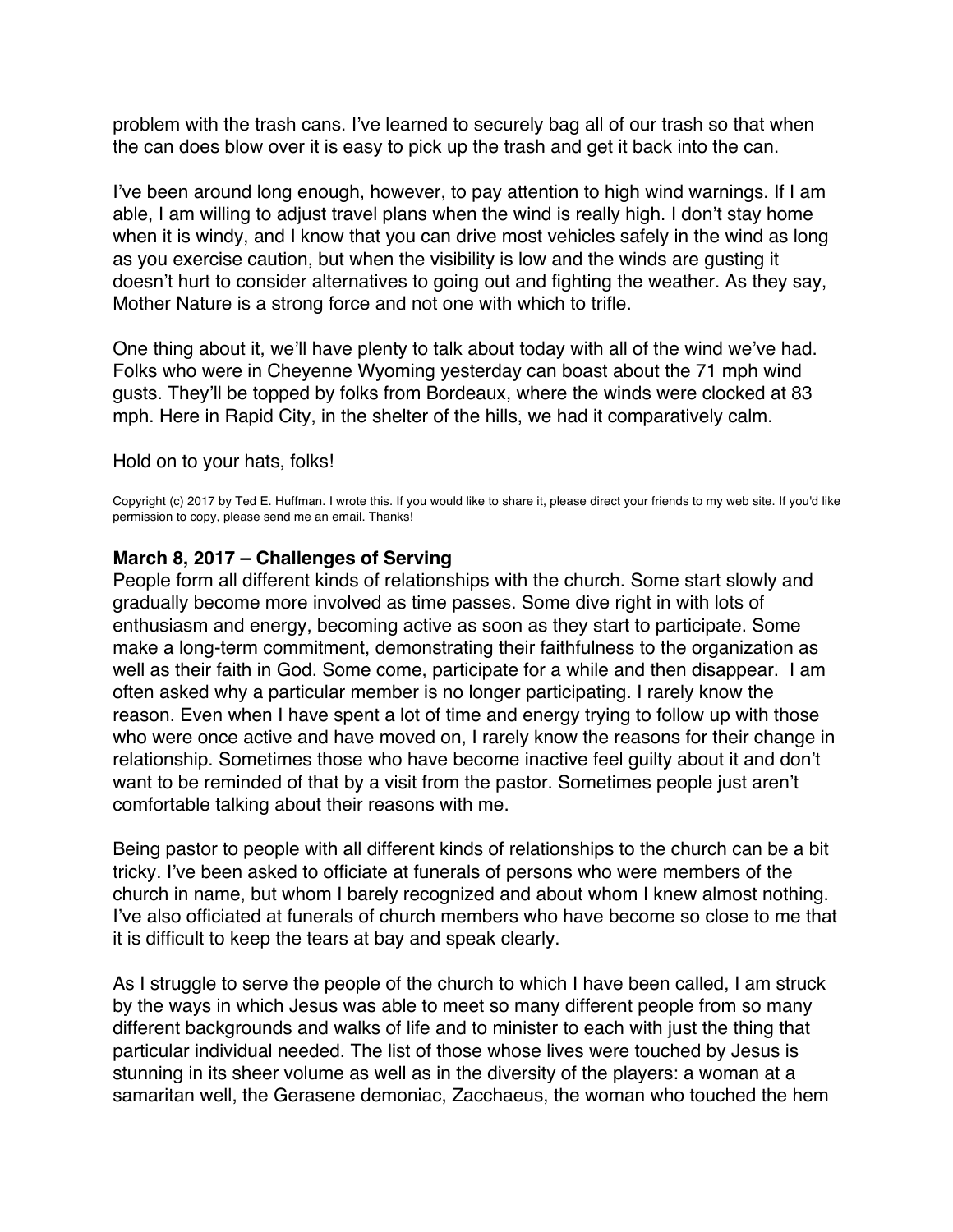problem with the trash cans. I've learned to securely bag all of our trash so that when the can does blow over it is easy to pick up the trash and get it back into the can.

I've been around long enough, however, to pay attention to high wind warnings. If I am able, I am willing to adjust travel plans when the wind is really high. I don't stay home when it is windy, and I know that you can drive most vehicles safely in the wind as long as you exercise caution, but when the visibility is low and the winds are gusting it doesn't hurt to consider alternatives to going out and fighting the weather. As they say, Mother Nature is a strong force and not one with which to trifle.

One thing about it, we'll have plenty to talk about today with all of the wind we've had. Folks who were in Cheyenne Wyoming yesterday can boast about the 71 mph wind gusts. They'll be topped by folks from Bordeaux, where the winds were clocked at 83 mph. Here in Rapid City, in the shelter of the hills, we had it comparatively calm.

Hold on to your hats, folks!

Copyright (c) 2017 by Ted E. Huffman. I wrote this. If you would like to share it, please direct your friends to my web site. If you'd like permission to copy, please send me an email. Thanks!

### March 8, 2017 – Challenges of Serving

People form all different kinds of relationships with the church. Some start slowly and gradually become more involved as time passes. Some dive right in with lots of enthusiasm and energy, becoming active as soon as they start to participate. Some make a long-term commitment, demonstrating their faithfulness to the organization as well as their faith in God. Some come, participate for a while and then disappear. I am often asked why a particular member is no longer participating. I rarely know the reason. Even when I have spent a lot of time and energy trying to follow up with those who were once active and have moved on, I rarely know the reasons for their change in relationship. Sometimes those who have become inactive feel guilty about it and don't want to be reminded of that by a visit from the pastor. Sometimes people just aren't comfortable talking about their reasons with me.

Being pastor to people with all different kinds of relationships to the church can be a bit tricky. I've been asked to officiate at funerals of persons who were members of the church in name, but whom I barely recognized and about whom I knew almost nothing. I've also officiated at funerals of church members who have become so close to me that it is difficult to keep the tears at bay and speak clearly.

As I struggle to serve the people of the church to which I have been called, I am struck by the ways in which Jesus was able to meet so many different people from so many different backgrounds and walks of life and to minister to each with just the thing that particular individual needed. The list of those whose lives were touched by Jesus is stunning in its sheer volume as well as in the diversity of the players: a woman at a samaritan well, the Gerasene demoniac, Zacchaeus, the woman who touched the hem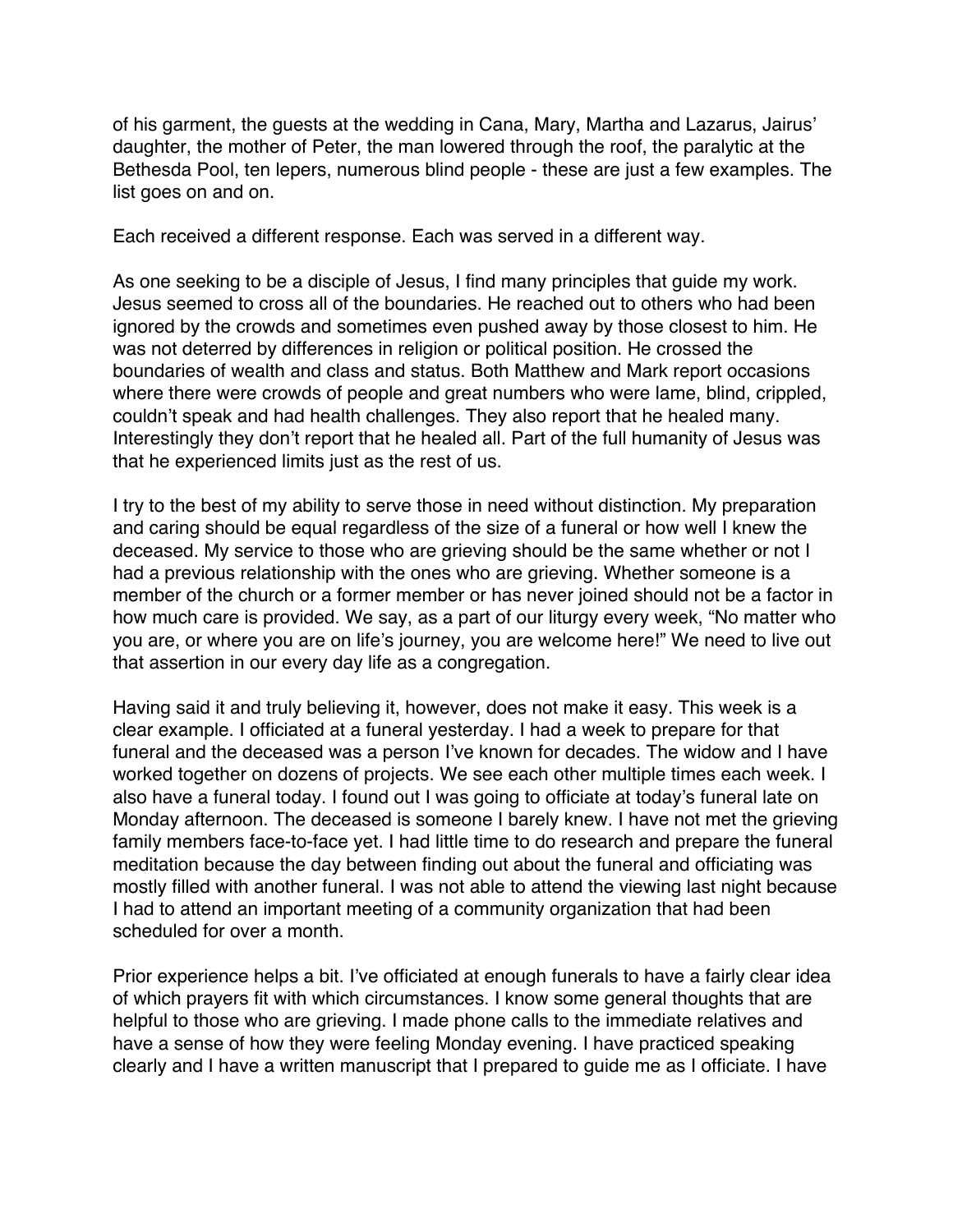of his garment, the guests at the wedding in Cana, Mary, Martha and Lazarus, Jairus' daughter, the mother of Peter, the man lowered through the roof, the paralytic at the Bethesda Pool, ten lepers, numerous blind people - these are just a few examples. The list goes on and on.

Each received a different response. Each was served in a different way.

As one seeking to be a disciple of Jesus, I find many principles that guide my work. Jesus seemed to cross all of the boundaries. He reached out to others who had been ignored by the crowds and sometimes even pushed away by those closest to him. He was not deterred by differences in religion or political position. He crossed the boundaries of wealth and class and status. Both Matthew and Mark report occasions where there were crowds of people and great numbers who were lame, blind, crippled, couldn't speak and had health challenges. They also report that he healed many. Interestingly they don't report that he healed all. Part of the full humanity of Jesus was that he experienced limits just as the rest of us.

I try to the best of my ability to serve those in need without distinction. My preparation and caring should be equal regardless of the size of a funeral or how well I knew the deceased. My service to those who are grieving should be the same whether or not I had a previous relationship with the ones who are grieving. Whether someone is a member of the church or a former member or has never joined should not be a factor in how much care is provided. We say, as a part of our liturgy every week, "No matter who you are, or where you are on life's journey, you are welcome here!" We need to live out that assertion in our every day life as a congregation.

Having said it and truly believing it, however, does not make it easy. This week is a clear example. I officiated at a funeral yesterday. I had a week to prepare for that funeral and the deceased was a person I've known for decades. The widow and I have worked together on dozens of projects. We see each other multiple times each week. I also have a funeral today. I found out I was going to officiate at today's funeral late on Monday afternoon. The deceased is someone I barely knew. I have not met the grieving family members face-to-face yet. I had little time to do research and prepare the funeral meditation because the day between finding out about the funeral and officiating was mostly filled with another funeral. I was not able to attend the viewing last night because I had to attend an important meeting of a community organization that had been scheduled for over a month.

Prior experience helps a bit. I've officiated at enough funerals to have a fairly clear idea of which prayers fit with which circumstances. I know some general thoughts that are helpful to those who are grieving. I made phone calls to the immediate relatives and have a sense of how they were feeling Monday evening. I have practiced speaking clearly and I have a written manuscript that I prepared to guide me as I officiate. I have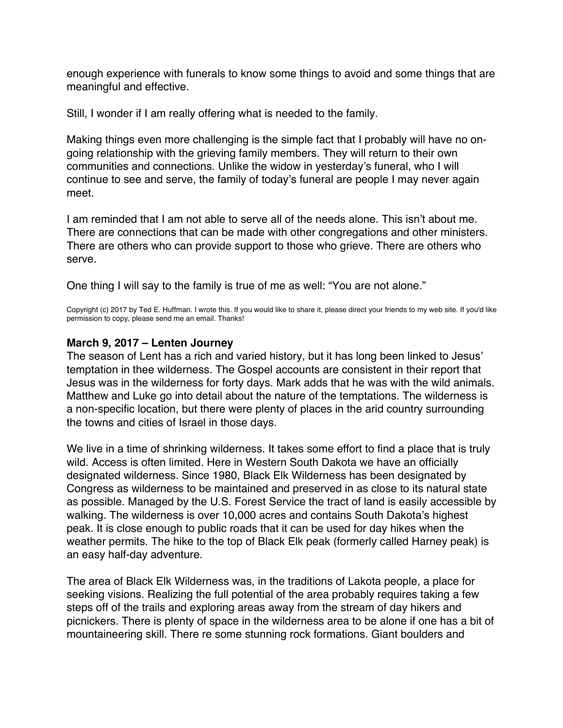enough experience with funerals to know some things to avoid and some things that are meaningful and effective.

Still, I wonder if I am really offering what is needed to the family.

Making things even more challenging is the simple fact that I probably will have no on-going relationship with the grieving family members. They will return to their own communities and connections. Unlike the widow in yesterday's funeral, who I will continue to see and serve, the family of today's funeral are people I may never again meet.

I am reminded that I am not able to serve all of the needs alone. This isn't about me. There are connections that can be made with other congregations and other ministers. There are others who can provide support to those who grieve. There are others who serve.

One thing I will say to the family is true of me as well: "You are not alone."

Copyright (c) 2017 by Ted E. Huffman. I wrote this. If you would like to share it, please direct your friends to my web site. If you'd like permission to copy, please send me an email. Thanks!

**March 9, 2017 – Lenten Journey**

The season of Lent has a rich and varied history, but it has long been linked to Jesus' temptation in thee wilderness. The Gospel accounts are consistent in their report that Jesus was in the wilderness for forty days. Mark adds that he was with the wild animals. Matthew and Luke go into detail about the nature of the temptations. The wilderness is a non-specific location, but there were plenty of places in the arid country surrounding the towns and cities of Israel in those days.

We live in a time of shrinking wilderness. It takes some effort to find a place that is truly wild. Access is often limited. Here in Western South Dakota we have an officially designated wilderness. Since 1980, Black Elk Wilderness has been designated by Congress as wilderness to be maintained and preserved in as close to its natural state as possible. Managed by the U.S. Forest Service the tract of land is easily accessible by walking. The wilderness is over 10,000 acres and contains South Dakota's highest peak. It is close enough to public roads that it can be used for day hikes when the weather permits. The hike to the top of Black Elk peak (formerly called Harney peak) is an easy half-day adventure.

The area of Black Elk Wilderness was, in the traditions of Lakota people, a place for seeking visions. Realizing the full potential of the area probably requires taking a few steps off of the trails and exploring areas away from the stream of day hikers and picnickers. There is plenty of space in the wilderness area to be alone if one has a bit of mountaineering skill. There re some stunning rock formations. Giant boulders and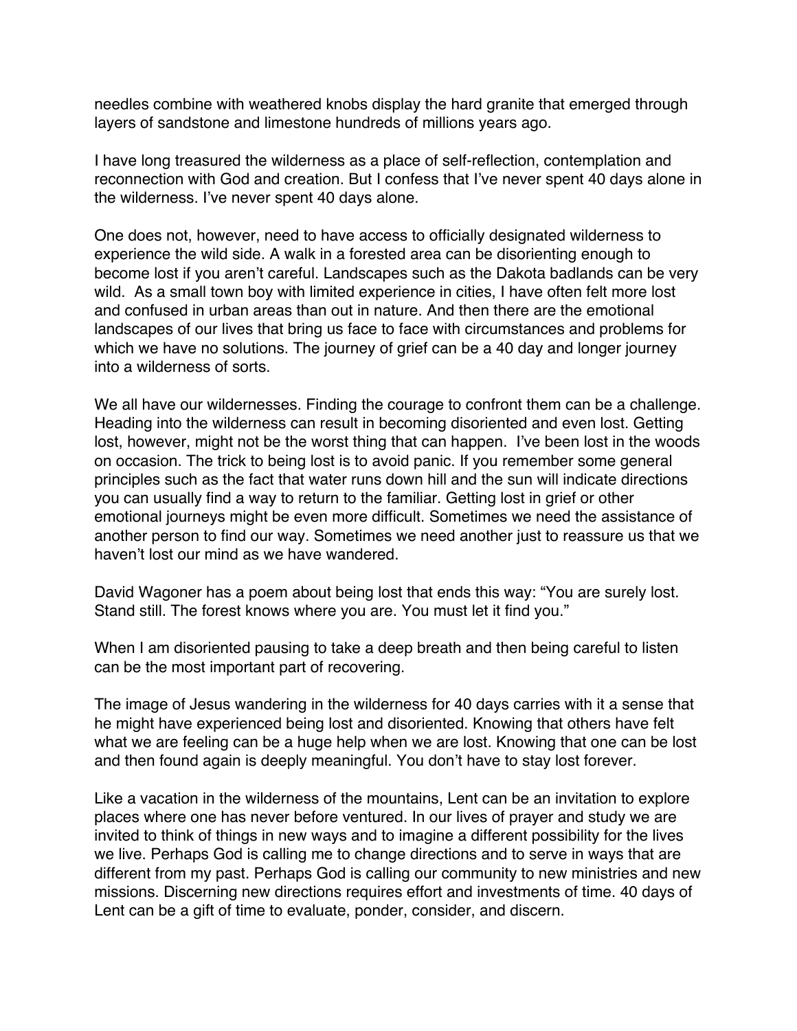needles combine with weathered knobs display the hard granite that emerged through layers of sandstone and limestone hundreds of millions years ago.

I have long treasured the wilderness as a place of self-reflection, contemplation and reconnection with God and creation. But I confess that I've never spent 40 days alone in the wilderness. I've never spent 40 days alone.

One does not, however, need to have access to officially designated wilderness to experience the wild side. A walk in a forested area can be disorienting enough to become lost if you aren't careful. Landscapes such as the Dakota badlands can be very wild. As a small town boy with limited experience in cities, I have often felt more lost and confused in urban areas than out in nature. And then there are the emotional landscapes of our lives that bring us face to face with circumstances and problems for which we have no solutions. The journey of grief can be a 40 day and longer journey into a wilderness of sorts.

We all have our wildernesses. Finding the courage to confront them can be a challenge. Heading into the wilderness can result in becoming disoriented and even lost. Getting lost, however, might not be the worst thing that can happen. I've been lost in the woods on occasion. The trick to being lost is to avoid panic. If you remember some general principles such as the fact that water runs down hill and the sun will indicate directions you can usually find a way to return to the familiar. Getting lost in grief or other emotional journeys might be even more difficult. Sometimes we need the assistance of another person to find our way. Sometimes we need another just to reassure us that we haven't lost our mind as we have wandered.

David Wagoner has a poem about being lost that ends this way: "You are surely lost. Stand still. The forest knows where you are. You must let it find you."

When I am disoriented pausing to take a deep breath and then being careful to listen can be the most important part of recovering.

The image of Jesus wandering in the wilderness for 40 days carries with it a sense that he might have experienced being lost and disoriented. Knowing that others have felt what we are feeling can be a huge help when we are lost. Knowing that one can be lost and then found again is deeply meaningful. You don't have to stay lost forever.

Like a vacation in the wilderness of the mountains, Lent can be an invitation to explore places where one has never before ventured. In our lives of prayer and study we are invited to think of things in new ways and to imagine a different possibility for the lives we live. Perhaps God is calling me to change directions and to serve in ways that are different from my past. Perhaps God is calling our community to new ministries and new missions. Discerning new directions requires effort and investments of time. 40 days of Lent can be a gift of time to evaluate, ponder, consider, and discern.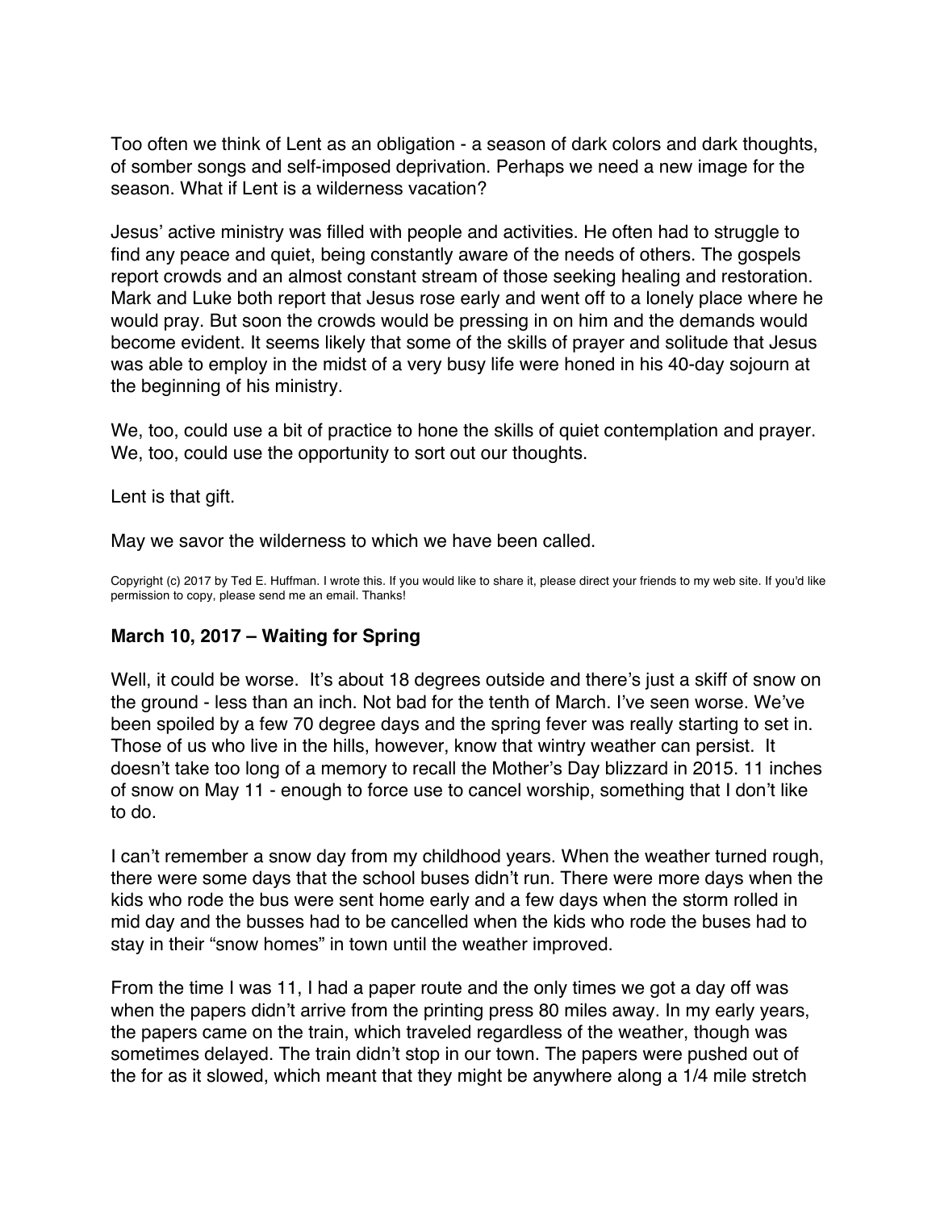Too often we think of Lent as an obligation - a season of dark colors and dark thoughts, of somber songs and self-imposed deprivation. Perhaps we need a new image for the season. What if Lent is a wilderness vacation?

Jesus' active ministry was filled with people and activities. He often had to struggle to find any peace and quiet, being constantly aware of the needs of others. The gospels report crowds and an almost constant stream of those seeking healing and restoration. Mark and Luke both report that Jesus rose early and went off to a lonely place where he would pray. But soon the crowds would be pressing in on him and the demands would become evident. It seems likely that some of the skills of prayer and solitude that Jesus was able to employ in the midst of a very busy life were honed in his 40-day sojourn at the beginning of his ministry.

We, too, could use a bit of practice to hone the skills of quiet contemplation and prayer. We, too, could use the opportunity to sort out our thoughts.

Lent is that gift.

May we savor the wilderness to which we have been called.

Copyright (c) 2017 by Ted E. Huffman. I wrote this. If you would like to share it, please direct your friends to my web site. If you'd like permission to copy, please send me an email. Thanks!

### March 10, 2017 – Waiting for Spring

Well, it could be worse. It's about 18 degrees outside and there's just a skiff of snow on the ground - less than an inch. Not bad for the tenth of March. I've seen worse. We've been spoiled by a few 70 degree days and the spring fever was really starting to set in. Those of us who live in the hills, however, know that wintry weather can persist. It doesn't take too long of a memory to recall the Mother's Day blizzard in 2015. 11 inches of snow on May 11 - enough to force use to cancel worship, something that I don't like to do.

I can't remember a snow day from my childhood years. When the weather turned rough, there were some days that the school buses didn't run. There were more days when the kids who rode the bus were sent home early and a few days when the storm rolled in mid day and the busses had to be cancelled when the kids who rode the buses had to stay in their "snow homes" in town until the weather improved.

From the time I was 11, I had a paper route and the only times we got a day off was when the papers didn't arrive from the printing press 80 miles away. In my early years, the papers came on the train, which traveled regardless of the weather, though was sometimes delayed. The train didn't stop in our town. The papers were pushed out of the for as it slowed, which meant that they might be anywhere along a 1/4 mile stretch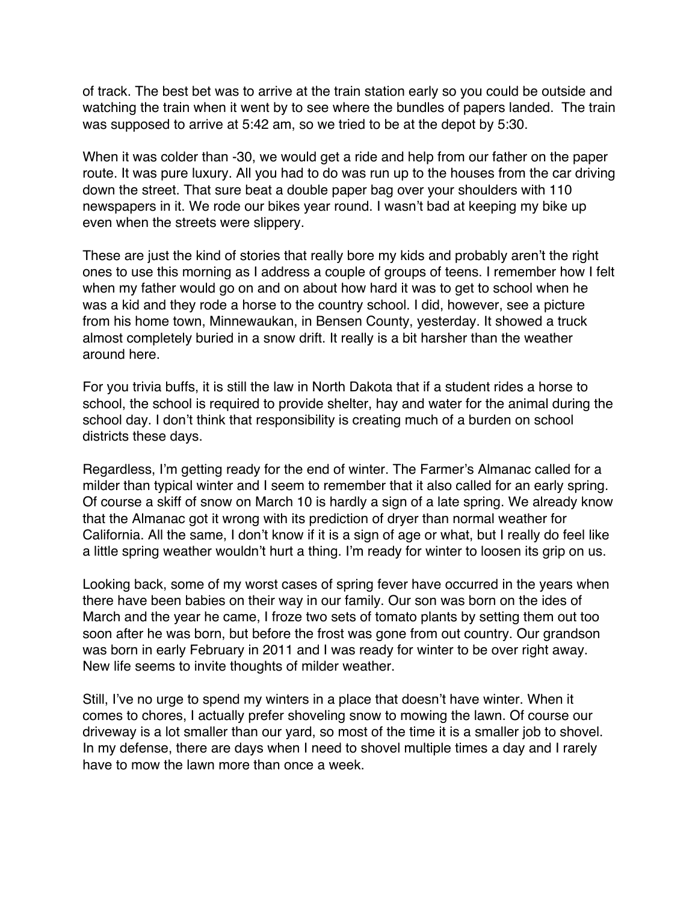of track. The best bet was to arrive at the train station early so you could be outside and watching the train when it went by to see where the bundles of papers landed. The train was supposed to arrive at 5:42 am, so we tried to be at the depot by 5:30.

When it was colder than -30, we would get a ride and help from our father on the paper route. It was pure luxury. All you had to do was run up to the houses from the car driving down the street. That sure beat a double paper bag over your shoulders with 110 newspapers in it. We rode our bikes year round. I wasn't bad at keeping my bike up even when the streets were slippery.

These are just the kind of stories that really bore my kids and probably aren't the right ones to use this morning as I address a couple of groups of teens. I remember how I felt when my father would go on and on about how hard it was to get to school when he was a kid and they rode a horse to the country school. I did, however, see a picture from his home town, Minnewaukan, in Bensen County, yesterday. It showed a truck almost completely buried in a snow drift. It really is a bit harsher than the weather around here.

For you trivia buffs, it is still the law in North Dakota that if a student rides a horse to school, the school is required to provide shelter, hay and water for the animal during the school day. I don't think that responsibility is creating much of a burden on school districts these days.

Regardless, I'm getting ready for the end of winter. The Farmer's Almanac called for a milder than typical winter and I seem to remember that it also called for an early spring. Of course a skiff of snow on March 10 is hardly a sign of a late spring. We already know that the Almanac got it wrong with its prediction of dryer than normal weather for California. All the same, I don't know if it is a sign of age or what, but I really do feel like a little spring weather wouldn't hurt a thing. I'm ready for winter to loosen its grip on us.

Looking back, some of my worst cases of spring fever have occurred in the years when there have been babies on their way in our family. Our son was born on the ides of March and the year he came, I froze two sets of tomato plants by setting them out too soon after he was born, but before the frost was gone from out country. Our grandson was born in early February in 2011 and I was ready for winter to be over right away. New life seems to invite thoughts of milder weather.

Still, I've no urge to spend my winters in a place that doesn't have winter. When it comes to chores, I actually prefer shoveling snow to mowing the lawn. Of course our driveway is a lot smaller than our yard, so most of the time it is a smaller job to shovel. In my defense, there are days when I need to shovel multiple times a day and I rarely have to mow the lawn more than once a week.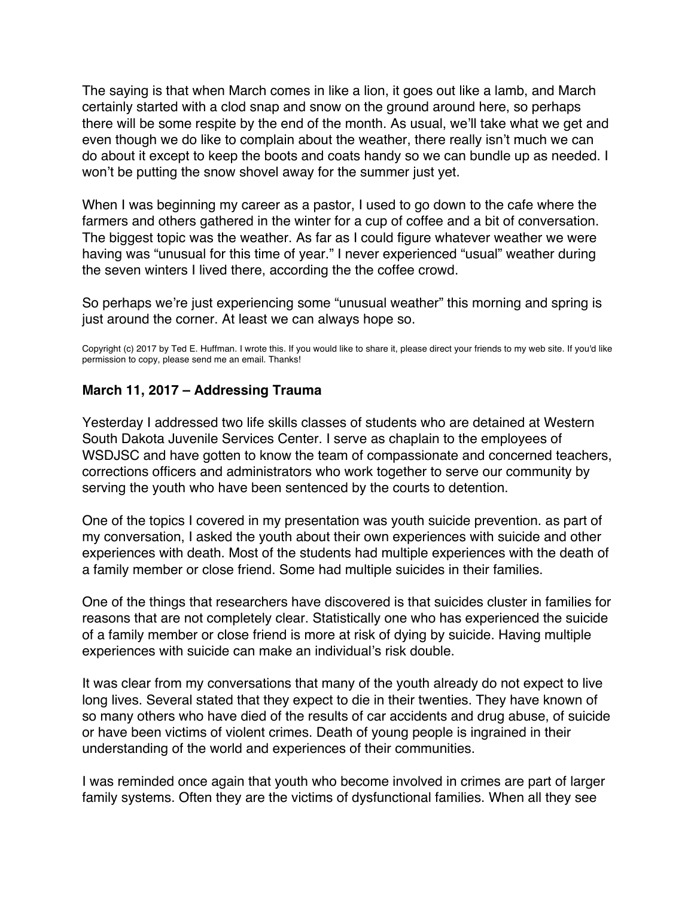The saying is that when March comes in like a lion, it goes out like a lamb, and March certainly started with a clod snap and snow on the ground around here, so perhaps there will be some respite by the end of the month. As usual, we'll take what we get and even though we do like to complain about the weather, there really isn't much we can do about it except to keep the boots and coats handy so we can bundle up as needed. I won't be putting the snow shovel away for the summer just yet.

When I was beginning my career as a pastor, I used to go down to the cafe where the farmers and others gathered in the winter for a cup of coffee and a bit of conversation. The biggest topic was the weather. As far as I could figure whatever weather we were having was "unusual for this time of year." I never experienced "usual" weather during the seven winters I lived there, according the the coffee crowd.

So perhaps we're just experiencing some "unusual weather" this morning and spring is just around the corner. At least we can always hope so.

Copyright (c) 2017 by Ted E. Huffman. I wrote this. If you would like to share it, please direct your friends to my web site. If you'd like permission to copy, please send me an email. Thanks!

**March 11, 2017 – Addressing Trauma**

Yesterday I addressed two life skills classes of students who are detained at Western South Dakota Juvenile Services Center. I serve as chaplain to the employees of WSDJSC and have gotten to know the team of compassionate and concerned teachers, corrections officers and administrators who work together to serve our community by serving the youth who have been sentenced by the courts to detention.

One of the topics I covered in my presentation was youth suicide prevention. as part of my conversation, I asked the youth about their own experiences with suicide and other experiences with death. Most of the students had multiple experiences with the death of a family member or close friend. Some had multiple suicides in their families.

One of the things that researchers have discovered is that suicides cluster in families for reasons that are not completely clear. Statistically one who has experienced the suicide of a family member or close friend is more at risk of dying by suicide. Having multiple experiences with suicide can make an individual's risk double.

It was clear from my conversations that many of the youth already do not expect to live long lives. Several stated that they expect to die in their twenties. They have known of so many others who have died of the results of car accidents and drug abuse, of suicide or have been victims of violent crimes. Death of young people is ingrained in their understanding of the world and experiences of their communities.

I was reminded once again that youth who become involved in crimes are part of larger family systems. Often they are the victims of dysfunctional families. When all they see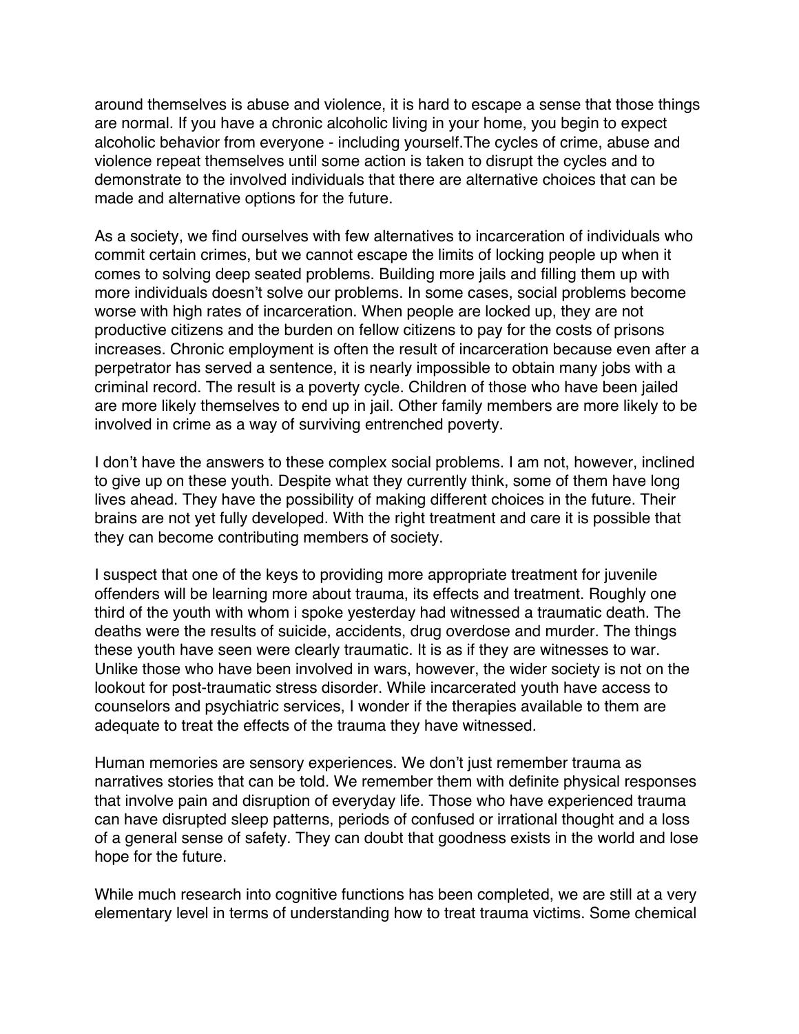around themselves is abuse and violence, it is hard to escape a sense that those things are normal. If you have a chronic alcoholic living in your home, you begin to expect alcoholic behavior from everyone - including yourself.The cycles of crime, abuse and violence repeat themselves until some action is taken to disrupt the cycles and to demonstrate to the involved individuals that there are alternative choices that can be made and alternative options for the future.

As a society, we find ourselves with few alternatives to incarceration of individuals who commit certain crimes, but we cannot escape the limits of locking people up when it comes to solving deep seated problems. Building more jails and filling them up with more individuals doesn't solve our problems. In some cases, social problems become worse with high rates of incarceration. When people are locked up, they are not productive citizens and the burden on fellow citizens to pay for the costs of prisons increases. Chronic employment is often the result of incarceration because even after a perpetrator has served a sentence, it is nearly impossible to obtain many jobs with a criminal record. The result is a poverty cycle. Children of those who have been jailed are more likely themselves to end up in jail. Other family members are more likely to be involved in crime as a way of surviving entrenched poverty.

I don't have the answers to these complex social problems. I am not, however, inclined to give up on these youth. Despite what they currently think, some of them have long lives ahead. They have the possibility of making different choices in the future. Their brains are not yet fully developed. With the right treatment and care it is possible that they can become contributing members of society.

I suspect that one of the keys to providing more appropriate treatment for juvenile offenders will be learning more about trauma, its effects and treatment. Roughly one third of the youth with whom i spoke yesterday had witnessed a traumatic death. The deaths were the results of suicide, accidents, drug overdose and murder. The things these youth have seen were clearly traumatic. It is as if they are witnesses to war. Unlike those who have been involved in wars, however, the wider society is not on the lookout for post-traumatic stress disorder. While incarcerated youth have access to counselors and psychiatric services, I wonder if the therapies available to them are adequate to treat the effects of the trauma they have witnessed.

Human memories are sensory experiences. We don't just remember trauma as narratives stories that can be told. We remember them with definite physical responses that involve pain and disruption of everyday life. Those who have experienced trauma can have disrupted sleep patterns, periods of confused or irrational thought and a loss of a general sense of safety. They can doubt that goodness exists in the world and lose hope for the future.

While much research into cognitive functions has been completed, we are still at a very elementary level in terms of understanding how to treat trauma victims. Some chemical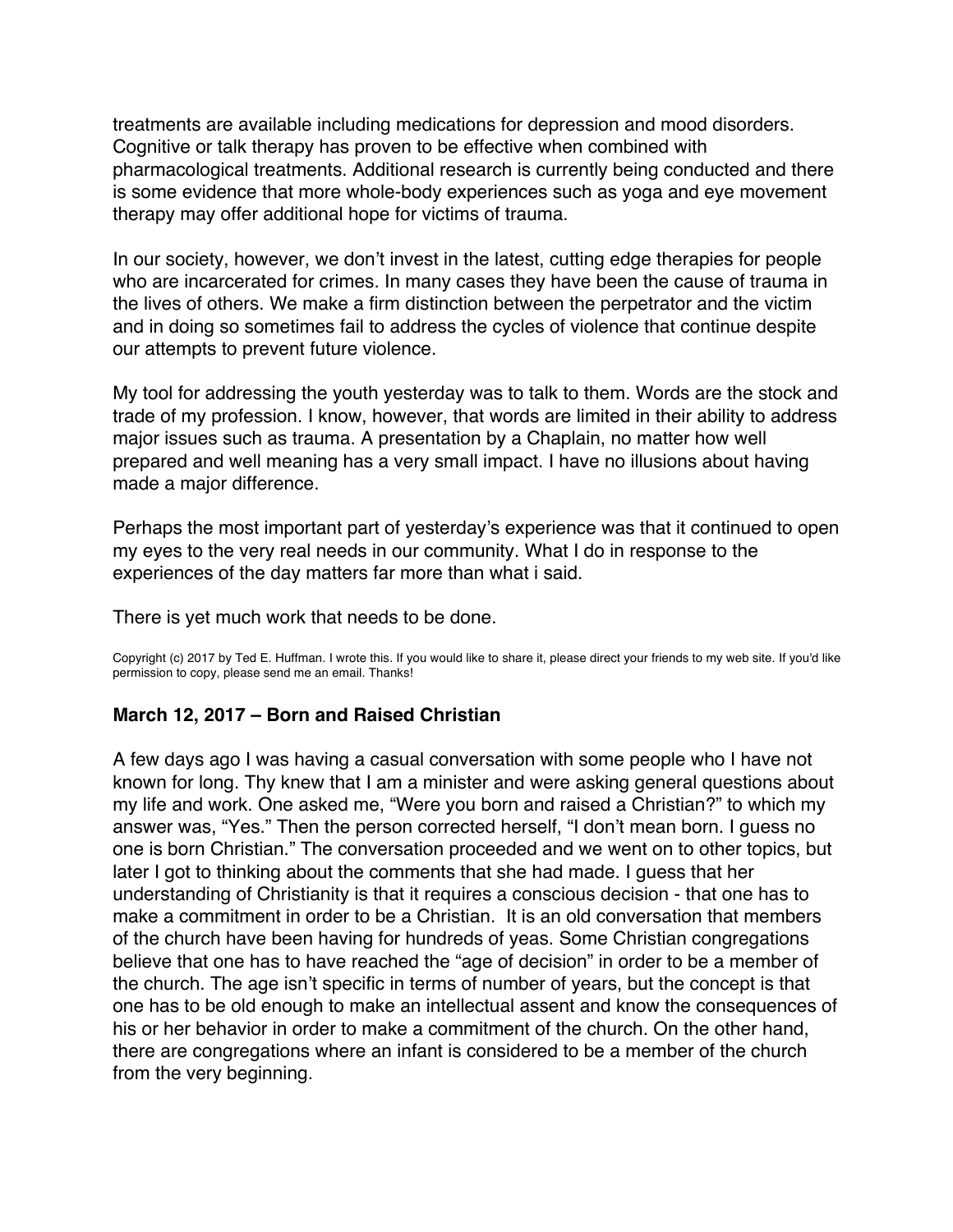treatments are available including medications for depression and mood disorders. Cognitive or talk therapy has proven to be effective when combined with pharmacological treatments. Additional research is currently being conducted and there is some evidence that more whole-body experiences such as yoga and eye movement therapy may offer additional hope for victims of trauma.

In our society, however, we don't invest in the latest, cutting edge therapies for people who are incarcerated for crimes. In many cases they have been the cause of trauma in the lives of others. We make a firm distinction between the perpetrator and the victim and in doing so sometimes fail to address the cycles of violence that continue despite our attempts to prevent future violence.

My tool for addressing the youth yesterday was to talk to them. Words are the stock and trade of my profession. I know, however, that words are limited in their ability to address major issues such as trauma. A presentation by a Chaplain, no matter how well prepared and well meaning has a very small impact. I have no illusions about having made a major difference.

Perhaps the most important part of yesterday's experience was that it continued to open my eyes to the very real needs in our community. What I do in response to the experiences of the day matters far more than what i said.

There is yet much work that needs to be done.

Copyright (c) 2017 by Ted E. Huffman. I wrote this. If you would like to share it, please direct your friends to my web site. If you'd like permission to copy, please send me an email. Thanks!

### March 12, 2017 – Born and Raised Christian

A few days ago I was having a casual conversation with some people who I have not known for long. Thy knew that I am a minister and were asking general questions about my life and work. One asked me, "Were you born and raised a Christian?" to which my answer was, "Yes." Then the person corrected herself, "I don't mean born. I guess no one is born Christian." The conversation proceeded and we went on to other topics, but later I got to thinking about the comments that she had made. I guess that her understanding of Christianity is that it requires a conscious decision - that one has to make a commitment in order to be a Christian. It is an old conversation that members of the church have been having for hundreds of yeas. Some Christian congregations believe that one has to have reached the "age of decision" in order to be a member of the church. The age isn't specific in terms of number of years, but the concept is that one has to be old enough to make an intellectual assent and know the consequences of his or her behavior in order to make a commitment of the church. On the other hand, there are congregations where an infant is considered to be a member of the church from the very beginning.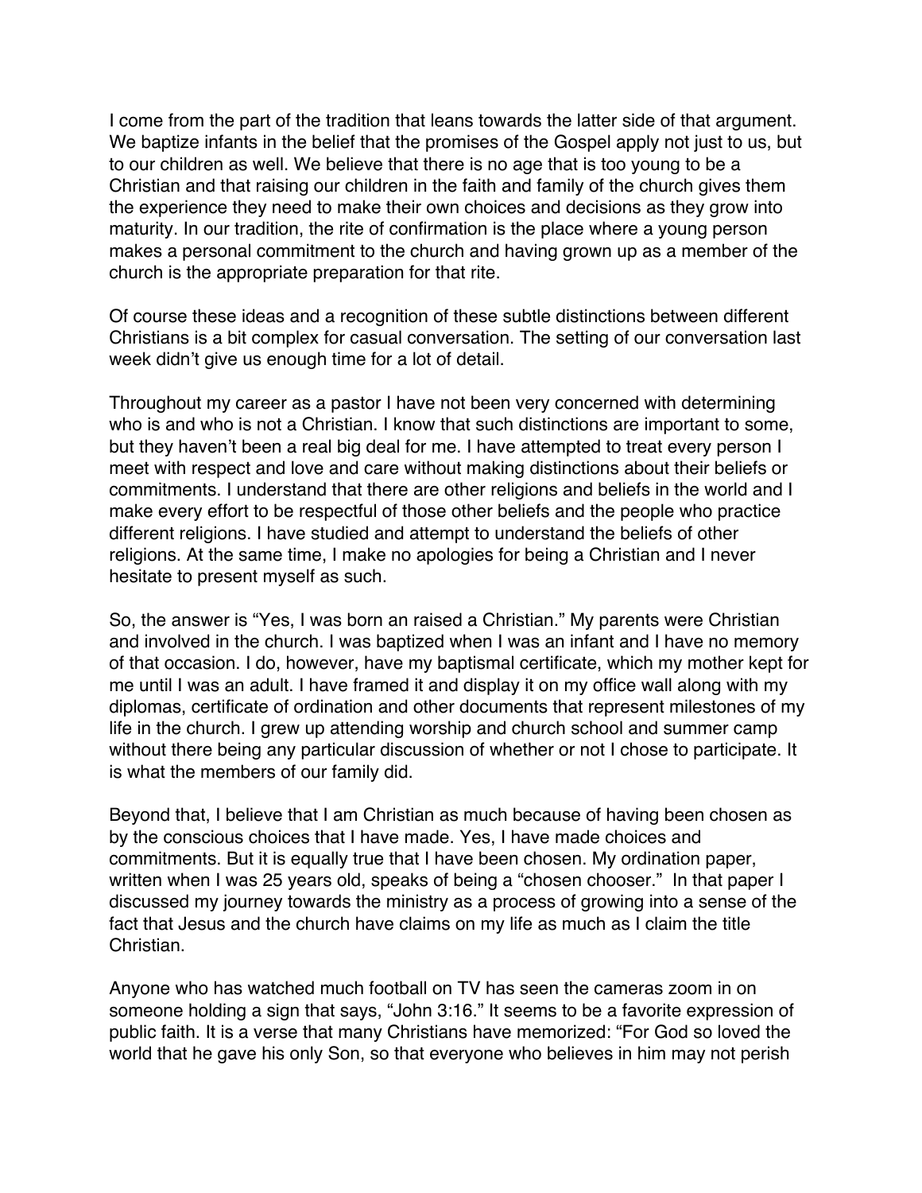I come from the part of the tradition that leans towards the latter side of that argument. We baptize infants in the belief that the promises of the Gospel apply not just to us, but to our children as well. We believe that there is no age that is too young to be a Christian and that raising our children in the faith and family of the church gives them the experience they need to make their own choices and decisions as they grow into maturity. In our tradition, the rite of confirmation is the place where a young person makes a personal commitment to the church and having grown up as a member of the church is the appropriate preparation for that rite.

Of course these ideas and a recognition of these subtle distinctions between different Christians is a bit complex for casual conversation. The setting of our conversation last week didn't give us enough time for a lot of detail.

Throughout my career as a pastor I have not been very concerned with determining who is and who is not a Christian. I know that such distinctions are important to some, but they haven't been a real big deal for me. I have attempted to treat every person I meet with respect and love and care without making distinctions about their beliefs or commitments. I understand that there are other religions and beliefs in the world and I make every effort to be respectful of those other beliefs and the people who practice different religions. I have studied and attempt to understand the beliefs of other religions. At the same time, I make no apologies for being a Christian and I never hesitate to present myself as such.

So, the answer is "Yes, I was born an raised a Christian." My parents were Christian and involved in the church. I was baptized when I was an infant and I have no memory of that occasion. I do, however, have my baptismal certificate, which my mother kept for me until I was an adult. I have framed it and display it on my office wall along with my diplomas, certificate of ordination and other documents that represent milestones of my life in the church. I grew up attending worship and church school and summer camp without there being any particular discussion of whether or not I chose to participate. It is what the members of our family did.

Beyond that, I believe that I am Christian as much because of having been chosen as by the conscious choices that I have made. Yes, I have made choices and commitments. But it is equally true that I have been chosen. My ordination paper, written when I was 25 years old, speaks of being a "chosen chooser." In that paper I discussed my journey towards the ministry as a process of growing into a sense of the fact that Jesus and the church have claims on my life as much as I claim the title Christian.

Anyone who has watched much football on TV has seen the cameras zoom in on someone holding a sign that says, "John 3:16." It seems to be a favorite expression of public faith. It is a verse that many Christians have memorized: "For God so loved the world that he gave his only Son, so that everyone who believes in him may not perish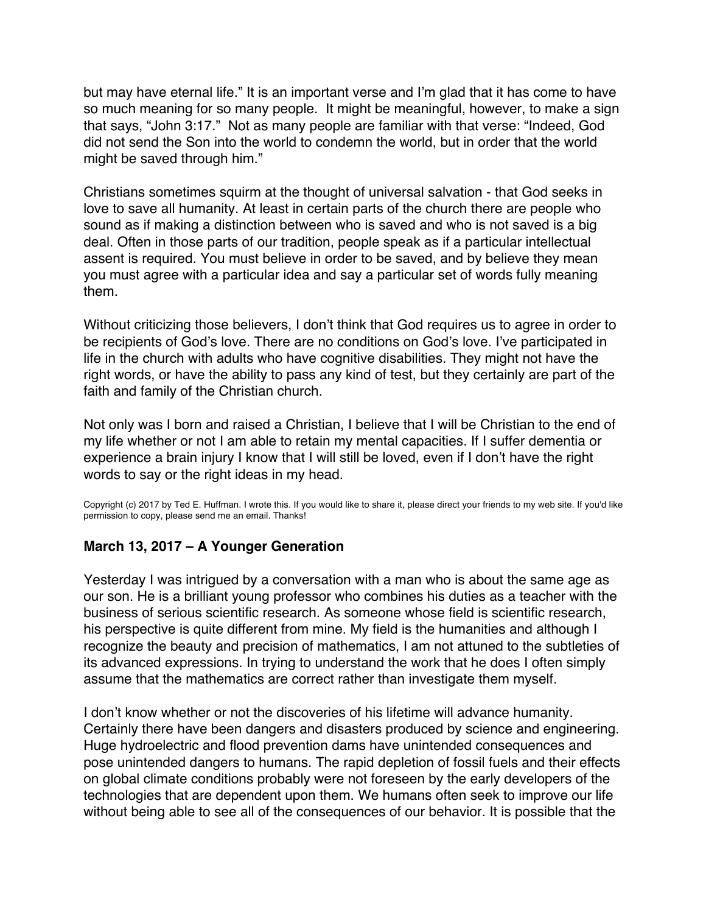but may have eternal life." It is an important verse and I'm glad that it has come to have so much meaning for so many people. It might be meaningful, however, to make a sign that says, "John 3:17." Not as many people are familiar with that verse: "Indeed, God did not send the Son into the world to condemn the world, but in order that the world might be saved through him."

Christians sometimes squirm at the thought of universal salvation - that God seeks in love to save all humanity. At least in certain parts of the church there are people who sound as if making a distinction between who is saved and who is not saved is a big deal. Often in those parts of our tradition, people speak as if a particular intellectual assent is required. You must believe in order to be saved, and by believe they mean you must agree with a particular idea and say a particular set of words fully meaning them.

Without criticizing those believers, I don't think that God requires us to agree in order to be recipients of God's love. There are no conditions on God's love. I've participated in life in the church with adults who have cognitive disabilities. They might not have the right words, or have the ability to pass any kind of test, but they certainly are part of the faith and family of the Christian church.

Not only was I born and raised a Christian, I believe that I will be Christian to the end of my life whether or not I am able to retain my mental capacities. If I suffer dementia or experience a brain injury I know that I will still be loved, even if I don't have the right words to say or the right ideas in my head.

Copyright (c) 2017 by Ted E. Huffman. I wrote this. If you would like to share it, please direct your friends to my web site. If you'd like permission to copy, please send me an email. Thanks!

### March 13, 2017 – A Younger Generation

Yesterday I was intrigued by a conversation with a man who is about the same age as our son. He is a brilliant young professor who combines his duties as a teacher with the business of serious scientific research. As someone whose field is scientific research, his perspective is quite different from mine. My field is the humanities and although I recognize the beauty and precision of mathematics, I am not attuned to the subtleties of its advanced expressions. In trying to understand the work that he does I often simply assume that the mathematics are correct rather than investigate them myself.

I don't know whether or not the discoveries of his lifetime will advance humanity. Certainly there have been dangers and disasters produced by science and engineering. Huge hydroelectric and flood prevention dams have unintended consequences and pose unintended dangers to humans. The rapid depletion of fossil fuels and their effects on global climate conditions probably were not foreseen by the early developers of the technologies that are dependent upon them. We humans often seek to improve our life without being able to see all of the consequences of our behavior. It is possible that the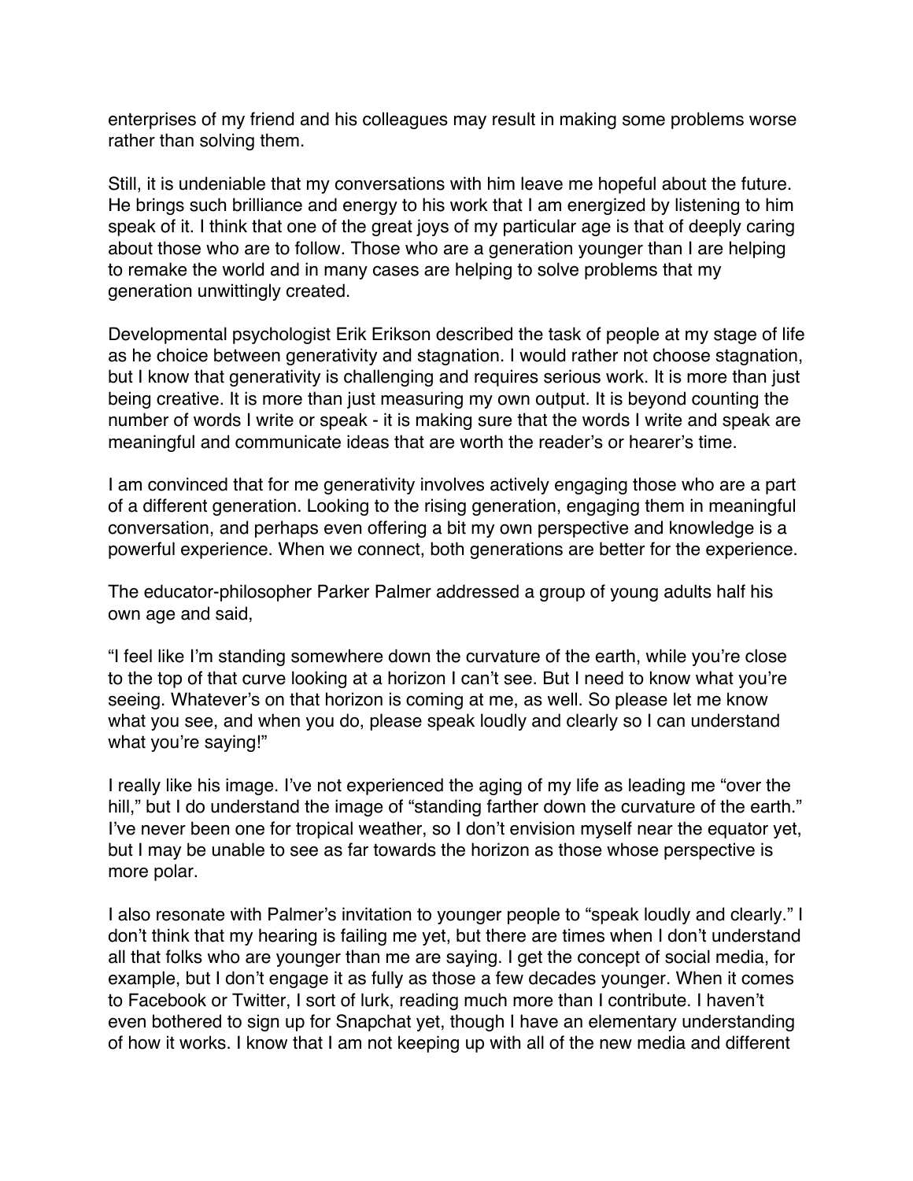enterprises of my friend and his colleagues may result in making some problems worse rather than solving them.

Still, it is undeniable that my conversations with him leave me hopeful about the future. He brings such brilliance and energy to his work that I am energized by listening to him speak of it. I think that one of the great joys of my particular age is that of deeply caring about those who are to follow. Those who are a generation younger than I are helping to remake the world and in many cases are helping to solve problems that my generation unwittingly created.

Developmental psychologist Erik Erikson described the task of people at my stage of life as he choice between generativity and stagnation. I would rather not choose stagnation, but I know that generativity is challenging and requires serious work. It is more than just being creative. It is more than just measuring my own output. It is beyond counting the number of words I write or speak - it is making sure that the words I write and speak are meaningful and communicate ideas that are worth the reader's or hearer's time.

I am convinced that for me generativity involves actively engaging those who are a part of a different generation. Looking to the rising generation, engaging them in meaningful conversation, and perhaps even offering a bit my own perspective and knowledge is a powerful experience. When we connect, both generations are better for the experience.

The educator-philosopher Parker Palmer addressed a group of young adults half his own age and said,

"I feel like I'm standing somewhere down the curvature of the earth, while you're close to the top of that curve looking at a horizon I can't see. But I need to know what you're seeing. Whatever's on that horizon is coming at me, as well. So please let me know what you see, and when you do, please speak loudly and clearly so I can understand what you're saying!"

I really like his image. I've not experienced the aging of my life as leading me "over the hill," but I do understand the image of "standing farther down the curvature of the earth." I've never been one for tropical weather, so I don't envision myself near the equator yet, but I may be unable to see as far towards the horizon as those whose perspective is more polar.

I also resonate with Palmer's invitation to younger people to "speak loudly and clearly." I don't think that my hearing is failing me yet, but there are times when I don't understand all that folks who are younger than me are saying. I get the concept of social media, for example, but I don't engage it as fully as those a few decades younger. When it comes to Facebook or Twitter, I sort of lurk, reading much more than I contribute. I haven't even bothered to sign up for Snapchat yet, though I have an elementary understanding of how it works. I know that I am not keeping up with all of the new media and different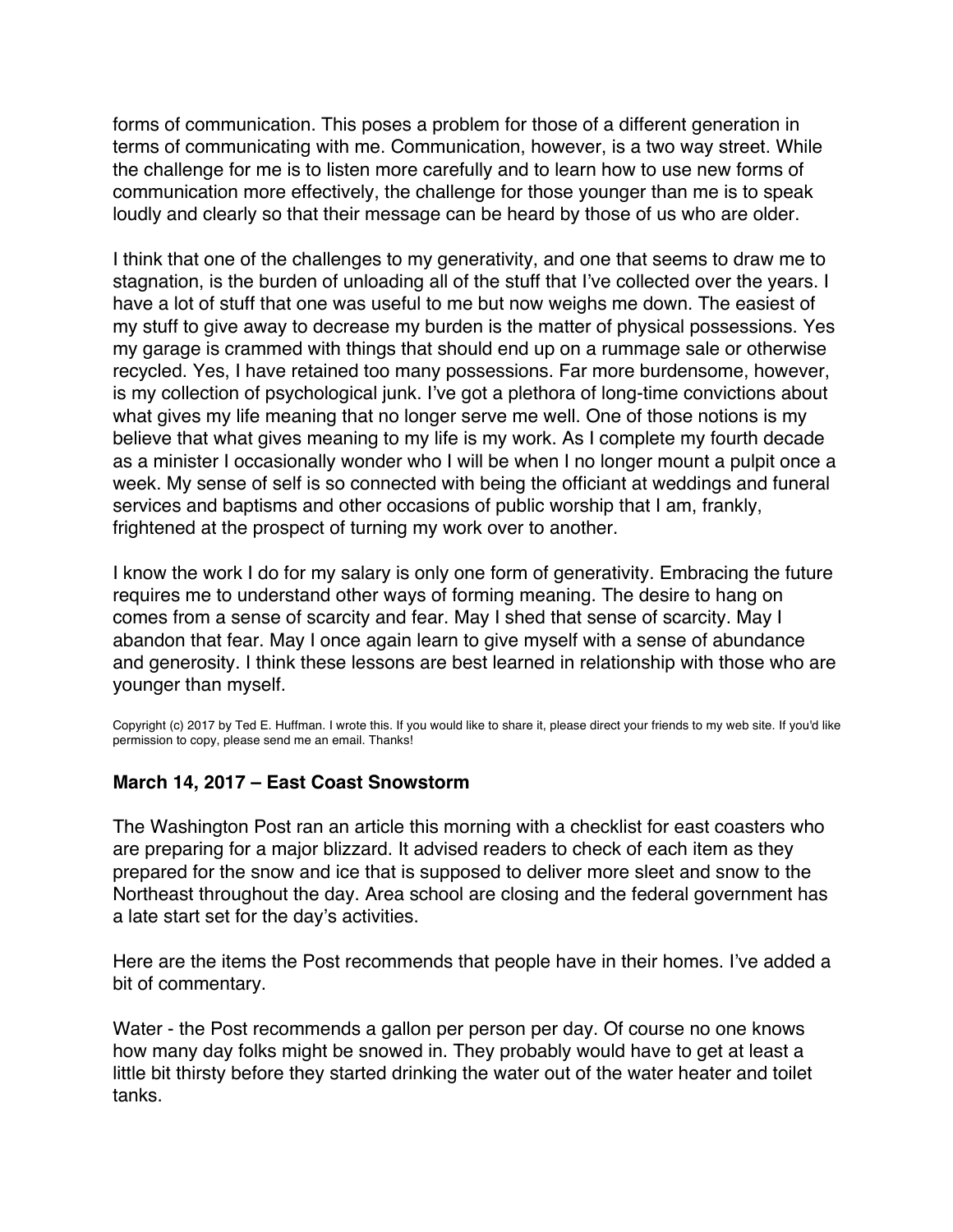forms of communication. This poses a problem for those of a different generation in terms of communicating with me. Communication, however, is a two way street. While the challenge for me is to listen more carefully and to learn how to use new forms of communication more effectively, the challenge for those younger than me is to speak loudly and clearly so that their message can be heard by those of us who are older.

I think that one of the challenges to my generativity, and one that seems to draw me to stagnation, is the burden of unloading all of the stuff that I've collected over the years. I have a lot of stuff that one was useful to me but now weighs me down. The easiest of my stuff to give away to decrease my burden is the matter of physical possessions. Yes my garage is crammed with things that should end up on a rummage sale or otherwise recycled. Yes, I have retained too many possessions. Far more burdensome, however, is my collection of psychological junk. I've got a plethora of long-time convictions about what gives my life meaning that no longer serve me well. One of those notions is my believe that what gives meaning to my life is my work. As I complete my fourth decade as a minister I occasionally wonder who I will be when I no longer mount a pulpit once a week. My sense of self is so connected with being the officiant at weddings and funeral services and baptisms and other occasions of public worship that I am, frankly, frightened at the prospect of turning my work over to another.

I know the work I do for my salary is only one form of generativity. Embracing the future requires me to understand other ways of forming meaning. The desire to hang on comes from a sense of scarcity and fear. May I shed that sense of scarcity. May I abandon that fear. May I once again learn to give myself with a sense of abundance and generosity. I think these lessons are best learned in relationship with those who are younger than myself.

Copyright (c) 2017 by Ted E. Huffman. I wrote this. If you would like to share it, please direct your friends to my web site. If you'd like permission to copy, please send me an email. Thanks!

### March 14, 2017 – East Coast Snowstorm

The Washington Post ran an article this morning with a checklist for east coasters who are preparing for a major blizzard. It advised readers to check of each item as they prepared for the snow and ice that is supposed to deliver more sleet and snow to the Northeast throughout the day. Area school are closing and the federal government has a late start set for the day's activities.

Here are the items the Post recommends that people have in their homes. I've added a bit of commentary.

Water - the Post recommends a gallon per person per day. Of course no one knows how many day folks might be snowed in. They probably would have to get at least a little bit thirsty before they started drinking the water out of the water heater and toilet tanks.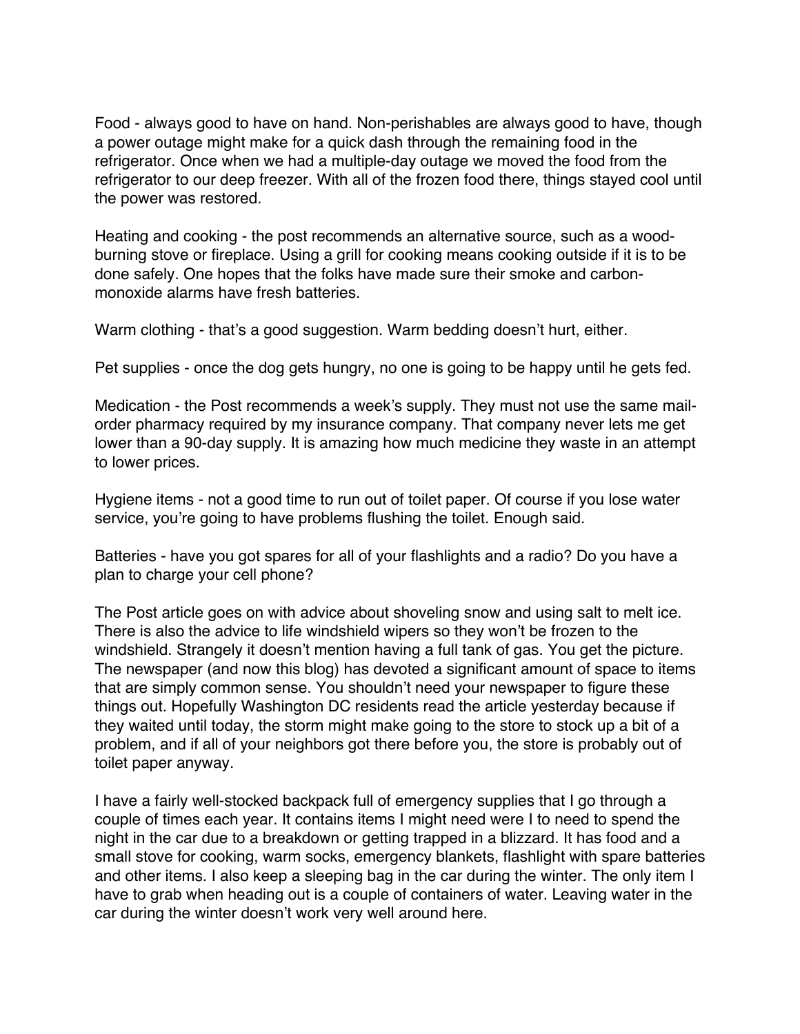Food - always good to have on hand. Non-perishables are always good to have, though a power outage might make for a quick dash through the remaining food in the refrigerator. Once when we had a multiple-day outage we moved the food from the refrigerator to our deep freezer. With all of the frozen food there, things stayed cool until the power was restored.

Heating and cooking - the post recommends an alternative source, such as a wood-burning stove or fireplace. Using a grill for cooking means cooking outside if it is to be done safely. One hopes that the folks have made sure their smoke and carbon-monoxide alarms have fresh batteries.

Warm clothing - that's a good suggestion. Warm bedding doesn't hurt, either.

Pet supplies - once the dog gets hungry, no one is going to be happy until he gets fed.

Medication - the Post recommends a week's supply. They must not use the same mail-order pharmacy required by my insurance company. That company never lets me get lower than a 90-day supply. It is amazing how much medicine they waste in an attempt to lower prices.

Hygiene items - not a good time to run out of toilet paper. Of course if you lose water service, you're going to have problems flushing the toilet. Enough said.

Batteries - have you got spares for all of your flashlights and a radio? Do you have a plan to charge your cell phone?

The Post article goes on with advice about shoveling snow and using salt to melt ice. There is also the advice to life windshield wipers so they won't be frozen to the windshield. Strangely it doesn't mention having a full tank of gas. You get the picture. The newspaper (and now this blog) has devoted a significant amount of space to items that are simply common sense. You shouldn't need your newspaper to figure these things out. Hopefully Washington DC residents read the article yesterday because if they waited until today, the storm might make going to the store to stock up a bit of a problem, and if all of your neighbors got there before you, the store is probably out of toilet paper anyway.

I have a fairly well-stocked backpack full of emergency supplies that I go through a couple of times each year. It contains items I might need were I to need to spend the night in the car due to a breakdown or getting trapped in a blizzard. It has food and a small stove for cooking, warm socks, emergency blankets, flashlight with spare batteries and other items. I also keep a sleeping bag in the car during the winter. The only item I have to grab when heading out is a couple of containers of water. Leaving water in the car during the winter doesn't work very well around here.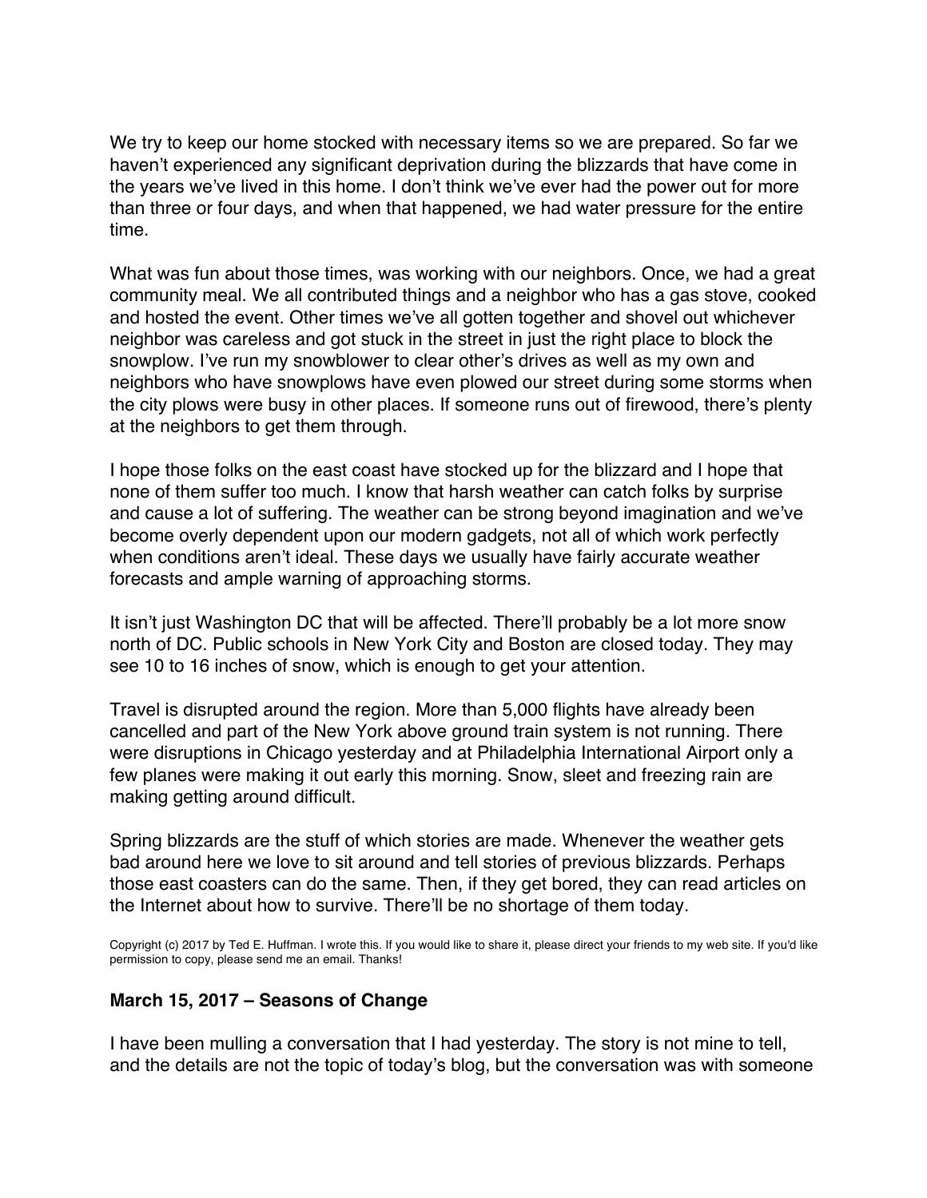We try to keep our home stocked with necessary items so we are prepared. So far we haven't experienced any significant deprivation during the blizzards that have come in the years we've lived in this home. I don't think we've ever had the power out for more than three or four days, and when that happened, we had water pressure for the entire time.

What was fun about those times, was working with our neighbors. Once, we had a great community meal. We all contributed things and a neighbor who has a gas stove, cooked and hosted the event. Other times we've all gotten together and shovel out whichever neighbor was careless and got stuck in the street in just the right place to block the snowplow. I've run my snowblower to clear other's drives as well as my own and neighbors who have snowplows have even plowed our street during some storms when the city plows were busy in other places. If someone runs out of firewood, there's plenty at the neighbors to get them through.

I hope those folks on the east coast have stocked up for the blizzard and I hope that none of them suffer too much. I know that harsh weather can catch folks by surprise and cause a lot of suffering. The weather can be strong beyond imagination and we've become overly dependent upon our modern gadgets, not all of which work perfectly when conditions aren't ideal. These days we usually have fairly accurate weather forecasts and ample warning of approaching storms.

It isn't just Washington DC that will be affected. There'll probably be a lot more snow north of DC. Public schools in New York City and Boston are closed today. They may see 10 to 16 inches of snow, which is enough to get your attention.

Travel is disrupted around the region. More than 5,000 flights have already been cancelled and part of the New York above ground train system is not running. There were disruptions in Chicago yesterday and at Philadelphia International Airport only a few planes were making it out early this morning. Snow, sleet and freezing rain are making getting around difficult.

Spring blizzards are the stuff of which stories are made. Whenever the weather gets bad around here we love to sit around and tell stories of previous blizzards. Perhaps those east coasters can do the same. Then, if they get bored, they can read articles on the Internet about how to survive. There'll be no shortage of them today.

Copyright (c) 2017 by Ted E. Huffman. I wrote this. If you would like to share it, please direct your friends to my web site. If you'd like permission to copy, please send me an email. Thanks!

### March 15, 2017 – Seasons of Change

I have been mulling a conversation that I had yesterday. The story is not mine to tell, and the details are not the topic of today's blog, but the conversation was with someone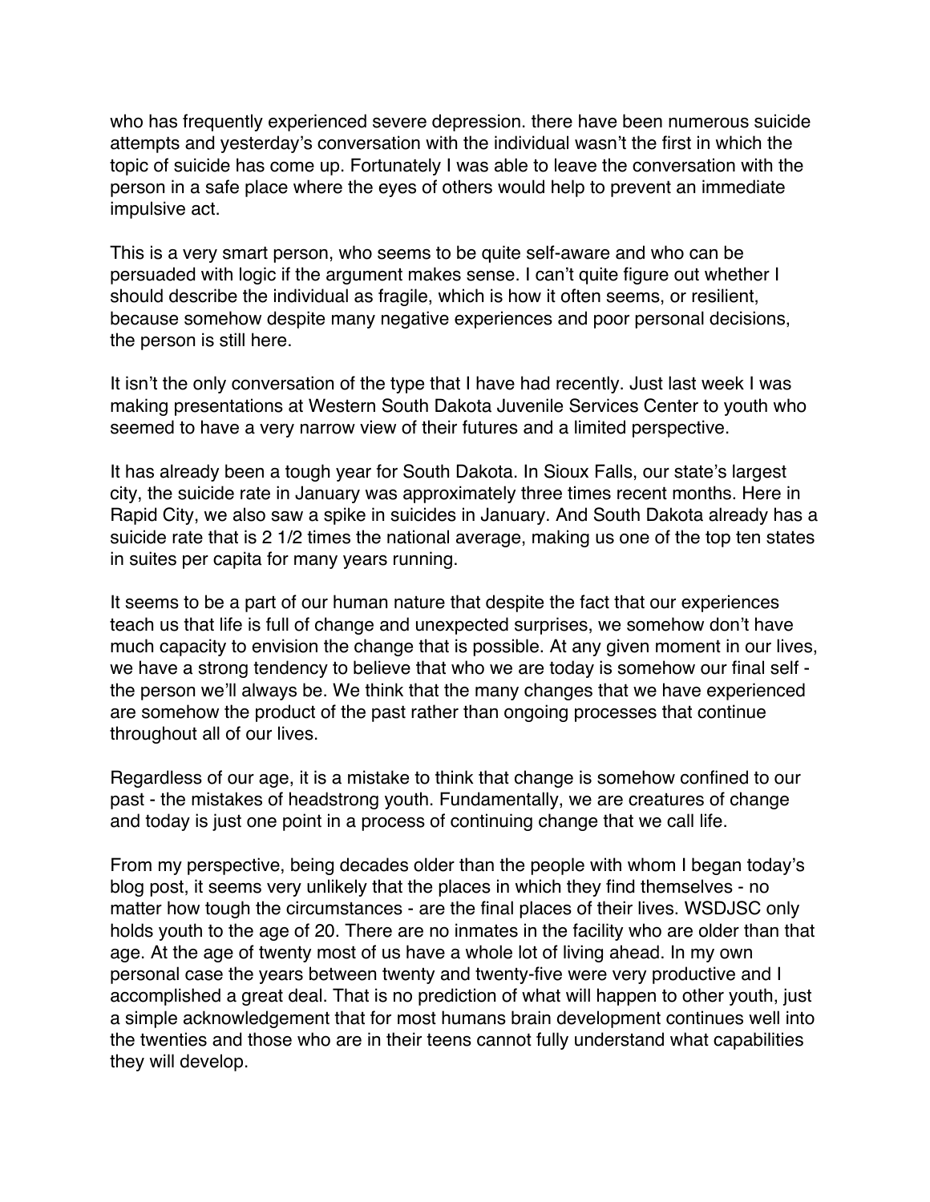who has frequently experienced severe depression. there have been numerous suicide attempts and yesterday's conversation with the individual wasn't the first in which the topic of suicide has come up. Fortunately I was able to leave the conversation with the person in a safe place where the eyes of others would help to prevent an immediate impulsive act.

This is a very smart person, who seems to be quite self-aware and who can be persuaded with logic if the argument makes sense. I can't quite figure out whether I should describe the individual as fragile, which is how it often seems, or resilient, because somehow despite many negative experiences and poor personal decisions, the person is still here.

It isn't the only conversation of the type that I have had recently. Just last week I was making presentations at Western South Dakota Juvenile Services Center to youth who seemed to have a very narrow view of their futures and a limited perspective.

It has already been a tough year for South Dakota. In Sioux Falls, our state's largest city, the suicide rate in January was approximately three times recent months. Here in Rapid City, we also saw a spike in suicides in January. And South Dakota already has a suicide rate that is 2 1/2 times the national average, making us one of the top ten states in suites per capita for many years running.

It seems to be a part of our human nature that despite the fact that our experiences teach us that life is full of change and unexpected surprises, we somehow don't have much capacity to envision the change that is possible. At any given moment in our lives, we have a strong tendency to believe that who we are today is somehow our final self - the person we'll always be. We think that the many changes that we have experienced are somehow the product of the past rather than ongoing processes that continue throughout all of our lives.

Regardless of our age, it is a mistake to think that change is somehow confined to our past - the mistakes of headstrong youth. Fundamentally, we are creatures of change and today is just one point in a process of continuing change that we call life.

From my perspective, being decades older than the people with whom I began today's blog post, it seems very unlikely that the places in which they find themselves - no matter how tough the circumstances - are the final places of their lives. WSDJSC only holds youth to the age of 20. There are no inmates in the facility who are older than that age. At the age of twenty most of us have a whole lot of living ahead. In my own personal case the years between twenty and twenty-five were very productive and I accomplished a great deal. That is no prediction of what will happen to other youth, just a simple acknowledgement that for most humans brain development continues well into the twenties and those who are in their teens cannot fully understand what capabilities they will develop.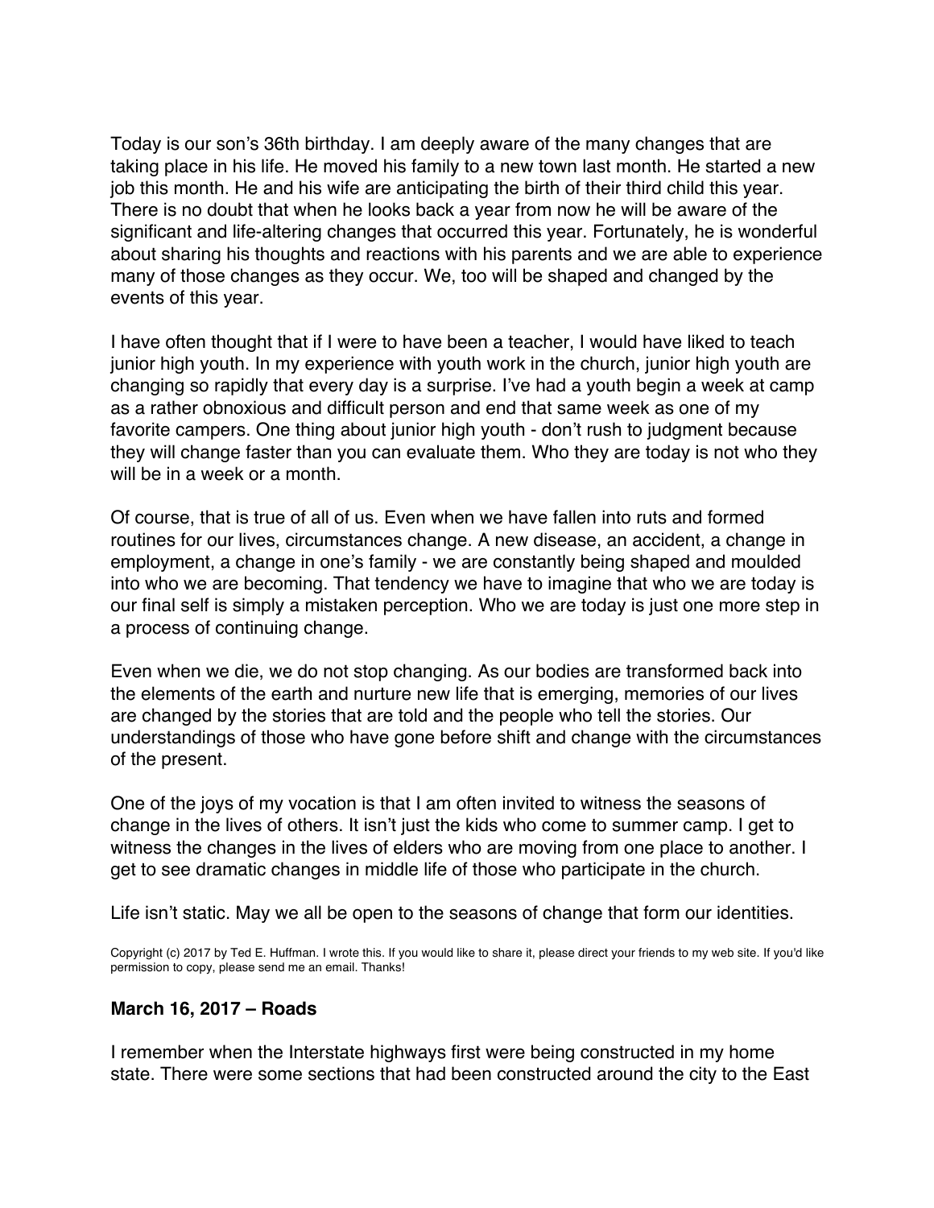Today is our son's 36th birthday. I am deeply aware of the many changes that are taking place in his life. He moved his family to a new town last month. He started a new job this month. He and his wife are anticipating the birth of their third child this year. There is no doubt that when he looks back a year from now he will be aware of the significant and life-altering changes that occurred this year. Fortunately, he is wonderful about sharing his thoughts and reactions with his parents and we are able to experience many of those changes as they occur. We, too will be shaped and changed by the events of this year.

I have often thought that if I were to have been a teacher, I would have liked to teach junior high youth. In my experience with youth work in the church, junior high youth are changing so rapidly that every day is a surprise. I've had a youth begin a week at camp as a rather obnoxious and difficult person and end that same week as one of my favorite campers. One thing about junior high youth - don't rush to judgment because they will change faster than you can evaluate them. Who they are today is not who they will be in a week or a month.

Of course, that is true of all of us. Even when we have fallen into ruts and formed routines for our lives, circumstances change. A new disease, an accident, a change in employment, a change in one's family - we are constantly being shaped and moulded into who we are becoming. That tendency we have to imagine that who we are today is our final self is simply a mistaken perception. Who we are today is just one more step in a process of continuing change.

Even when we die, we do not stop changing. As our bodies are transformed back into the elements of the earth and nurture new life that is emerging, memories of our lives are changed by the stories that are told and the people who tell the stories. Our understandings of those who have gone before shift and change with the circumstances of the present.

One of the joys of my vocation is that I am often invited to witness the seasons of change in the lives of others. It isn't just the kids who come to summer camp. I get to witness the changes in the lives of elders who are moving from one place to another. I get to see dramatic changes in middle life of those who participate in the church.

Life isn't static. May we all be open to the seasons of change that form our identities.

Copyright (c) 2017 by Ted E. Huffman. I wrote this. If you would like to share it, please direct your friends to my web site. If you'd like permission to copy, please send me an email. Thanks!

### March 16, 2017 – Roads

I remember when the Interstate highways first were being constructed in my home state. There were some sections that had been constructed around the city to the East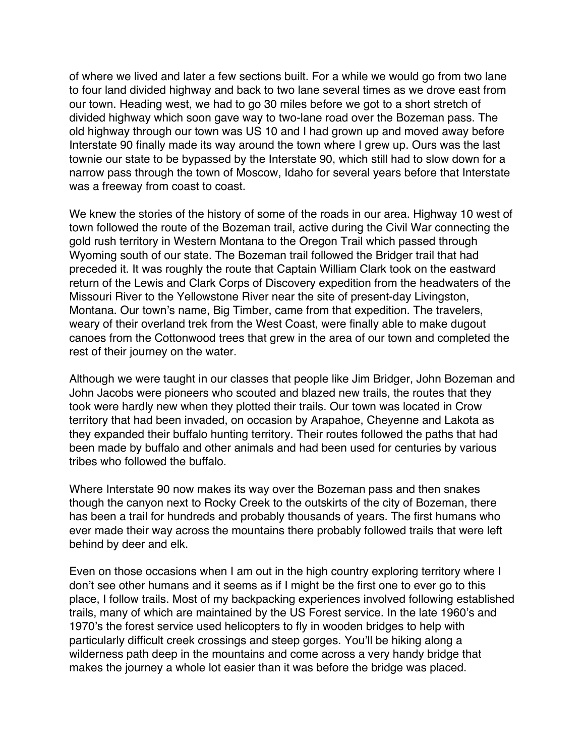of where we lived and later a few sections built. For a while we would go from two lane to four land divided highway and back to two lane several times as we drove east from our town. Heading west, we had to go 30 miles before we got to a short stretch of divided highway which soon gave way to two-lane road over the Bozeman pass. The old highway through our town was US 10 and I had grown up and moved away before Interstate 90 finally made its way around the town where I grew up. Ours was the last townie our state to be bypassed by the Interstate 90, which still had to slow down for a narrow pass through the town of Moscow, Idaho for several years before that Interstate was a freeway from coast to coast.

We knew the stories of the history of some of the roads in our area. Highway 10 west of town followed the route of the Bozeman trail, active during the Civil War connecting the gold rush territory in Western Montana to the Oregon Trail which passed through Wyoming south of our state. The Bozeman trail followed the Bridger trail that had preceded it. It was roughly the route that Captain William Clark took on the eastward return of the Lewis and Clark Corps of Discovery expedition from the headwaters of the Missouri River to the Yellowstone River near the site of present-day Livingston, Montana. Our town's name, Big Timber, came from that expedition. The travelers, weary of their overland trek from the West Coast, were finally able to make dugout canoes from the Cottonwood trees that grew in the area of our town and completed the rest of their journey on the water.

Although we were taught in our classes that people like Jim Bridger, John Bozeman and John Jacobs were pioneers who scouted and blazed new trails, the routes that they took were hardly new when they plotted their trails. Our town was located in Crow territory that had been invaded, on occasion by Arapahoe, Cheyenne and Lakota as they expanded their buffalo hunting territory. Their routes followed the paths that had been made by buffalo and other animals and had been used for centuries by various tribes who followed the buffalo.

Where Interstate 90 now makes its way over the Bozeman pass and then snakes though the canyon next to Rocky Creek to the outskirts of the city of Bozeman, there has been a trail for hundreds and probably thousands of years. The first humans who ever made their way across the mountains there probably followed trails that were left behind by deer and elk.

Even on those occasions when I am out in the high country exploring territory where I don't see other humans and it seems as if I might be the first one to ever go to this place, I follow trails. Most of my backpacking experiences involved following established trails, many of which are maintained by the US Forest service. In the late 1960's and 1970's the forest service used helicopters to fly in wooden bridges to help with particularly difficult creek crossings and steep gorges. You'll be hiking along a wilderness path deep in the mountains and come across a very handy bridge that makes the journey a whole lot easier than it was before the bridge was placed.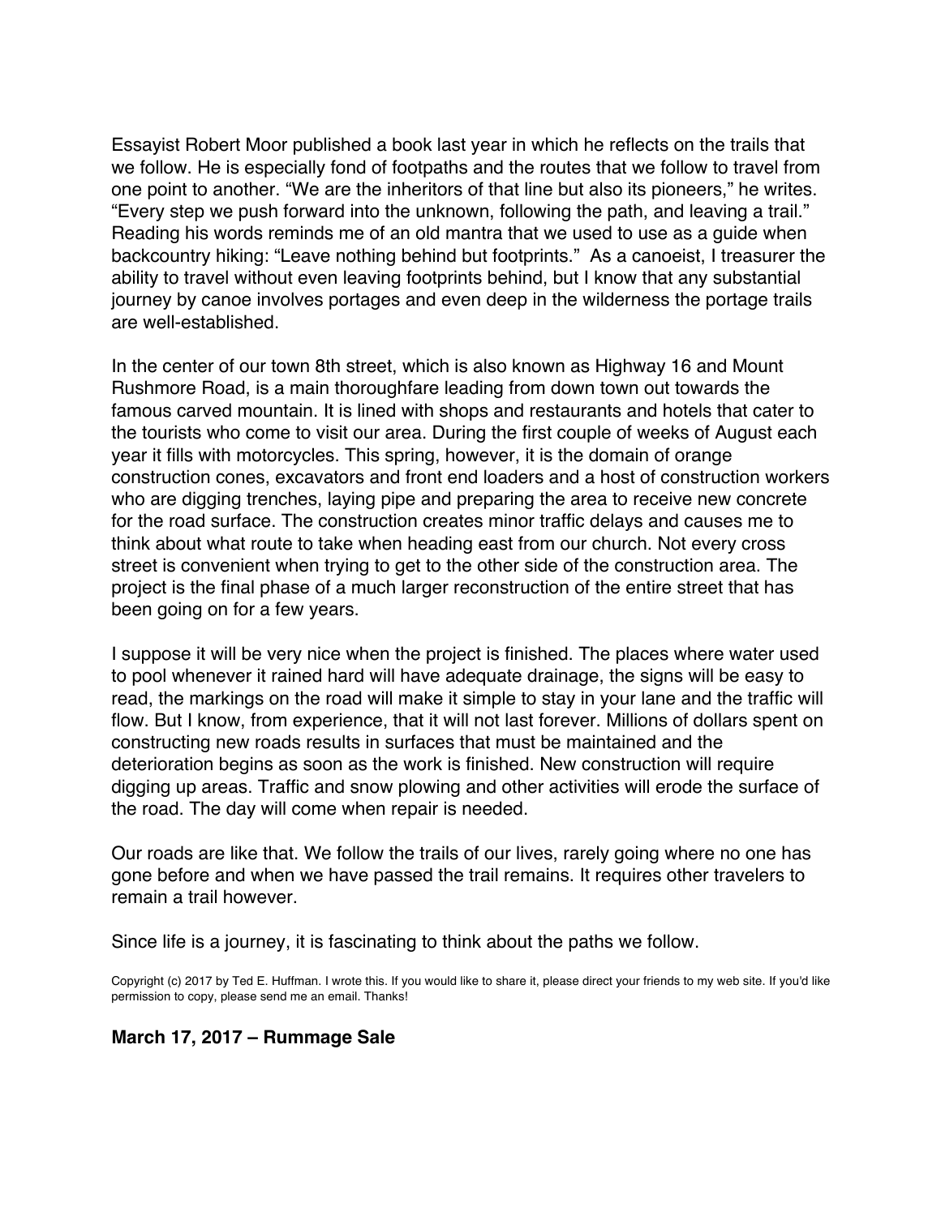Essayist Robert Moor published a book last year in which he reflects on the trails that we follow. He is especially fond of footpaths and the routes that we follow to travel from one point to another. “We are the inheritors of that line but also its pioneers,” he writes. “Every step we push forward into the unknown, following the path, and leaving a trail.” Reading his words reminds me of an old mantra that we used to use as a guide when backcountry hiking: “Leave nothing behind but footprints.” As a canoeist, I treasurer the ability to travel without even leaving footprints behind, but I know that any substantial journey by canoe involves portages and even deep in the wilderness the portage trails are well-established.

In the center of our town 8th street, which is also known as Highway 16 and Mount Rushmore Road, is a main thoroughfare leading from down town out towards the famous carved mountain. It is lined with shops and restaurants and hotels that cater to the tourists who come to visit our area. During the first couple of weeks of August each year it fills with motorcycles. This spring, however, it is the domain of orange construction cones, excavators and front end loaders and a host of construction workers who are digging trenches, laying pipe and preparing the area to receive new concrete for the road surface. The construction creates minor traffic delays and causes me to think about what route to take when heading east from our church. Not every cross street is convenient when trying to get to the other side of the construction area. The project is the final phase of a much larger reconstruction of the entire street that has been going on for a few years.

I suppose it will be very nice when the project is finished. The places where water used to pool whenever it rained hard will have adequate drainage, the signs will be easy to read, the markings on the road will make it simple to stay in your lane and the traffic will flow. But I know, from experience, that it will not last forever. Millions of dollars spent on constructing new roads results in surfaces that must be maintained and the deterioration begins as soon as the work is finished. New construction will require digging up areas. Traffic and snow plowing and other activities will erode the surface of the road. The day will come when repair is needed.

Our roads are like that. We follow the trails of our lives, rarely going where no one has gone before and when we have passed the trail remains. It requires other travelers to remain a trail however.

Since life is a journey, it is fascinating to think about the paths we follow.

Copyright (c) 2017 by Ted E. Huffman. I wrote this. If you would like to share it, please direct your friends to my web site. If you'd like permission to copy, please send me an email. Thanks!

## March 17, 2017 – Rummage Sale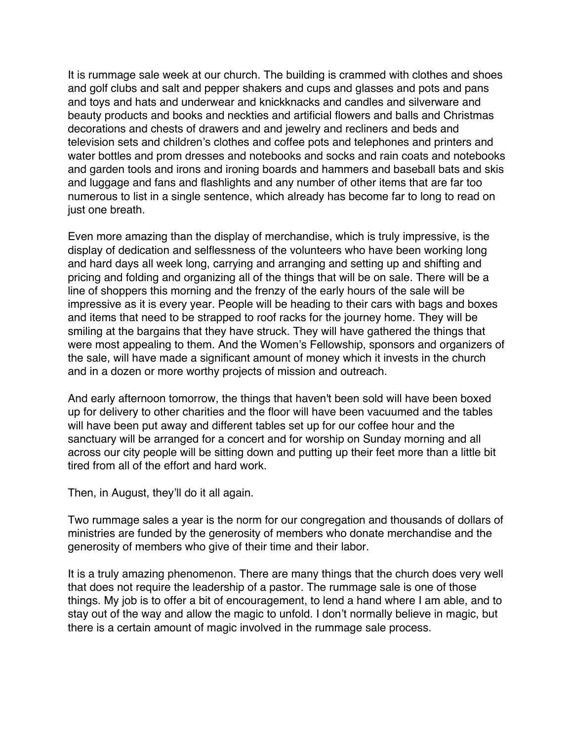It is rummage sale week at our church. The building is crammed with clothes and shoes and golf clubs and salt and pepper shakers and cups and glasses and pots and pans and toys and hats and underwear and knickknacks and candles and silverware and beauty products and books and neckties and artificial flowers and balls and Christmas decorations and chests of drawers and and jewelry and recliners and beds and television sets and children's clothes and coffee pots and telephones and printers and water bottles and prom dresses and notebooks and socks and rain coats and notebooks and garden tools and irons and ironing boards and hammers and baseball bats and skis and luggage and fans and flashlights and any number of other items that are far too numerous to list in a single sentence, which already has become far to long to read on just one breath.

Even more amazing than the display of merchandise, which is truly impressive, is the display of dedication and selflessness of the volunteers who have been working long and hard days all week long, carrying and arranging and setting up and shifting and pricing and folding and organizing all of the things that will be on sale. There will be a line of shoppers this morning and the frenzy of the early hours of the sale will be impressive as it is every year. People will be heading to their cars with bags and boxes and items that need to be strapped to roof racks for the journey home. They will be smiling at the bargains that they have struck. They will have gathered the things that were most appealing to them. And the Women's Fellowship, sponsors and organizers of the sale, will have made a significant amount of money which it invests in the church and in a dozen or more worthy projects of mission and outreach.

And early afternoon tomorrow, the things that haven't been sold will have been boxed up for delivery to other charities and the floor will have been vacuumed and the tables will have been put away and different tables set up for our coffee hour and the sanctuary will be arranged for a concert and for worship on Sunday morning and all across our city people will be sitting down and putting up their feet more than a little bit tired from all of the effort and hard work.

Then, in August, they'll do it all again.

Two rummage sales a year is the norm for our congregation and thousands of dollars of ministries are funded by the generosity of members who donate merchandise and the generosity of members who give of their time and their labor.

It is a truly amazing phenomenon. There are many things that the church does very well that does not require the leadership of a pastor. The rummage sale is one of those things. My job is to offer a bit of encouragement, to lend a hand where I am able, and to stay out of the way and allow the magic to unfold. I don't normally believe in magic, but there is a certain amount of magic involved in the rummage sale process.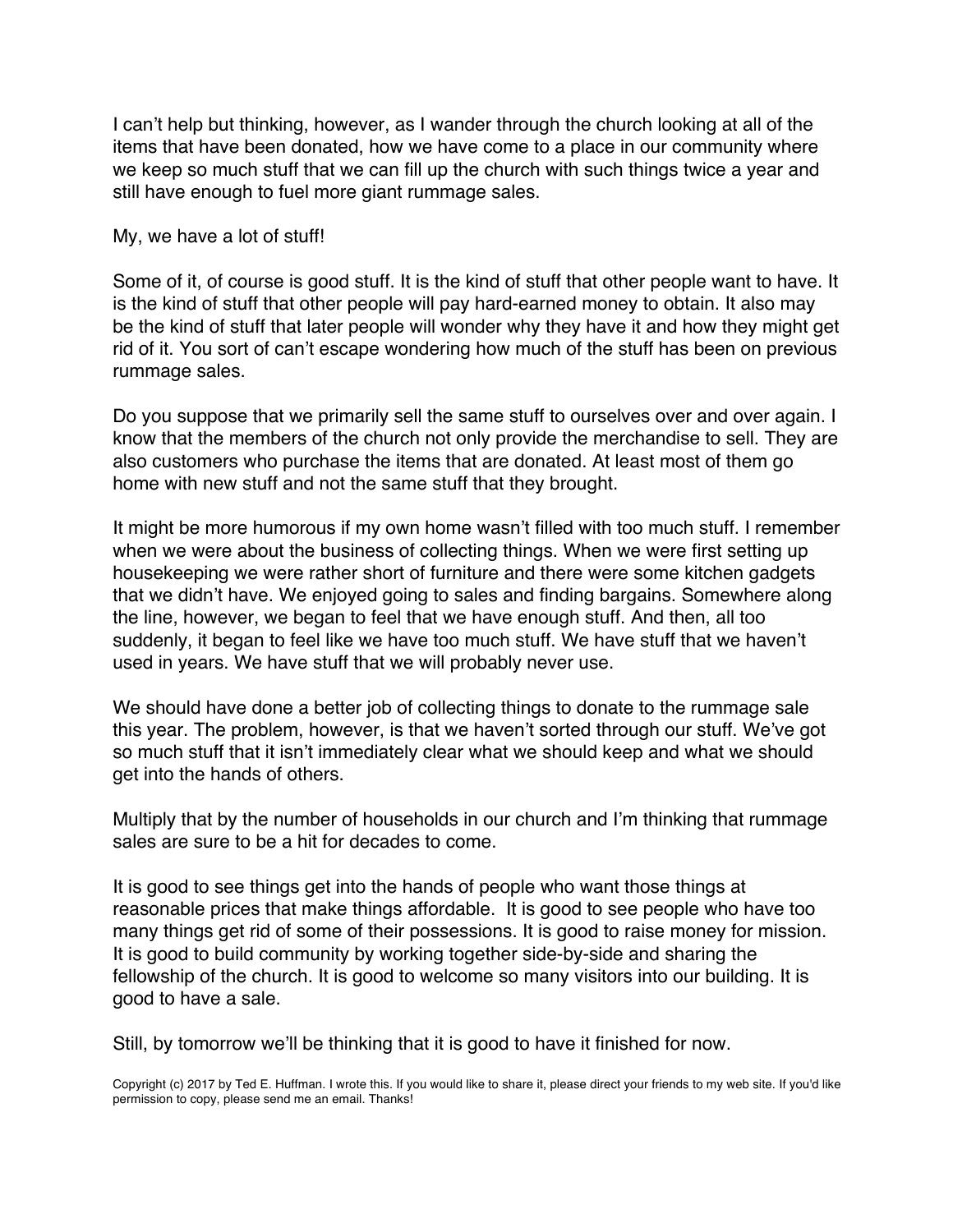I can't help but thinking, however, as I wander through the church looking at all of the items that have been donated, how we have come to a place in our community where we keep so much stuff that we can fill up the church with such things twice a year and still have enough to fuel more giant rummage sales.

My, we have a lot of stuff!

Some of it, of course is good stuff. It is the kind of stuff that other people want to have. It is the kind of stuff that other people will pay hard-earned money to obtain. It also may be the kind of stuff that later people will wonder why they have it and how they might get rid of it. You sort of can't escape wondering how much of the stuff has been on previous rummage sales.

Do you suppose that we primarily sell the same stuff to ourselves over and over again. I know that the members of the church not only provide the merchandise to sell. They are also customers who purchase the items that are donated. At least most of them go home with new stuff and not the same stuff that they brought.

It might be more humorous if my own home wasn't filled with too much stuff. I remember when we were about the business of collecting things. When we were first setting up housekeeping we were rather short of furniture and there were some kitchen gadgets that we didn't have. We enjoyed going to sales and finding bargains. Somewhere along the line, however, we began to feel that we have enough stuff. And then, all too suddenly, it began to feel like we have too much stuff. We have stuff that we haven't used in years. We have stuff that we will probably never use.

We should have done a better job of collecting things to donate to the rummage sale this year. The problem, however, is that we haven't sorted through our stuff. We've got so much stuff that it isn't immediately clear what we should keep and what we should get into the hands of others.

Multiply that by the number of households in our church and I'm thinking that rummage sales are sure to be a hit for decades to come.

It is good to see things get into the hands of people who want those things at reasonable prices that make things affordable. It is good to see people who have too many things get rid of some of their possessions. It is good to raise money for mission. It is good to build community by working together side-by-side and sharing the fellowship of the church. It is good to welcome so many visitors into our building. It is good to have a sale.

Still, by tomorrow we'll be thinking that it is good to have it finished for now.

Copyright (c) 2017 by Ted E. Huffman. I wrote this. If you would like to share it, please direct your friends to my web site. If you'd like permission to copy, please send me an email. Thanks!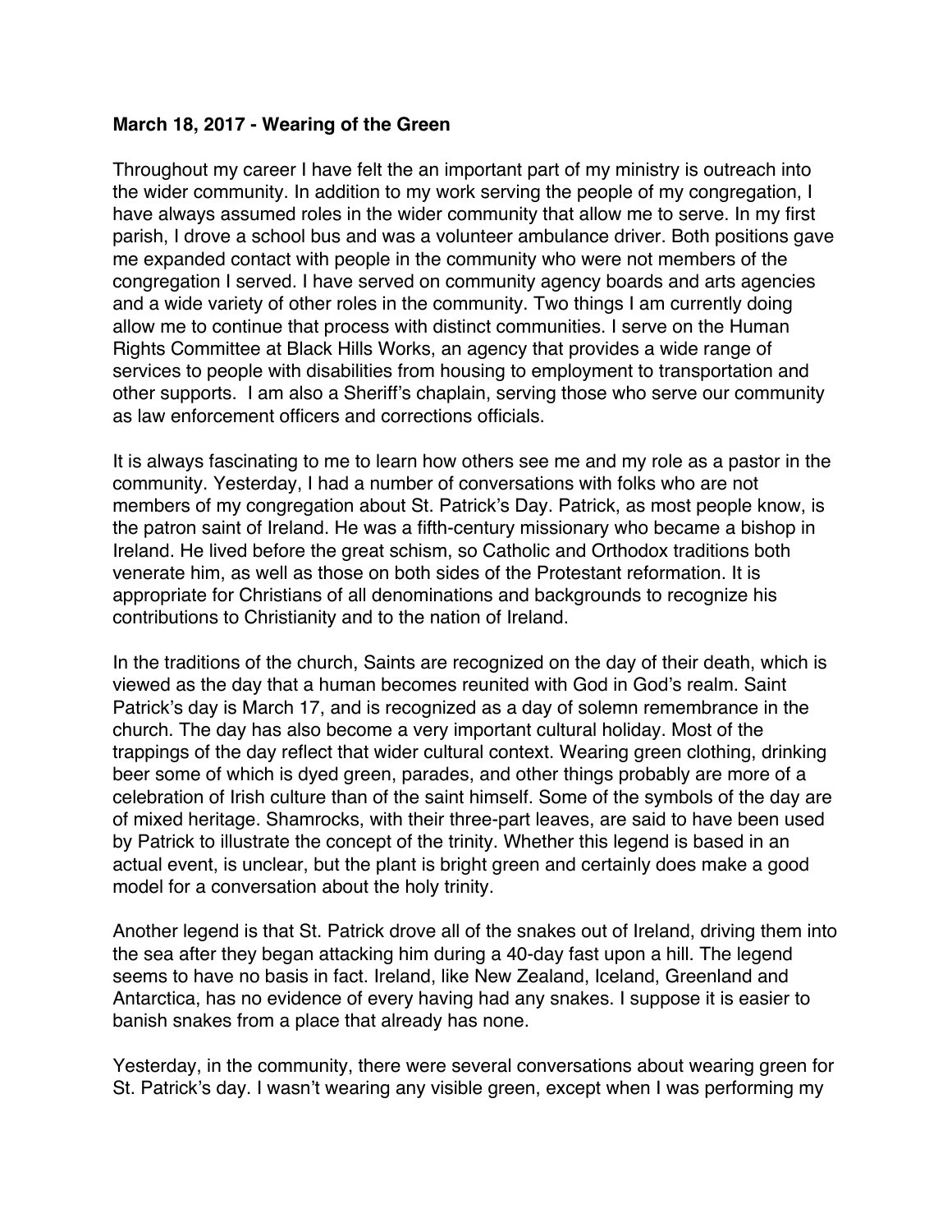**March 18, 2017 - Wearing of the Green**

Throughout my career I have felt the an important part of my ministry is outreach into the wider community. In addition to my work serving the people of my congregation, I have always assumed roles in the wider community that allow me to serve. In my first parish, I drove a school bus and was a volunteer ambulance driver. Both positions gave me expanded contact with people in the community who were not members of the congregation I served. I have served on community agency boards and arts agencies and a wide variety of other roles in the community. Two things I am currently doing allow me to continue that process with distinct communities. I serve on the Human Rights Committee at Black Hills Works, an agency that provides a wide range of services to people with disabilities from housing to employment to transportation and other supports. I am also a Sheriff's chaplain, serving those who serve our community as law enforcement officers and corrections officials.

It is always fascinating to me to learn how others see me and my role as a pastor in the community. Yesterday, I had a number of conversations with folks who are not members of my congregation about St. Patrick's Day. Patrick, as most people know, is the patron saint of Ireland. He was a fifth-century missionary who became a bishop in Ireland. He lived before the great schism, so Catholic and Orthodox traditions both venerate him, as well as those on both sides of the Protestant reformation. It is appropriate for Christians of all denominations and backgrounds to recognize his contributions to Christianity and to the nation of Ireland.

In the traditions of the church, Saints are recognized on the day of their death, which is viewed as the day that a human becomes reunited with God in God's realm. Saint Patrick's day is March 17, and is recognized as a day of solemn remembrance in the church. The day has also become a very important cultural holiday. Most of the trappings of the day reflect that wider cultural context. Wearing green clothing, drinking beer some of which is dyed green, parades, and other things probably are more of a celebration of Irish culture than of the saint himself. Some of the symbols of the day are of mixed heritage. Shamrocks, with their three-part leaves, are said to have been used by Patrick to illustrate the concept of the trinity. Whether this legend is based in an actual event, is unclear, but the plant is bright green and certainly does make a good model for a conversation about the holy trinity.

Another legend is that St. Patrick drove all of the snakes out of Ireland, driving them into the sea after they began attacking him during a 40-day fast upon a hill. The legend seems to have no basis in fact. Ireland, like New Zealand, Iceland, Greenland and Antarctica, has no evidence of every having had any snakes. I suppose it is easier to banish snakes from a place that already has none.

Yesterday, in the community, there were several conversations about wearing green for St. Patrick's day. I wasn't wearing any visible green, except when I was performing my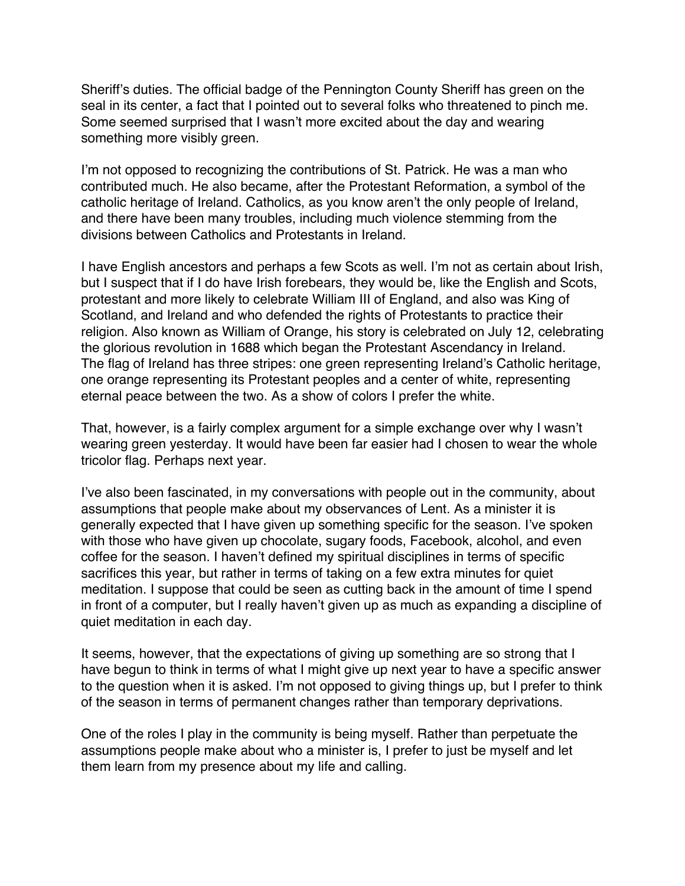Sheriff's duties. The official badge of the Pennington County Sheriff has green on the seal in its center, a fact that I pointed out to several folks who threatened to pinch me. Some seemed surprised that I wasn't more excited about the day and wearing something more visibly green.

I'm not opposed to recognizing the contributions of St. Patrick. He was a man who contributed much. He also became, after the Protestant Reformation, a symbol of the catholic heritage of Ireland. Catholics, as you know aren't the only people of Ireland, and there have been many troubles, including much violence stemming from the divisions between Catholics and Protestants in Ireland.

I have English ancestors and perhaps a few Scots as well. I'm not as certain about Irish, but I suspect that if I do have Irish forebears, they would be, like the English and Scots, protestant and more likely to celebrate William III of England, and also was King of Scotland, and Ireland and who defended the rights of Protestants to practice their religion. Also known as William of Orange, his story is celebrated on July 12, celebrating the glorious revolution in 1688 which began the Protestant Ascendancy in Ireland. The flag of Ireland has three stripes: one green representing Ireland's Catholic heritage, one orange representing its Protestant peoples and a center of white, representing eternal peace between the two. As a show of colors I prefer the white.

That, however, is a fairly complex argument for a simple exchange over why I wasn't wearing green yesterday. It would have been far easier had I chosen to wear the whole tricolor flag. Perhaps next year.

I've also been fascinated, in my conversations with people out in the community, about assumptions that people make about my observances of Lent. As a minister it is generally expected that I have given up something specific for the season. I've spoken with those who have given up chocolate, sugary foods, Facebook, alcohol, and even coffee for the season. I haven't defined my spiritual disciplines in terms of specific sacrifices this year, but rather in terms of taking on a few extra minutes for quiet meditation. I suppose that could be seen as cutting back in the amount of time I spend in front of a computer, but I really haven't given up as much as expanding a discipline of quiet meditation in each day.

It seems, however, that the expectations of giving up something are so strong that I have begun to think in terms of what I might give up next year to have a specific answer to the question when it is asked. I'm not opposed to giving things up, but I prefer to think of the season in terms of permanent changes rather than temporary deprivations.

One of the roles I play in the community is being myself. Rather than perpetuate the assumptions people make about who a minister is, I prefer to just be myself and let them learn from my presence about my life and calling.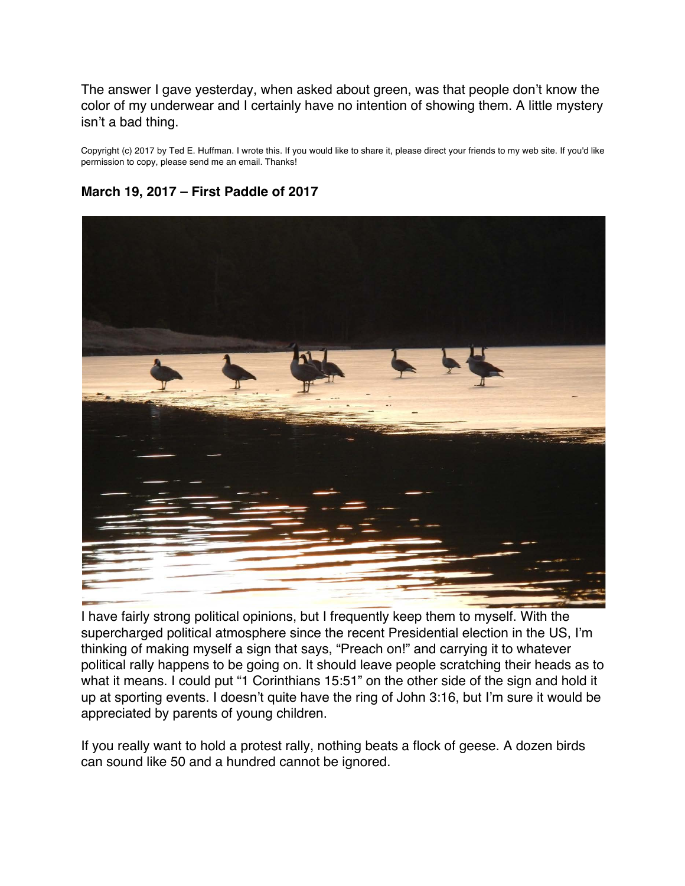The answer I gave yesterday, when asked about green, was that people don't know the color of my underwear and I certainly have no intention of showing them. A little mystery isn't a bad thing.

Copyright (c) 2017 by Ted E. Huffman. I wrote this. If you would like to share it, please direct your friends to my web site. If you'd like permission to copy, please send me an email. Thanks!

### March 19, 2017 – First Paddle of 2017

I have fairly strong political opinions, but I frequently keep them to myself. With the supercharged political atmosphere since the recent Presidential election in the US, I'm thinking of making myself a sign that says, "Preach on!" and carrying it to whatever political rally happens to be going on. It should leave people scratching their heads as to what it means. I could put "1 Corinthians 15:51" on the other side of the sign and hold it up at sporting events. I doesn't quite have the ring of John 3:16, but I'm sure it would be appreciated by parents of young children.

If you really want to hold a protest rally, nothing beats a flock of geese. A dozen birds can sound like 50 and a hundred cannot be ignored.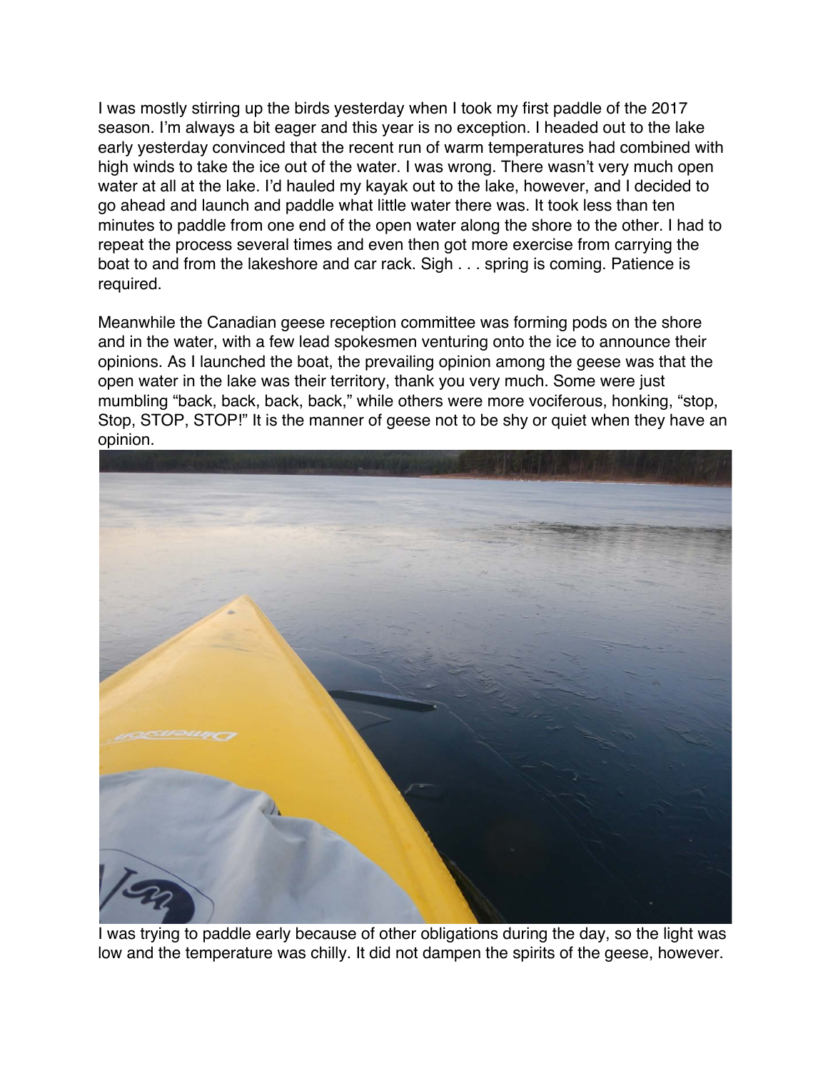I was mostly stirring up the birds yesterday when I took my first paddle of the 2017 season. I'm always a bit eager and this year is no exception. I headed out to the lake early yesterday convinced that the recent run of warm temperatures had combined with high winds to take the ice out of the water. I was wrong. There wasn't very much open water at all at the lake. I'd hauled my kayak out to the lake, however, and I decided to go ahead and launch and paddle what little water there was. It took less than ten minutes to paddle from one end of the open water along the shore to the other. I had to repeat the process several times and even then got more exercise from carrying the boat to and from the lakeshore and car rack. Sigh . . . spring is coming. Patience is required.

Meanwhile the Canadian geese reception committee was forming pods on the shore and in the water, with a few lead spokesmen venturing onto the ice to announce their opinions. As I launched the boat, the prevailing opinion among the geese was that the open water in the lake was their territory, thank you very much. Some were just mumbling "back, back, back, back," while others were more vociferous, honking, "stop, Stop, STOP, STOP!" It is the manner of geese not to be shy or quiet when they have an opinion.

I was trying to paddle early because of other obligations during the day, so the light was low and the temperature was chilly. It did not dampen the spirits of the geese, however.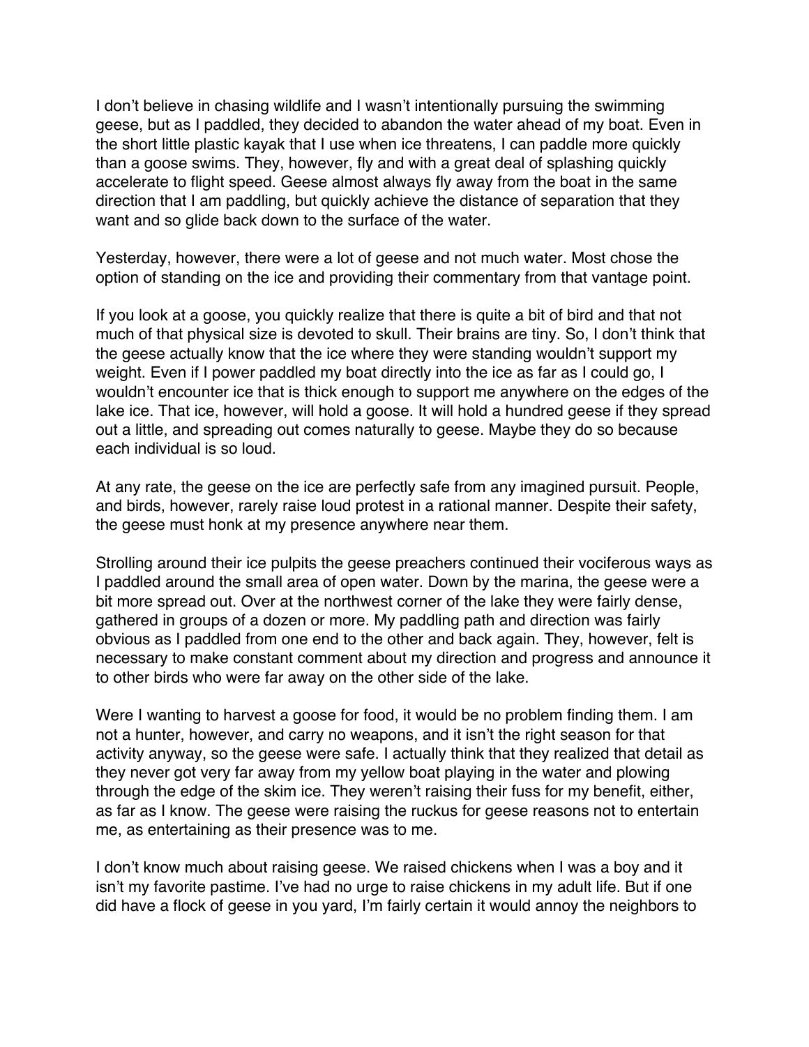I don't believe in chasing wildlife and I wasn't intentionally pursuing the swimming geese, but as I paddled, they decided to abandon the water ahead of my boat. Even in the short little plastic kayak that I use when ice threatens, I can paddle more quickly than a goose swims. They, however, fly and with a great deal of splashing quickly accelerate to flight speed. Geese almost always fly away from the boat in the same direction that I am paddling, but quickly achieve the distance of separation that they want and so glide back down to the surface of the water.

Yesterday, however, there were a lot of geese and not much water. Most chose the option of standing on the ice and providing their commentary from that vantage point.

If you look at a goose, you quickly realize that there is quite a bit of bird and that not much of that physical size is devoted to skull. Their brains are tiny. So, I don't think that the geese actually know that the ice where they were standing wouldn't support my weight. Even if I power paddled my boat directly into the ice as far as I could go, I wouldn't encounter ice that is thick enough to support me anywhere on the edges of the lake ice. That ice, however, will hold a goose. It will hold a hundred geese if they spread out a little, and spreading out comes naturally to geese. Maybe they do so because each individual is so loud.

At any rate, the geese on the ice are perfectly safe from any imagined pursuit. People, and birds, however, rarely raise loud protest in a rational manner. Despite their safety, the geese must honk at my presence anywhere near them.

Strolling around their ice pulpits the geese preachers continued their vociferous ways as I paddled around the small area of open water. Down by the marina, the geese were a bit more spread out. Over at the northwest corner of the lake they were fairly dense, gathered in groups of a dozen or more. My paddling path and direction was fairly obvious as I paddled from one end to the other and back again. They, however, felt is necessary to make constant comment about my direction and progress and announce it to other birds who were far away on the other side of the lake.

Were I wanting to harvest a goose for food, it would be no problem finding them. I am not a hunter, however, and carry no weapons, and it isn't the right season for that activity anyway, so the geese were safe. I actually think that they realized that detail as they never got very far away from my yellow boat playing in the water and plowing through the edge of the skim ice. They weren't raising their fuss for my benefit, either, as far as I know. The geese were raising the ruckus for geese reasons not to entertain me, as entertaining as their presence was to me.

I don't know much about raising geese. We raised chickens when I was a boy and it isn't my favorite pastime. I've had no urge to raise chickens in my adult life. But if one did have a flock of geese in you yard, I'm fairly certain it would annoy the neighbors to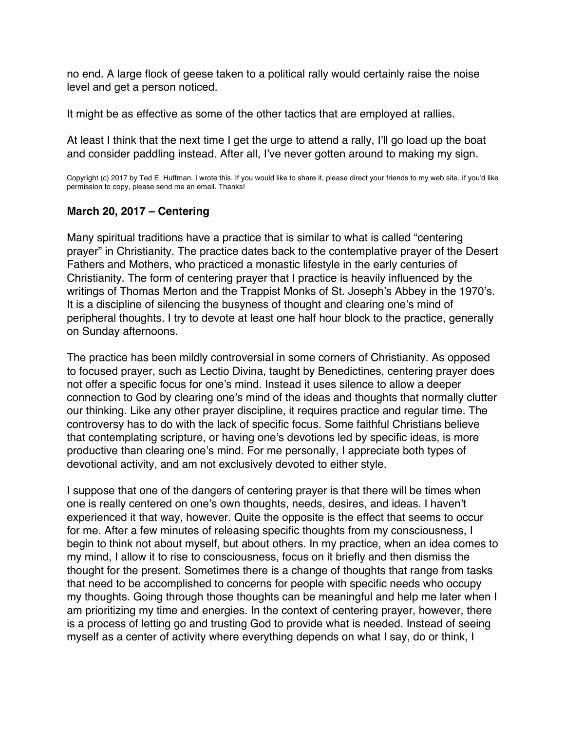no end. A large flock of geese taken to a political rally would certainly raise the noise level and get a person noticed.

It might be as effective as some of the other tactics that are employed at rallies.

At least I think that the next time I get the urge to attend a rally, I'll go load up the boat and consider paddling instead. After all, I've never gotten around to making my sign.

Copyright (c) 2017 by Ted E. Huffman. I wrote this. If you would like to share it, please direct your friends to my web site. If you'd like permission to copy, please send me an email. Thanks!

### March 20, 2017 – Centering

Many spiritual traditions have a practice that is similar to what is called "centering prayer" in Christianity. The practice dates back to the contemplative prayer of the Desert Fathers and Mothers, who practiced a monastic lifestyle in the early centuries of Christianity. The form of centering prayer that I practice is heavily influenced by the writings of Thomas Merton and the Trappist Monks of St. Joseph's Abbey in the 1970's. It is a discipline of silencing the busyness of thought and clearing one's mind of peripheral thoughts. I try to devote at least one half hour block to the practice, generally on Sunday afternoons.

The practice has been mildly controversial in some corners of Christianity. As opposed to focused prayer, such as Lectio Divina, taught by Benedictines, centering prayer does not offer a specific focus for one's mind. Instead it uses silence to allow a deeper connection to God by clearing one's mind of the ideas and thoughts that normally clutter our thinking. Like any other prayer discipline, it requires practice and regular time. The controversy has to do with the lack of specific focus. Some faithful Christians believe that contemplating scripture, or having one's devotions led by specific ideas, is more productive than clearing one's mind. For me personally, I appreciate both types of devotional activity, and am not exclusively devoted to either style.

I suppose that one of the dangers of centering prayer is that there will be times when one is really centered on one's own thoughts, needs, desires, and ideas. I haven't experienced it that way, however. Quite the opposite is the effect that seems to occur for me. After a few minutes of releasing specific thoughts from my consciousness, I begin to think not about myself, but about others. In my practice, when an idea comes to my mind, I allow it to rise to consciousness, focus on it briefly and then dismiss the thought for the present. Sometimes there is a change of thoughts that range from tasks that need to be accomplished to concerns for people with specific needs who occupy my thoughts. Going through those thoughts can be meaningful and help me later when I am prioritizing my time and energies. In the context of centering prayer, however, there is a process of letting go and trusting God to provide what is needed. Instead of seeing myself as a center of activity where everything depends on what I say, do or think, I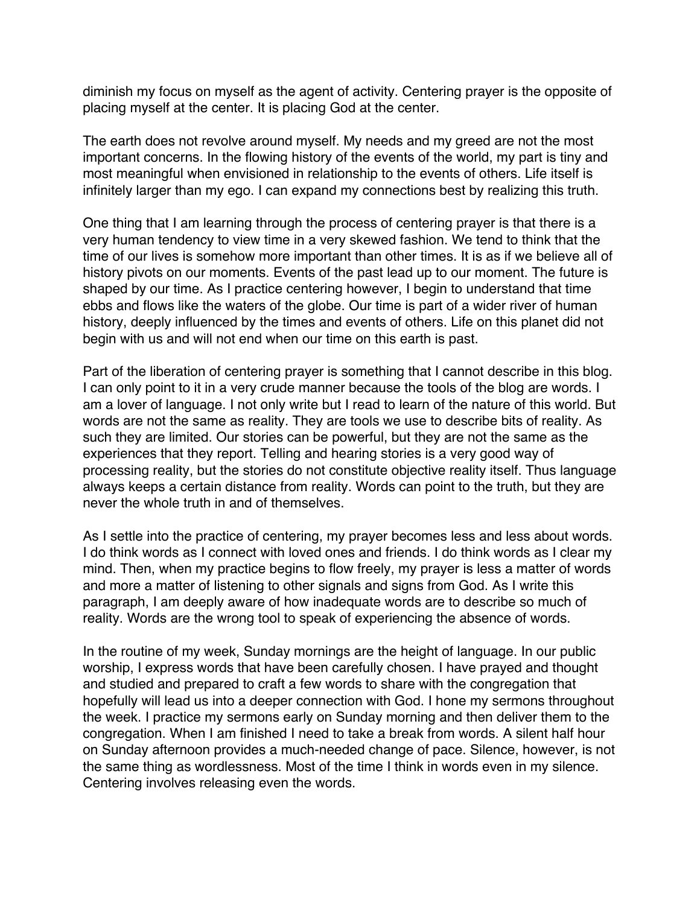diminish my focus on myself as the agent of activity. Centering prayer is the opposite of placing myself at the center. It is placing God at the center.

The earth does not revolve around myself. My needs and my greed are not the most important concerns. In the flowing history of the events of the world, my part is tiny and most meaningful when envisioned in relationship to the events of others. Life itself is infinitely larger than my ego. I can expand my connections best by realizing this truth.

One thing that I am learning through the process of centering prayer is that there is a very human tendency to view time in a very skewed fashion. We tend to think that the time of our lives is somehow more important than other times. It is as if we believe all of history pivots on our moments. Events of the past lead up to our moment. The future is shaped by our time. As I practice centering however, I begin to understand that time ebbs and flows like the waters of the globe. Our time is part of a wider river of human history, deeply influenced by the times and events of others. Life on this planet did not begin with us and will not end when our time on this earth is past.

Part of the liberation of centering prayer is something that I cannot describe in this blog. I can only point to it in a very crude manner because the tools of the blog are words. I am a lover of language. I not only write but I read to learn of the nature of this world. But words are not the same as reality. They are tools we use to describe bits of reality. As such they are limited. Our stories can be powerful, but they are not the same as the experiences that they report. Telling and hearing stories is a very good way of processing reality, but the stories do not constitute objective reality itself. Thus language always keeps a certain distance from reality. Words can point to the truth, but they are never the whole truth in and of themselves.

As I settle into the practice of centering, my prayer becomes less and less about words. I do think words as I connect with loved ones and friends. I do think words as I clear my mind. Then, when my practice begins to flow freely, my prayer is less a matter of words and more a matter of listening to other signals and signs from God. As I write this paragraph, I am deeply aware of how inadequate words are to describe so much of reality. Words are the wrong tool to speak of experiencing the absence of words.

In the routine of my week, Sunday mornings are the height of language. In our public worship, I express words that have been carefully chosen. I have prayed and thought and studied and prepared to craft a few words to share with the congregation that hopefully will lead us into a deeper connection with God. I hone my sermons throughout the week. I practice my sermons early on Sunday morning and then deliver them to the congregation. When I am finished I need to take a break from words. A silent half hour on Sunday afternoon provides a much-needed change of pace. Silence, however, is not the same thing as wordlessness. Most of the time I think in words even in my silence. Centering involves releasing even the words.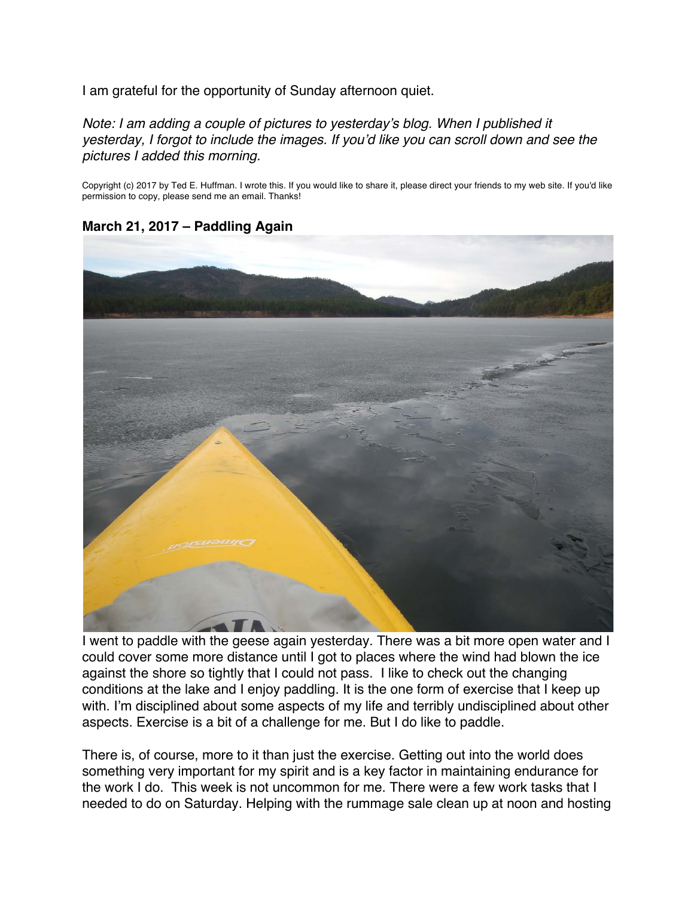I am grateful for the opportunity of Sunday afternoon quiet.

*Note: I am adding a couple of pictures to yesterday's blog. When I published it yesterday, I forgot to include the images. If you'd like you can scroll down and see the pictures I added this morning.*

Copyright (c) 2017 by Ted E. Huffman. I wrote this. If you would like to share it, please direct your friends to my web site. If you'd like permission to copy, please send me an email. Thanks!

**March 21, 2017 – Paddling Again**

I went to paddle with the geese again yesterday. There was a bit more open water and I could cover some more distance until I got to places where the wind had blown the ice against the shore so tightly that I could not pass. I like to check out the changing conditions at the lake and I enjoy paddling. It is the one form of exercise that I keep up with. I'm disciplined about some aspects of my life and terribly undisciplined about other aspects. Exercise is a bit of a challenge for me. But I do like to paddle.

There is, of course, more to it than just the exercise. Getting out into the world does something very important for my spirit and is a key factor in maintaining endurance for the work I do. This week is not uncommon for me. There were a few work tasks that I needed to do on Saturday. Helping with the rummage sale clean up at noon and hosting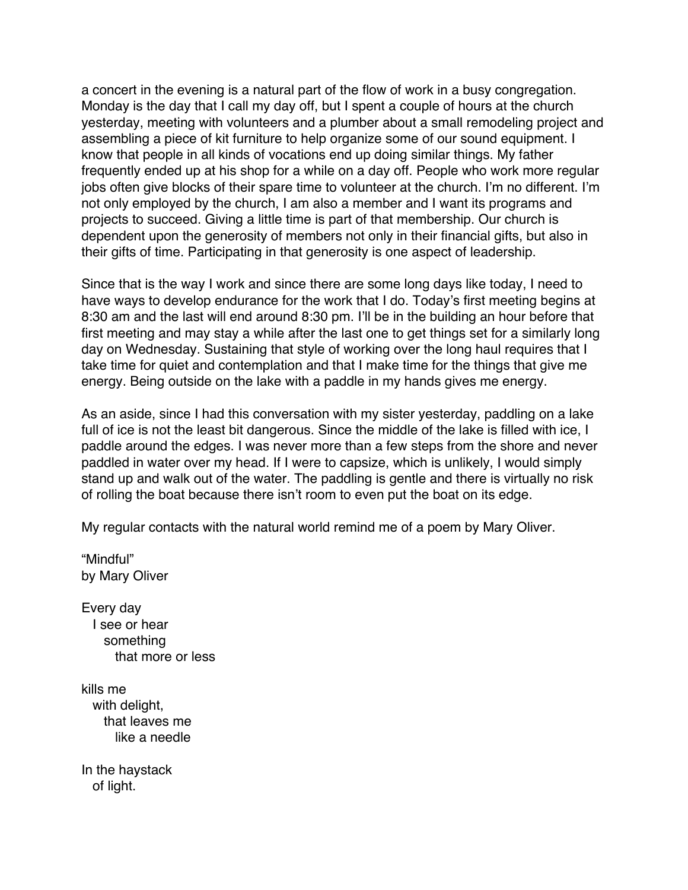a concert in the evening is a natural part of the flow of work in a busy congregation. Monday is the day that I call my day off, but I spent a couple of hours at the church yesterday, meeting with volunteers and a plumber about a small remodeling project and assembling a piece of kit furniture to help organize some of our sound equipment. I know that people in all kinds of vocations end up doing similar things. My father frequently ended up at his shop for a while on a day off. People who work more regular jobs often give blocks of their spare time to volunteer at the church. I'm no different. I'm not only employed by the church, I am also a member and I want its programs and projects to succeed. Giving a little time is part of that membership. Our church is dependent upon the generosity of members not only in their financial gifts, but also in their gifts of time. Participating in that generosity is one aspect of leadership.

Since that is the way I work and since there are some long days like today, I need to have ways to develop endurance for the work that I do. Today's first meeting begins at 8:30 am and the last will end around 8:30 pm. I'll be in the building an hour before that first meeting and may stay a while after the last one to get things set for a similarly long day on Wednesday. Sustaining that style of working over the long haul requires that I take time for quiet and contemplation and that I make time for the things that give me energy. Being outside on the lake with a paddle in my hands gives me energy.

As an aside, since I had this conversation with my sister yesterday, paddling on a lake full of ice is not the least bit dangerous. Since the middle of the lake is filled with ice, I paddle around the edges. I was never more than a few steps from the shore and never paddled in water over my head. If I were to capsize, which is unlikely, I would simply stand up and walk out of the water. The paddling is gentle and there is virtually no risk of rolling the boat because there isn't room to even put the boat on its edge.

My regular contacts with the natural world remind me of a poem by Mary Oliver.

"Mindful"
by Mary Oliver

Every day
  I see or hear
    something
      that more or less

kills me
  with delight,
    that leaves me
      like a needle

In the haystack
  of light.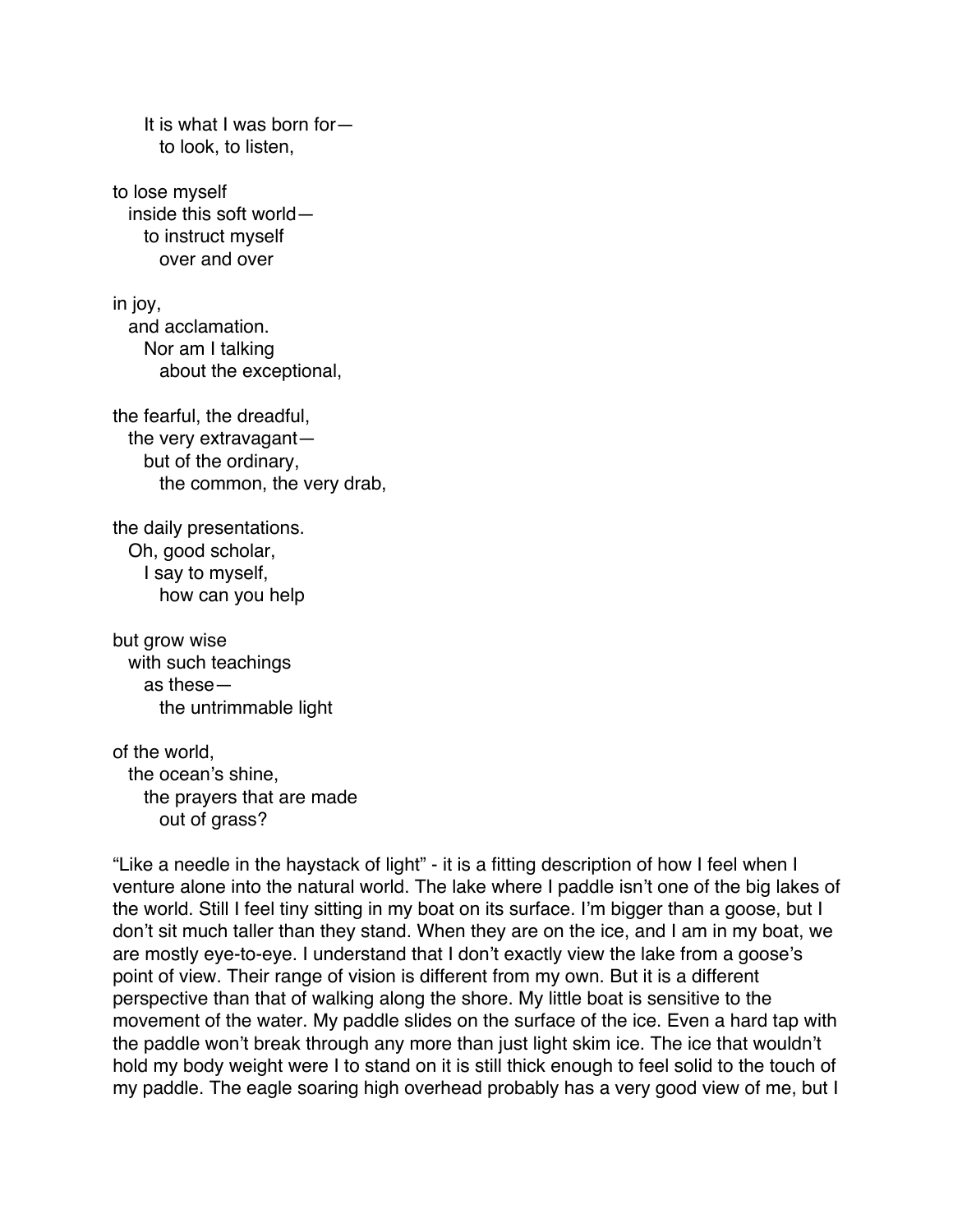It is what I was born for—
to look, to listen,

to lose myself
inside this soft world—
to instruct myself
over and over

in joy,
and acclamation.
Nor am I talking
about the exceptional,

the fearful, the dreadful,
the very extravagant—
but of the ordinary,
the common, the very drab,

the daily presentations.
Oh, good scholar,
I say to myself,
how can you help

but grow wise
with such teachings
as these—
the untrimmable light

of the world,
the ocean's shine,
the prayers that are made
out of grass?

"Like a needle in the haystack of light" - it is a fitting description of how I feel when I venture alone into the natural world. The lake where I paddle isn't one of the big lakes of the world. Still I feel tiny sitting in my boat on its surface. I'm bigger than a goose, but I don't sit much taller than they stand. When they are on the ice, and I am in my boat, we are mostly eye-to-eye. I understand that I don't exactly view the lake from a goose's point of view. Their range of vision is different from my own. But it is a different perspective than that of walking along the shore. My little boat is sensitive to the movement of the water. My paddle slides on the surface of the ice. Even a hard tap with the paddle won't break through any more than just light skim ice. The ice that wouldn't hold my body weight were I to stand on it is still thick enough to feel solid to the touch of my paddle. The eagle soaring high overhead probably has a very good view of me, but I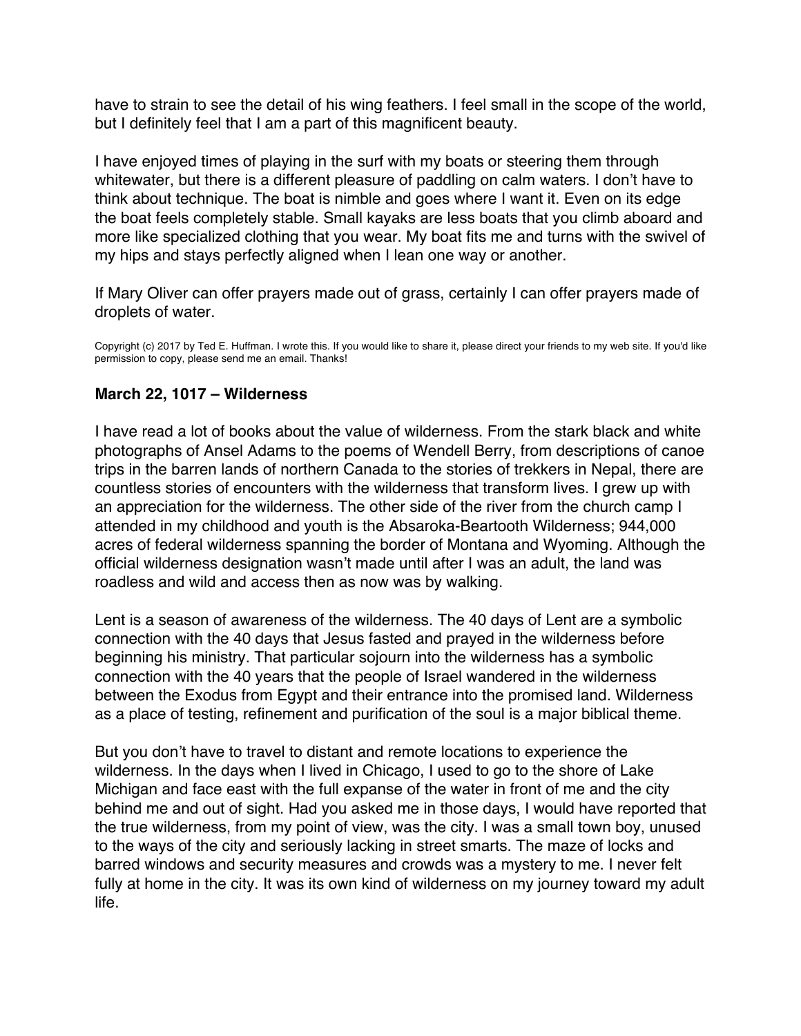have to strain to see the detail of his wing feathers. I feel small in the scope of the world, but I definitely feel that I am a part of this magnificent beauty.

I have enjoyed times of playing in the surf with my boats or steering them through whitewater, but there is a different pleasure of paddling on calm waters. I don't have to think about technique. The boat is nimble and goes where I want it. Even on its edge the boat feels completely stable. Small kayaks are less boats that you climb aboard and more like specialized clothing that you wear. My boat fits me and turns with the swivel of my hips and stays perfectly aligned when I lean one way or another.

If Mary Oliver can offer prayers made out of grass, certainly I can offer prayers made of droplets of water.

Copyright (c) 2017 by Ted E. Huffman. I wrote this. If you would like to share it, please direct your friends to my web site. If you'd like permission to copy, please send me an email. Thanks!

### March 22, 1017 – Wilderness

I have read a lot of books about the value of wilderness. From the stark black and white photographs of Ansel Adams to the poems of Wendell Berry, from descriptions of canoe trips in the barren lands of northern Canada to the stories of trekkers in Nepal, there are countless stories of encounters with the wilderness that transform lives. I grew up with an appreciation for the wilderness. The other side of the river from the church camp I attended in my childhood and youth is the Absaroka-Beartooth Wilderness; 944,000 acres of federal wilderness spanning the border of Montana and Wyoming. Although the official wilderness designation wasn't made until after I was an adult, the land was roadless and wild and access then as now was by walking.

Lent is a season of awareness of the wilderness. The 40 days of Lent are a symbolic connection with the 40 days that Jesus fasted and prayed in the wilderness before beginning his ministry. That particular sojourn into the wilderness has a symbolic connection with the 40 years that the people of Israel wandered in the wilderness between the Exodus from Egypt and their entrance into the promised land. Wilderness as a place of testing, refinement and purification of the soul is a major biblical theme.

But you don't have to travel to distant and remote locations to experience the wilderness. In the days when I lived in Chicago, I used to go to the shore of Lake Michigan and face east with the full expanse of the water in front of me and the city behind me and out of sight. Had you asked me in those days, I would have reported that the true wilderness, from my point of view, was the city. I was a small town boy, unused to the ways of the city and seriously lacking in street smarts. The maze of locks and barred windows and security measures and crowds was a mystery to me. I never felt fully at home in the city. It was its own kind of wilderness on my journey toward my adult life.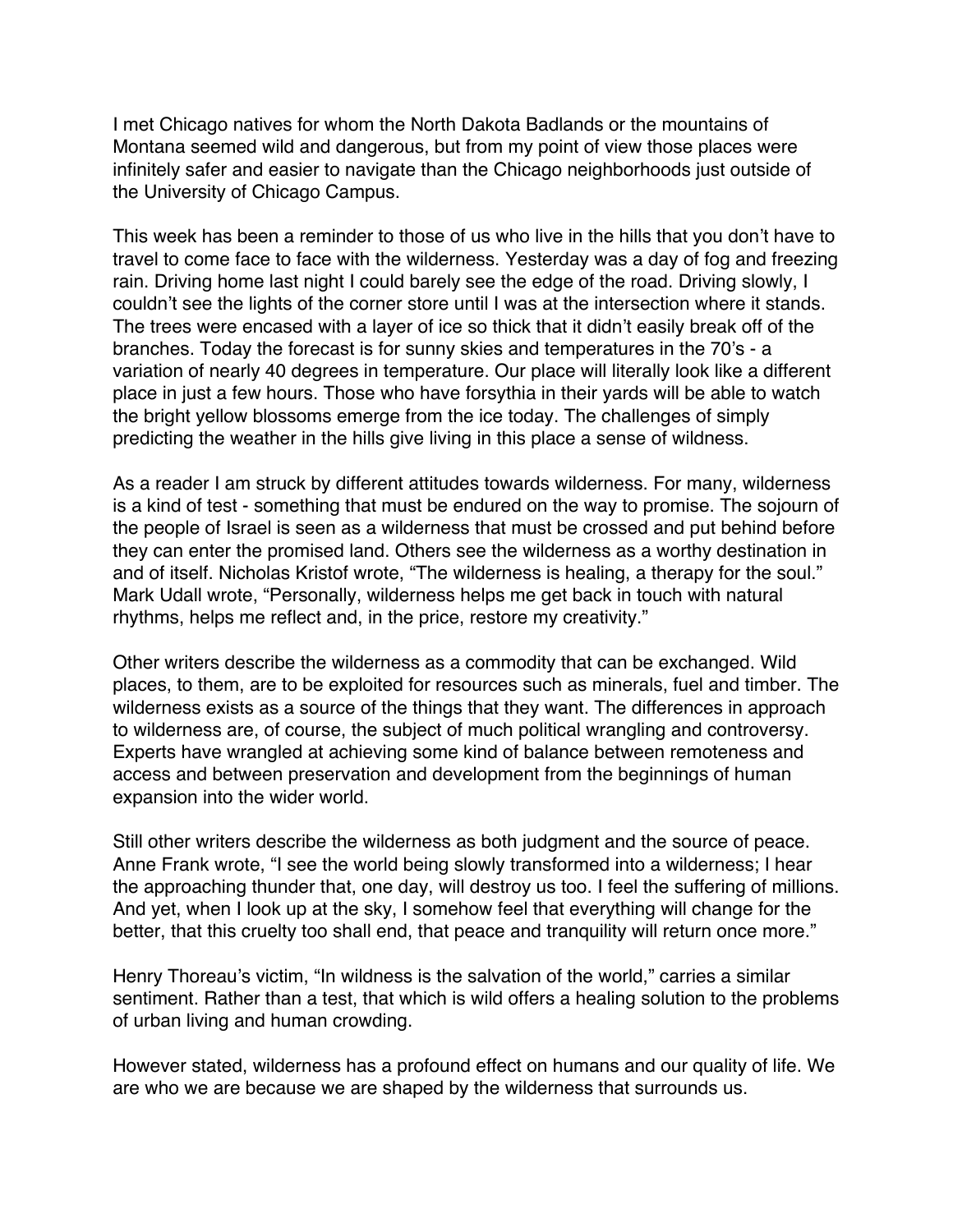I met Chicago natives for whom the North Dakota Badlands or the mountains of Montana seemed wild and dangerous, but from my point of view those places were infinitely safer and easier to navigate than the Chicago neighborhoods just outside of the University of Chicago Campus.

This week has been a reminder to those of us who live in the hills that you don't have to travel to come face to face with the wilderness. Yesterday was a day of fog and freezing rain. Driving home last night I could barely see the edge of the road. Driving slowly, I couldn't see the lights of the corner store until I was at the intersection where it stands. The trees were encased with a layer of ice so thick that it didn't easily break off of the branches. Today the forecast is for sunny skies and temperatures in the 70's - a variation of nearly 40 degrees in temperature. Our place will literally look like a different place in just a few hours. Those who have forsythia in their yards will be able to watch the bright yellow blossoms emerge from the ice today. The challenges of simply predicting the weather in the hills give living in this place a sense of wildness.

As a reader I am struck by different attitudes towards wilderness. For many, wilderness is a kind of test - something that must be endured on the way to promise. The sojourn of the people of Israel is seen as a wilderness that must be crossed and put behind before they can enter the promised land. Others see the wilderness as a worthy destination in and of itself. Nicholas Kristof wrote, "The wilderness is healing, a therapy for the soul." Mark Udall wrote, "Personally, wilderness helps me get back in touch with natural rhythms, helps me reflect and, in the price, restore my creativity."

Other writers describe the wilderness as a commodity that can be exchanged. Wild places, to them, are to be exploited for resources such as minerals, fuel and timber. The wilderness exists as a source of the things that they want. The differences in approach to wilderness are, of course, the subject of much political wrangling and controversy. Experts have wrangled at achieving some kind of balance between remoteness and access and between preservation and development from the beginnings of human expansion into the wider world.

Still other writers describe the wilderness as both judgment and the source of peace. Anne Frank wrote, "I see the world being slowly transformed into a wilderness; I hear the approaching thunder that, one day, will destroy us too. I feel the suffering of millions. And yet, when I look up at the sky, I somehow feel that everything will change for the better, that this cruelty too shall end, that peace and tranquility will return once more."

Henry Thoreau's victim, "In wildness is the salvation of the world," carries a similar sentiment. Rather than a test, that which is wild offers a healing solution to the problems of urban living and human crowding.

However stated, wilderness has a profound effect on humans and our quality of life. We are who we are because we are shaped by the wilderness that surrounds us.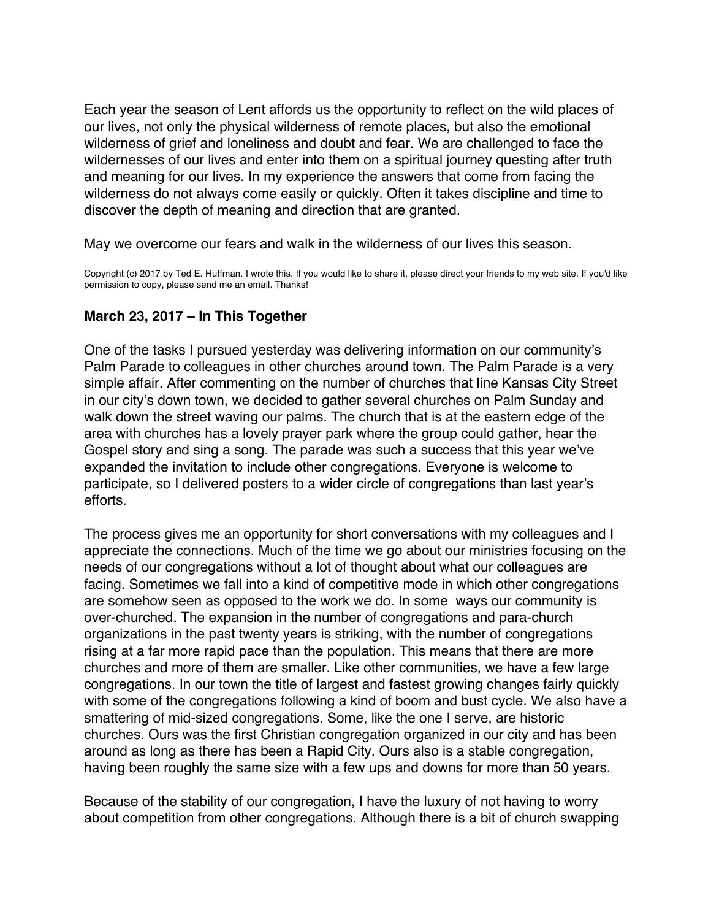Each year the season of Lent affords us the opportunity to reflect on the wild places of our lives, not only the physical wilderness of remote places, but also the emotional wilderness of grief and loneliness and doubt and fear. We are challenged to face the wildernesses of our lives and enter into them on a spiritual journey questing after truth and meaning for our lives. In my experience the answers that come from facing the wilderness do not always come easily or quickly. Often it takes discipline and time to discover the depth of meaning and direction that are granted.

May we overcome our fears and walk in the wilderness of our lives this season.

Copyright (c) 2017 by Ted E. Huffman. I wrote this. If you would like to share it, please direct your friends to my web site. If you'd like permission to copy, please send me an email. Thanks!

**March 23, 2017 – In This Together**

One of the tasks I pursued yesterday was delivering information on our community's Palm Parade to colleagues in other churches around town. The Palm Parade is a very simple affair. After commenting on the number of churches that line Kansas City Street in our city's down town, we decided to gather several churches on Palm Sunday and walk down the street waving our palms. The church that is at the eastern edge of the area with churches has a lovely prayer park where the group could gather, hear the Gospel story and sing a song. The parade was such a success that this year we've expanded the invitation to include other congregations. Everyone is welcome to participate, so I delivered posters to a wider circle of congregations than last year's efforts.

The process gives me an opportunity for short conversations with my colleagues and I appreciate the connections. Much of the time we go about our ministries focusing on the needs of our congregations without a lot of thought about what our colleagues are facing. Sometimes we fall into a kind of competitive mode in which other congregations are somehow seen as opposed to the work we do. In some ways our community is over-churched. The expansion in the number of congregations and para-church organizations in the past twenty years is striking, with the number of congregations rising at a far more rapid pace than the population. This means that there are more churches and more of them are smaller. Like other communities, we have a few large congregations. In our town the title of largest and fastest growing changes fairly quickly with some of the congregations following a kind of boom and bust cycle. We also have a smattering of mid-sized congregations. Some, like the one I serve, are historic churches. Ours was the first Christian congregation organized in our city and has been around as long as there has been a Rapid City. Ours also is a stable congregation, having been roughly the same size with a few ups and downs for more than 50 years.

Because of the stability of our congregation, I have the luxury of not having to worry about competition from other congregations. Although there is a bit of church swapping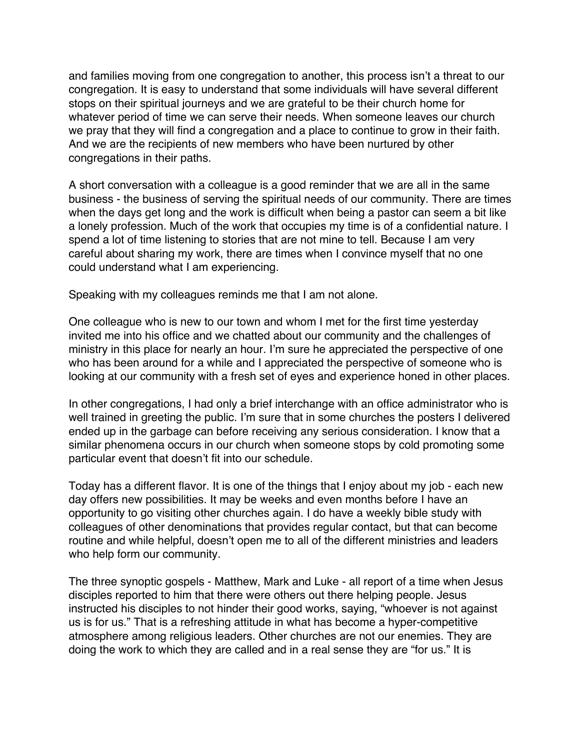and families moving from one congregation to another, this process isn't a threat to our congregation. It is easy to understand that some individuals will have several different stops on their spiritual journeys and we are grateful to be their church home for whatever period of time we can serve their needs. When someone leaves our church we pray that they will find a congregation and a place to continue to grow in their faith. And we are the recipients of new members who have been nurtured by other congregations in their paths.

A short conversation with a colleague is a good reminder that we are all in the same business - the business of serving the spiritual needs of our community. There are times when the days get long and the work is difficult when being a pastor can seem a bit like a lonely profession. Much of the work that occupies my time is of a confidential nature. I spend a lot of time listening to stories that are not mine to tell. Because I am very careful about sharing my work, there are times when I convince myself that no one could understand what I am experiencing.

Speaking with my colleagues reminds me that I am not alone.

One colleague who is new to our town and whom I met for the first time yesterday invited me into his office and we chatted about our community and the challenges of ministry in this place for nearly an hour. I'm sure he appreciated the perspective of one who has been around for a while and I appreciated the perspective of someone who is looking at our community with a fresh set of eyes and experience honed in other places.

In other congregations, I had only a brief interchange with an office administrator who is well trained in greeting the public. I'm sure that in some churches the posters I delivered ended up in the garbage can before receiving any serious consideration. I know that a similar phenomena occurs in our church when someone stops by cold promoting some particular event that doesn't fit into our schedule.

Today has a different flavor. It is one of the things that I enjoy about my job - each new day offers new possibilities. It may be weeks and even months before I have an opportunity to go visiting other churches again. I do have a weekly bible study with colleagues of other denominations that provides regular contact, but that can become routine and while helpful, doesn't open me to all of the different ministries and leaders who help form our community.

The three synoptic gospels - Matthew, Mark and Luke - all report of a time when Jesus disciples reported to him that there were others out there helping people. Jesus instructed his disciples to not hinder their good works, saying, "whoever is not against us is for us." That is a refreshing attitude in what has become a hyper-competitive atmosphere among religious leaders. Other churches are not our enemies. They are doing the work to which they are called and in a real sense they are "for us." It is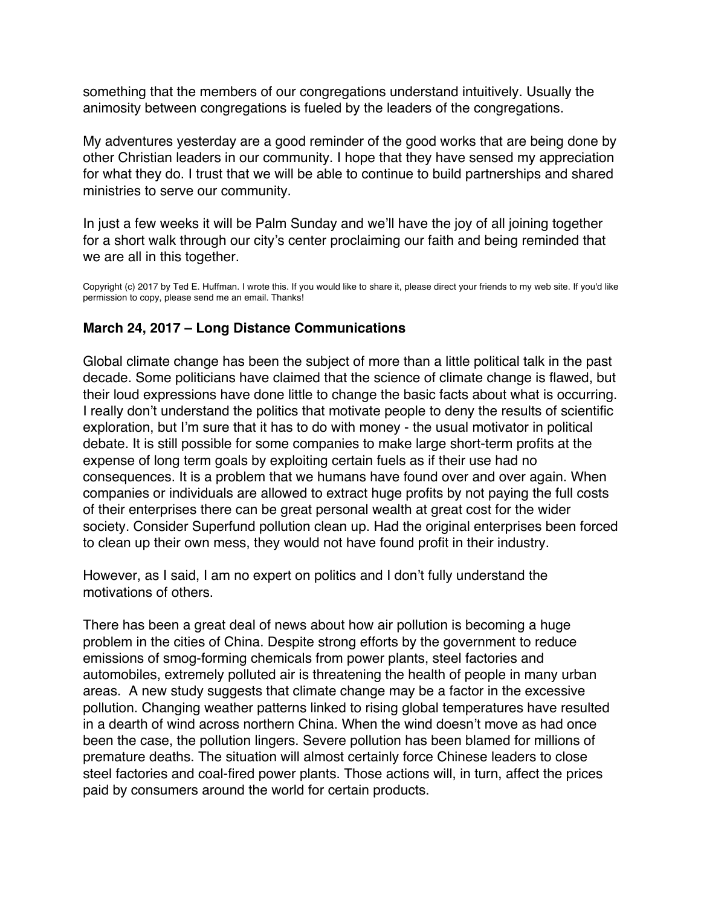something that the members of our congregations understand intuitively. Usually the animosity between congregations is fueled by the leaders of the congregations.

My adventures yesterday are a good reminder of the good works that are being done by other Christian leaders in our community. I hope that they have sensed my appreciation for what they do. I trust that we will be able to continue to build partnerships and shared ministries to serve our community.

In just a few weeks it will be Palm Sunday and we'll have the joy of all joining together for a short walk through our city's center proclaiming our faith and being reminded that we are all in this together.

Copyright (c) 2017 by Ted E. Huffman. I wrote this. If you would like to share it, please direct your friends to my web site. If you'd like permission to copy, please send me an email. Thanks!

### March 24, 2017 – Long Distance Communications

Global climate change has been the subject of more than a little political talk in the past decade. Some politicians have claimed that the science of climate change is flawed, but their loud expressions have done little to change the basic facts about what is occurring. I really don't understand the politics that motivate people to deny the results of scientific exploration, but I'm sure that it has to do with money - the usual motivator in political debate. It is still possible for some companies to make large short-term profits at the expense of long term goals by exploiting certain fuels as if their use had no consequences. It is a problem that we humans have found over and over again. When companies or individuals are allowed to extract huge profits by not paying the full costs of their enterprises there can be great personal wealth at great cost for the wider society. Consider Superfund pollution clean up. Had the original enterprises been forced to clean up their own mess, they would not have found profit in their industry.

However, as I said, I am no expert on politics and I don't fully understand the motivations of others.

There has been a great deal of news about how air pollution is becoming a huge problem in the cities of China. Despite strong efforts by the government to reduce emissions of smog-forming chemicals from power plants, steel factories and automobiles, extremely polluted air is threatening the health of people in many urban areas. A new study suggests that climate change may be a factor in the excessive pollution. Changing weather patterns linked to rising global temperatures have resulted in a dearth of wind across northern China. When the wind doesn't move as had once been the case, the pollution lingers. Severe pollution has been blamed for millions of premature deaths. The situation will almost certainly force Chinese leaders to close steel factories and coal-fired power plants. Those actions will, in turn, affect the prices paid by consumers around the world for certain products.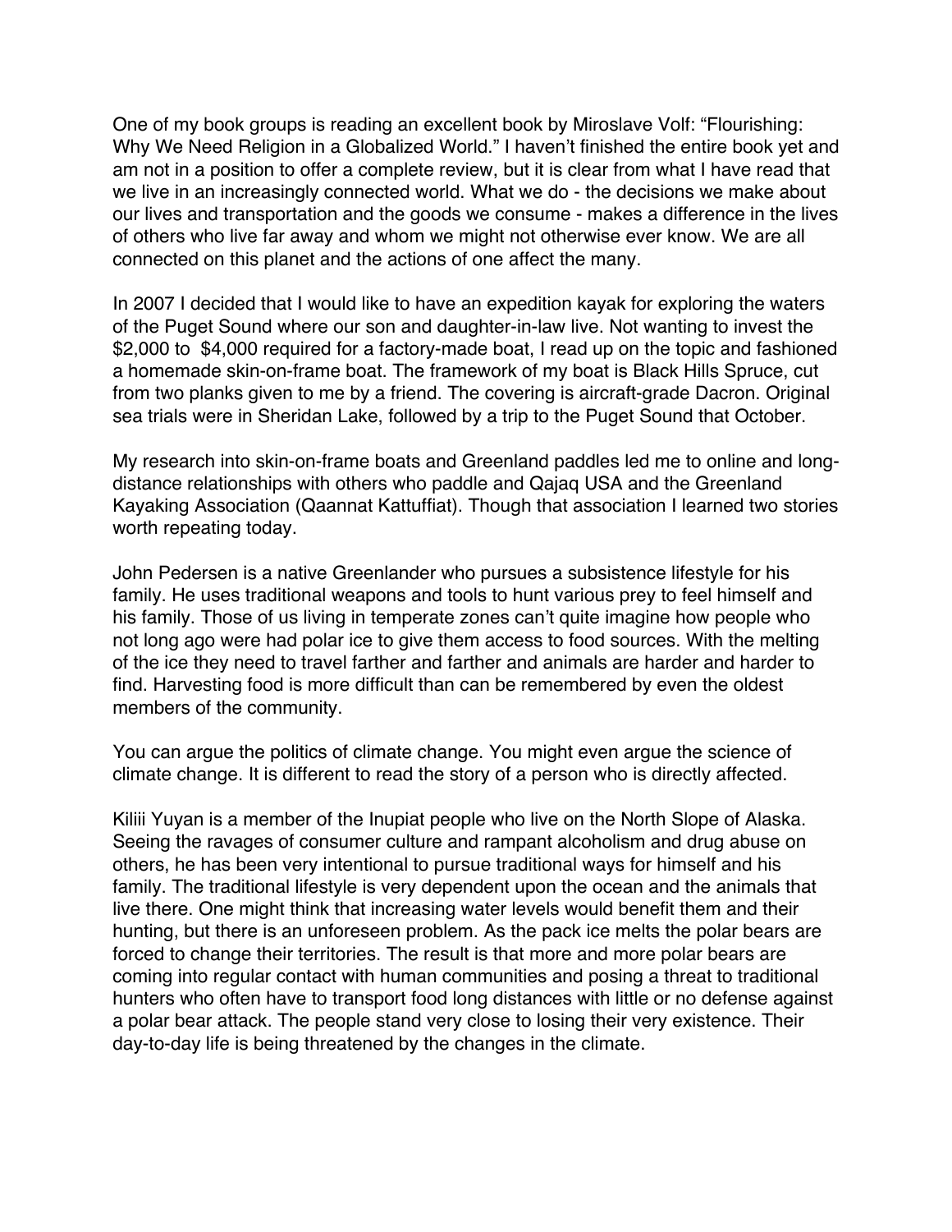One of my book groups is reading an excellent book by Miroslave Volf: “Flourishing: Why We Need Religion in a Globalized World.” I haven’t finished the entire book yet and am not in a position to offer a complete review, but it is clear from what I have read that we live in an increasingly connected world. What we do - the decisions we make about our lives and transportation and the goods we consume - makes a difference in the lives of others who live far away and whom we might not otherwise ever know. We are all connected on this planet and the actions of one affect the many.

In 2007 I decided that I would like to have an expedition kayak for exploring the waters of the Puget Sound where our son and daughter-in-law live. Not wanting to invest the $2,000 to  $4,000 required for a factory-made boat, I read up on the topic and fashioned a homemade skin-on-frame boat. The framework of my boat is Black Hills Spruce, cut from two planks given to me by a friend. The covering is aircraft-grade Dacron. Original sea trials were in Sheridan Lake, followed by a trip to the Puget Sound that October.

My research into skin-on-frame boats and Greenland paddles led me to online and long-distance relationships with others who paddle and Qajaq USA and the Greenland Kayaking Association (Qaannat Kattuffiat). Though that association I learned two stories worth repeating today.

John Pedersen is a native Greenlander who pursues a subsistence lifestyle for his family. He uses traditional weapons and tools to hunt various prey to feel himself and his family. Those of us living in temperate zones can’t quite imagine how people who not long ago were had polar ice to give them access to food sources. With the melting of the ice they need to travel farther and farther and animals are harder and harder to find. Harvesting food is more difficult than can be remembered by even the oldest members of the community.

You can argue the politics of climate change. You might even argue the science of climate change. It is different to read the story of a person who is directly affected.

Kiliii Yuyan is a member of the Inupiat people who live on the North Slope of Alaska. Seeing the ravages of consumer culture and rampant alcoholism and drug abuse on others, he has been very intentional to pursue traditional ways for himself and his family. The traditional lifestyle is very dependent upon the ocean and the animals that live there. One might think that increasing water levels would benefit them and their hunting, but there is an unforeseen problem. As the pack ice melts the polar bears are forced to change their territories. The result is that more and more polar bears are coming into regular contact with human communities and posing a threat to traditional hunters who often have to transport food long distances with little or no defense against a polar bear attack. The people stand very close to losing their very existence. Their day-to-day life is being threatened by the changes in the climate.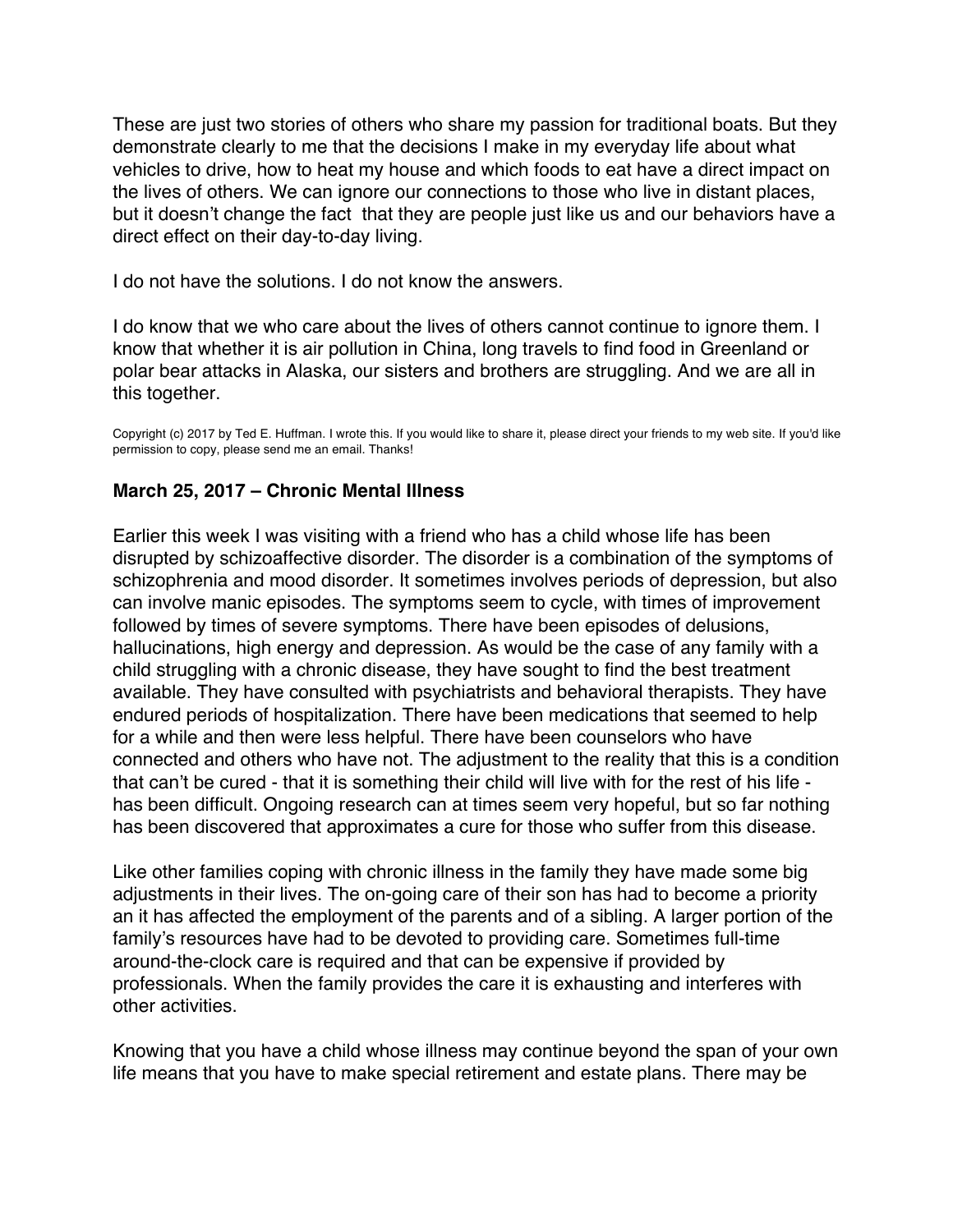These are just two stories of others who share my passion for traditional boats. But they demonstrate clearly to me that the decisions I make in my everyday life about what vehicles to drive, how to heat my house and which foods to eat have a direct impact on the lives of others. We can ignore our connections to those who live in distant places, but it doesn't change the fact that they are people just like us and our behaviors have a direct effect on their day-to-day living.

I do not have the solutions. I do not know the answers.

I do know that we who care about the lives of others cannot continue to ignore them. I know that whether it is air pollution in China, long travels to find food in Greenland or polar bear attacks in Alaska, our sisters and brothers are struggling. And we are all in this together.

Copyright (c) 2017 by Ted E. Huffman. I wrote this. If you would like to share it, please direct your friends to my web site. If you'd like permission to copy, please send me an email. Thanks!

**March 25, 2017 – Chronic Mental Illness**

Earlier this week I was visiting with a friend who has a child whose life has been disrupted by schizoaffective disorder. The disorder is a combination of the symptoms of schizophrenia and mood disorder. It sometimes involves periods of depression, but also can involve manic episodes. The symptoms seem to cycle, with times of improvement followed by times of severe symptoms. There have been episodes of delusions, hallucinations, high energy and depression. As would be the case of any family with a child struggling with a chronic disease, they have sought to find the best treatment available. They have consulted with psychiatrists and behavioral therapists. They have endured periods of hospitalization. There have been medications that seemed to help for a while and then were less helpful. There have been counselors who have connected and others who have not. The adjustment to the reality that this is a condition that can't be cured - that it is something their child will live with for the rest of his life - has been difficult. Ongoing research can at times seem very hopeful, but so far nothing has been discovered that approximates a cure for those who suffer from this disease.

Like other families coping with chronic illness in the family they have made some big adjustments in their lives. The on-going care of their son has had to become a priority an it has affected the employment of the parents and of a sibling. A larger portion of the family's resources have had to be devoted to providing care. Sometimes full-time around-the-clock care is required and that can be expensive if provided by professionals. When the family provides the care it is exhausting and interferes with other activities.

Knowing that you have a child whose illness may continue beyond the span of your own life means that you have to make special retirement and estate plans. There may be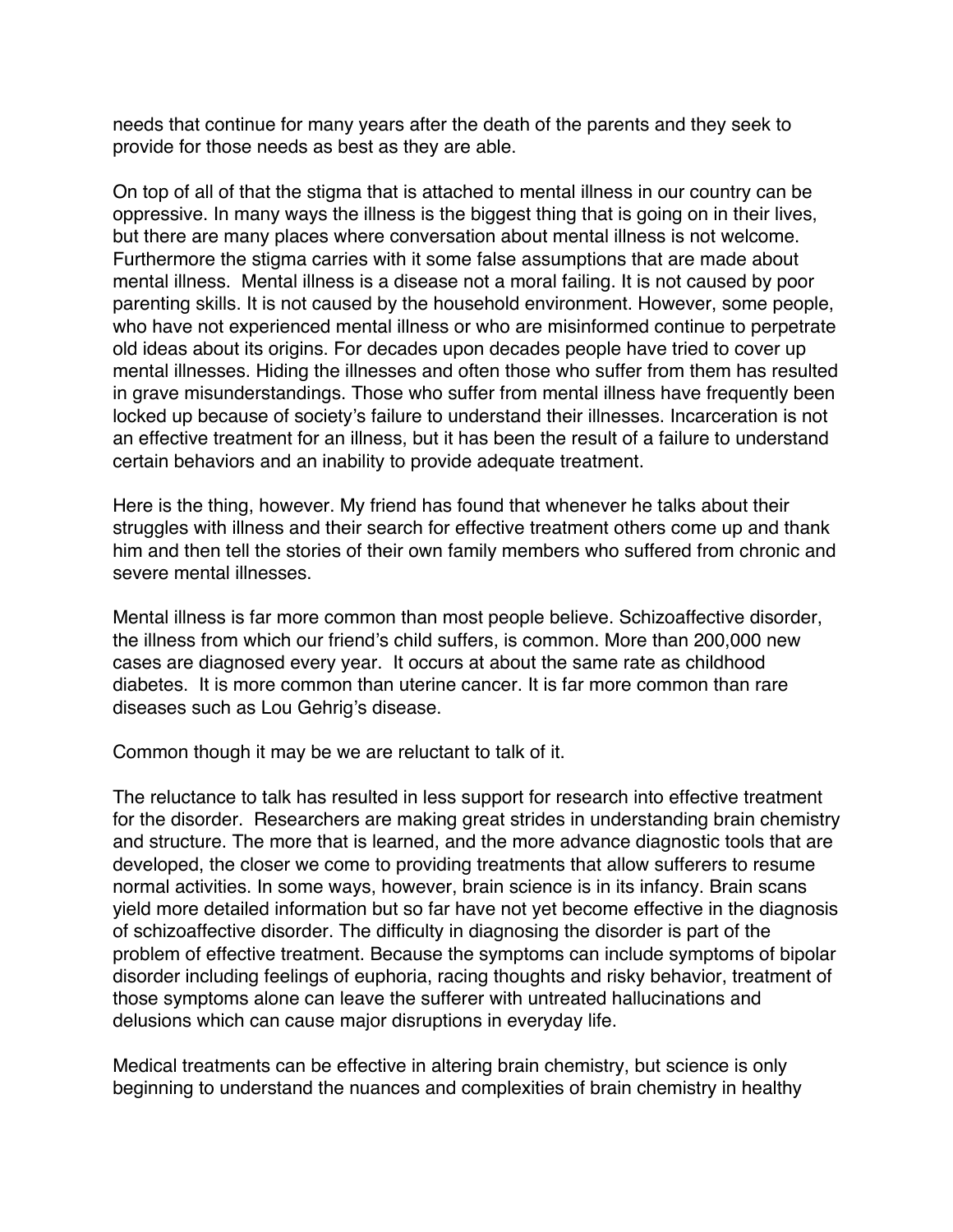needs that continue for many years after the death of the parents and they seek to provide for those needs as best as they are able.

On top of all of that the stigma that is attached to mental illness in our country can be oppressive. In many ways the illness is the biggest thing that is going on in their lives, but there are many places where conversation about mental illness is not welcome. Furthermore the stigma carries with it some false assumptions that are made about mental illness. Mental illness is a disease not a moral failing. It is not caused by poor parenting skills. It is not caused by the household environment. However, some people, who have not experienced mental illness or who are misinformed continue to perpetrate old ideas about its origins. For decades upon decades people have tried to cover up mental illnesses. Hiding the illnesses and often those who suffer from them has resulted in grave misunderstandings. Those who suffer from mental illness have frequently been locked up because of society's failure to understand their illnesses. Incarceration is not an effective treatment for an illness, but it has been the result of a failure to understand certain behaviors and an inability to provide adequate treatment.

Here is the thing, however. My friend has found that whenever he talks about their struggles with illness and their search for effective treatment others come up and thank him and then tell the stories of their own family members who suffered from chronic and severe mental illnesses.

Mental illness is far more common than most people believe. Schizoaffective disorder, the illness from which our friend's child suffers, is common. More than 200,000 new cases are diagnosed every year. It occurs at about the same rate as childhood diabetes. It is more common than uterine cancer. It is far more common than rare diseases such as Lou Gehrig's disease.

Common though it may be we are reluctant to talk of it.

The reluctance to talk has resulted in less support for research into effective treatment for the disorder. Researchers are making great strides in understanding brain chemistry and structure. The more that is learned, and the more advance diagnostic tools that are developed, the closer we come to providing treatments that allow sufferers to resume normal activities. In some ways, however, brain science is in its infancy. Brain scans yield more detailed information but so far have not yet become effective in the diagnosis of schizoaffective disorder. The difficulty in diagnosing the disorder is part of the problem of effective treatment. Because the symptoms can include symptoms of bipolar disorder including feelings of euphoria, racing thoughts and risky behavior, treatment of those symptoms alone can leave the sufferer with untreated hallucinations and delusions which can cause major disruptions in everyday life.

Medical treatments can be effective in altering brain chemistry, but science is only beginning to understand the nuances and complexities of brain chemistry in healthy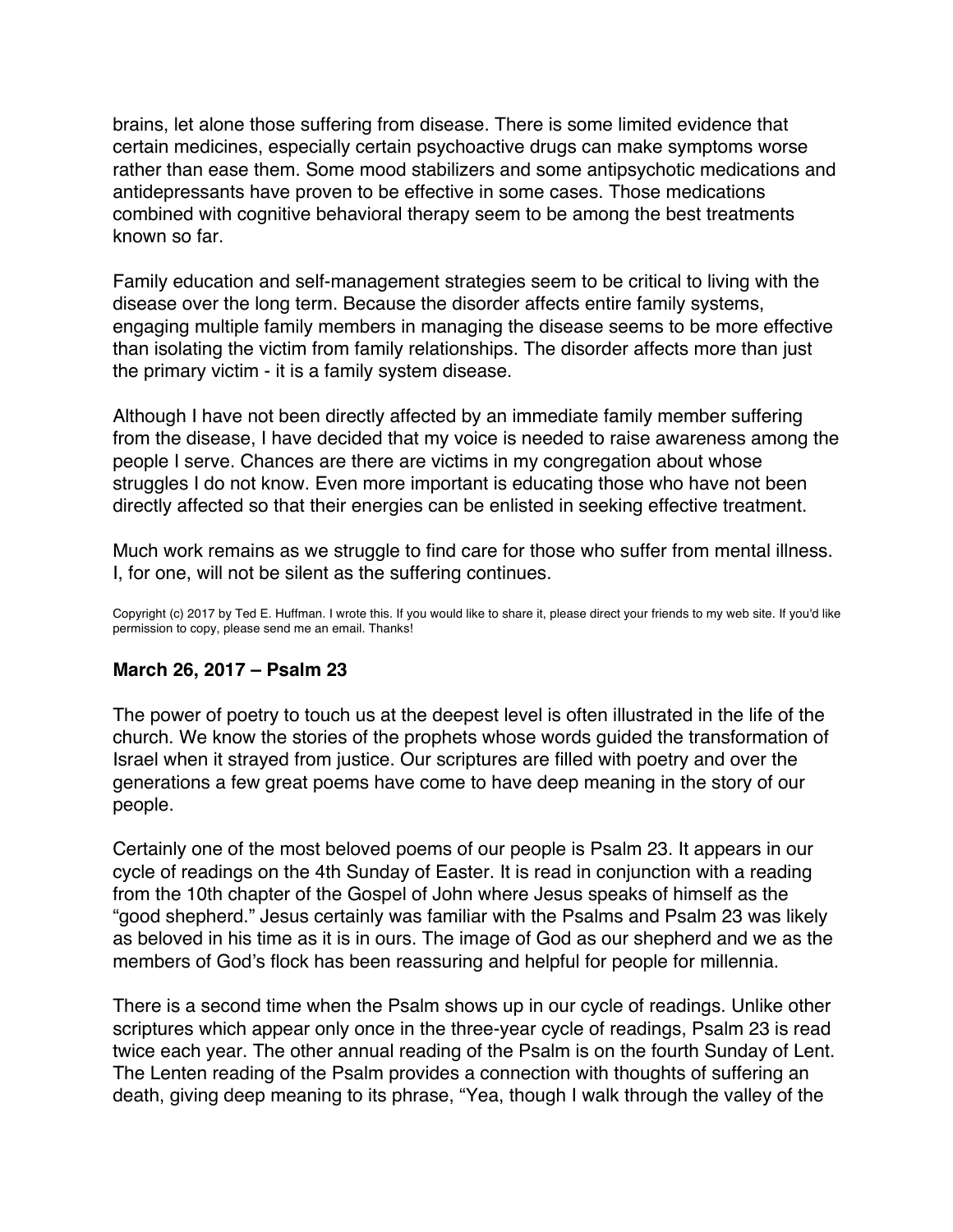brains, let alone those suffering from disease. There is some limited evidence that certain medicines, especially certain psychoactive drugs can make symptoms worse rather than ease them. Some mood stabilizers and some antipsychotic medications and antidepressants have proven to be effective in some cases. Those medications combined with cognitive behavioral therapy seem to be among the best treatments known so far.

Family education and self-management strategies seem to be critical to living with the disease over the long term. Because the disorder affects entire family systems, engaging multiple family members in managing the disease seems to be more effective than isolating the victim from family relationships. The disorder affects more than just the primary victim - it is a family system disease.

Although I have not been directly affected by an immediate family member suffering from the disease, I have decided that my voice is needed to raise awareness among the people I serve. Chances are there are victims in my congregation about whose struggles I do not know. Even more important is educating those who have not been directly affected so that their energies can be enlisted in seeking effective treatment.

Much work remains as we struggle to find care for those who suffer from mental illness. I, for one, will not be silent as the suffering continues.

Copyright (c) 2017 by Ted E. Huffman. I wrote this. If you would like to share it, please direct your friends to my web site. If you'd like permission to copy, please send me an email. Thanks!

### March 26, 2017 – Psalm 23

The power of poetry to touch us at the deepest level is often illustrated in the life of the church. We know the stories of the prophets whose words guided the transformation of Israel when it strayed from justice. Our scriptures are filled with poetry and over the generations a few great poems have come to have deep meaning in the story of our people.

Certainly one of the most beloved poems of our people is Psalm 23. It appears in our cycle of readings on the 4th Sunday of Easter. It is read in conjunction with a reading from the 10th chapter of the Gospel of John where Jesus speaks of himself as the "good shepherd." Jesus certainly was familiar with the Psalms and Psalm 23 was likely as beloved in his time as it is in ours. The image of God as our shepherd and we as the members of God's flock has been reassuring and helpful for people for millennia.

There is a second time when the Psalm shows up in our cycle of readings. Unlike other scriptures which appear only once in the three-year cycle of readings, Psalm 23 is read twice each year. The other annual reading of the Psalm is on the fourth Sunday of Lent. The Lenten reading of the Psalm provides a connection with thoughts of suffering an death, giving deep meaning to its phrase, "Yea, though I walk through the valley of the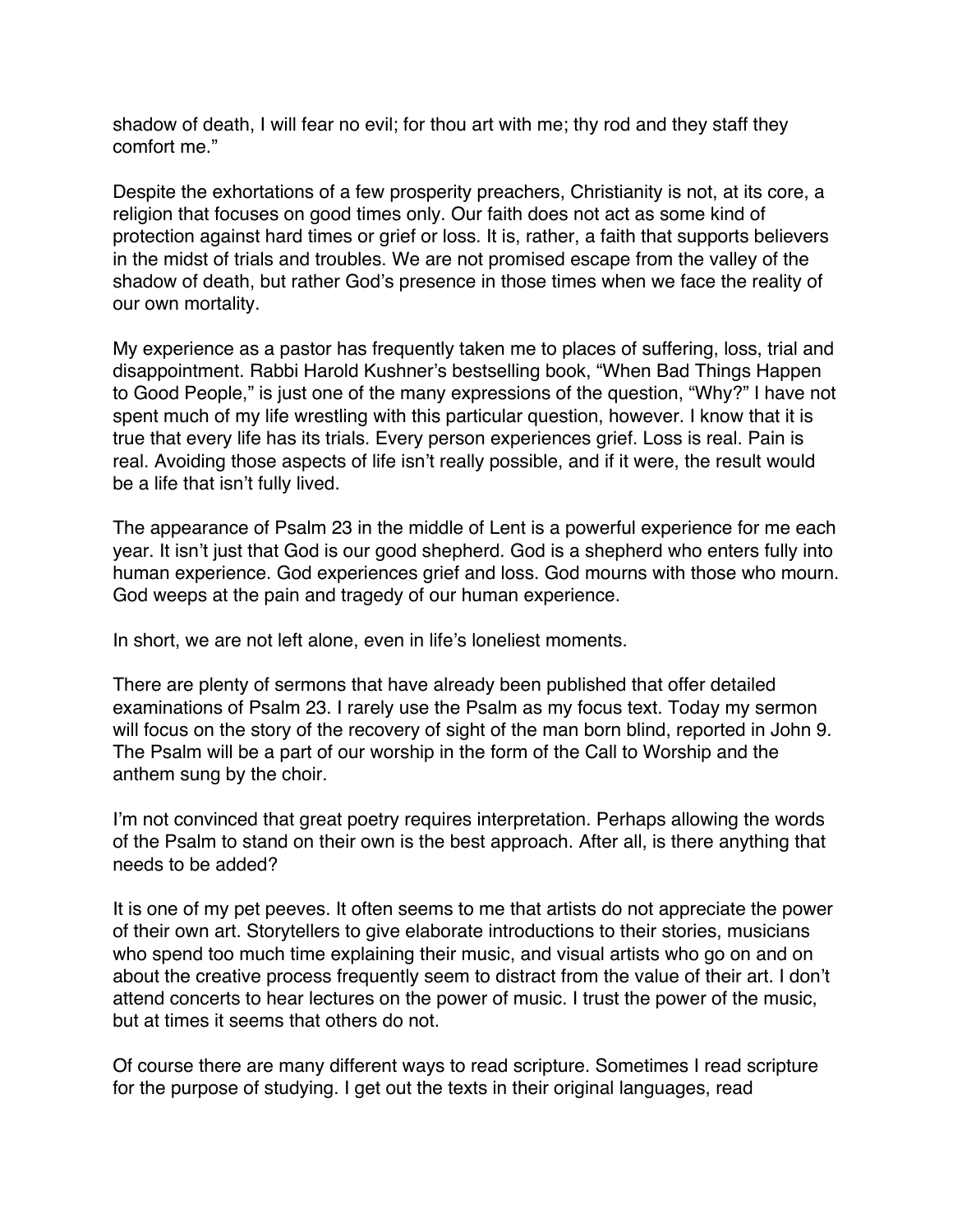shadow of death, I will fear no evil; for thou art with me; thy rod and they staff they comfort me."

Despite the exhortations of a few prosperity preachers, Christianity is not, at its core, a religion that focuses on good times only. Our faith does not act as some kind of protection against hard times or grief or loss. It is, rather, a faith that supports believers in the midst of trials and troubles. We are not promised escape from the valley of the shadow of death, but rather God's presence in those times when we face the reality of our own mortality.

My experience as a pastor has frequently taken me to places of suffering, loss, trial and disappointment. Rabbi Harold Kushner's bestselling book, "When Bad Things Happen to Good People," is just one of the many expressions of the question, "Why?" I have not spent much of my life wrestling with this particular question, however. I know that it is true that every life has its trials. Every person experiences grief. Loss is real. Pain is real. Avoiding those aspects of life isn't really possible, and if it were, the result would be a life that isn't fully lived.

The appearance of Psalm 23 in the middle of Lent is a powerful experience for me each year. It isn't just that God is our good shepherd. God is a shepherd who enters fully into human experience. God experiences grief and loss. God mourns with those who mourn. God weeps at the pain and tragedy of our human experience.

In short, we are not left alone, even in life's loneliest moments.

There are plenty of sermons that have already been published that offer detailed examinations of Psalm 23. I rarely use the Psalm as my focus text. Today my sermon will focus on the story of the recovery of sight of the man born blind, reported in John 9. The Psalm will be a part of our worship in the form of the Call to Worship and the anthem sung by the choir.

I'm not convinced that great poetry requires interpretation. Perhaps allowing the words of the Psalm to stand on their own is the best approach. After all, is there anything that needs to be added?

It is one of my pet peeves. It often seems to me that artists do not appreciate the power of their own art. Storytellers to give elaborate introductions to their stories, musicians who spend too much time explaining their music, and visual artists who go on and on about the creative process frequently seem to distract from the value of their art. I don't attend concerts to hear lectures on the power of music. I trust the power of the music, but at times it seems that others do not.

Of course there are many different ways to read scripture. Sometimes I read scripture for the purpose of studying. I get out the texts in their original languages, read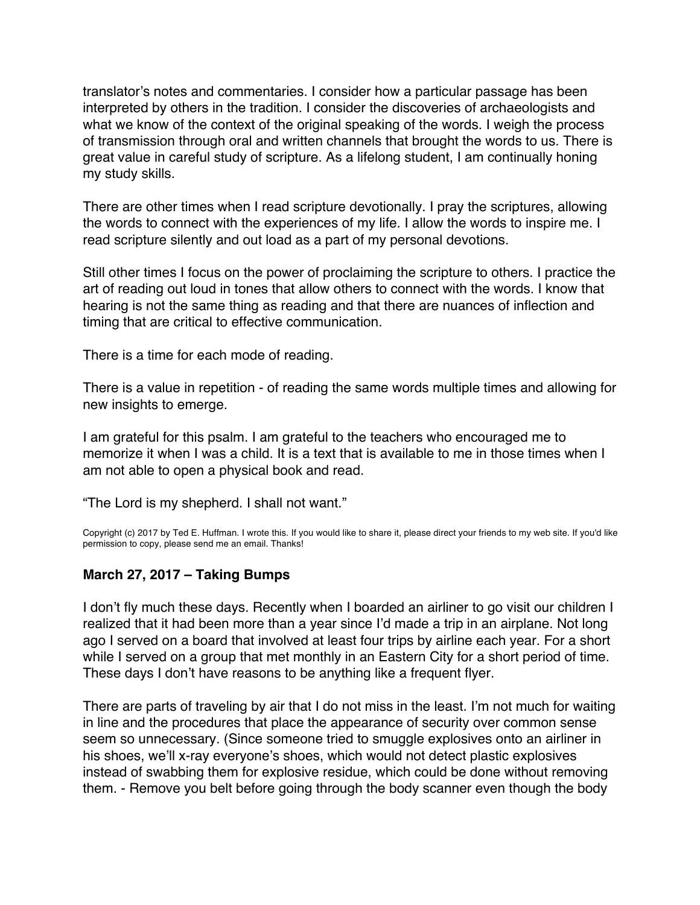translator's notes and commentaries. I consider how a particular passage has been interpreted by others in the tradition. I consider the discoveries of archaeologists and what we know of the context of the original speaking of the words. I weigh the process of transmission through oral and written channels that brought the words to us. There is great value in careful study of scripture. As a lifelong student, I am continually honing my study skills.

There are other times when I read scripture devotionally. I pray the scriptures, allowing the words to connect with the experiences of my life. I allow the words to inspire me. I read scripture silently and out load as a part of my personal devotions.

Still other times I focus on the power of proclaiming the scripture to others. I practice the art of reading out loud in tones that allow others to connect with the words. I know that hearing is not the same thing as reading and that there are nuances of inflection and timing that are critical to effective communication.

There is a time for each mode of reading.

There is a value in repetition - of reading the same words multiple times and allowing for new insights to emerge.

I am grateful for this psalm. I am grateful to the teachers who encouraged me to memorize it when I was a child. It is a text that is available to me in those times when I am not able to open a physical book and read.

"The Lord is my shepherd. I shall not want."

Copyright (c) 2017 by Ted E. Huffman. I wrote this. If you would like to share it, please direct your friends to my web site. If you'd like permission to copy, please send me an email. Thanks!

### March 27, 2017 – Taking Bumps

I don't fly much these days. Recently when I boarded an airliner to go visit our children I realized that it had been more than a year since I'd made a trip in an airplane. Not long ago I served on a board that involved at least four trips by airline each year. For a short while I served on a group that met monthly in an Eastern City for a short period of time. These days I don't have reasons to be anything like a frequent flyer.

There are parts of traveling by air that I do not miss in the least. I'm not much for waiting in line and the procedures that place the appearance of security over common sense seem so unnecessary. (Since someone tried to smuggle explosives onto an airliner in his shoes, we'll x-ray everyone's shoes, which would not detect plastic explosives instead of swabbing them for explosive residue, which could be done without removing them. - Remove you belt before going through the body scanner even though the body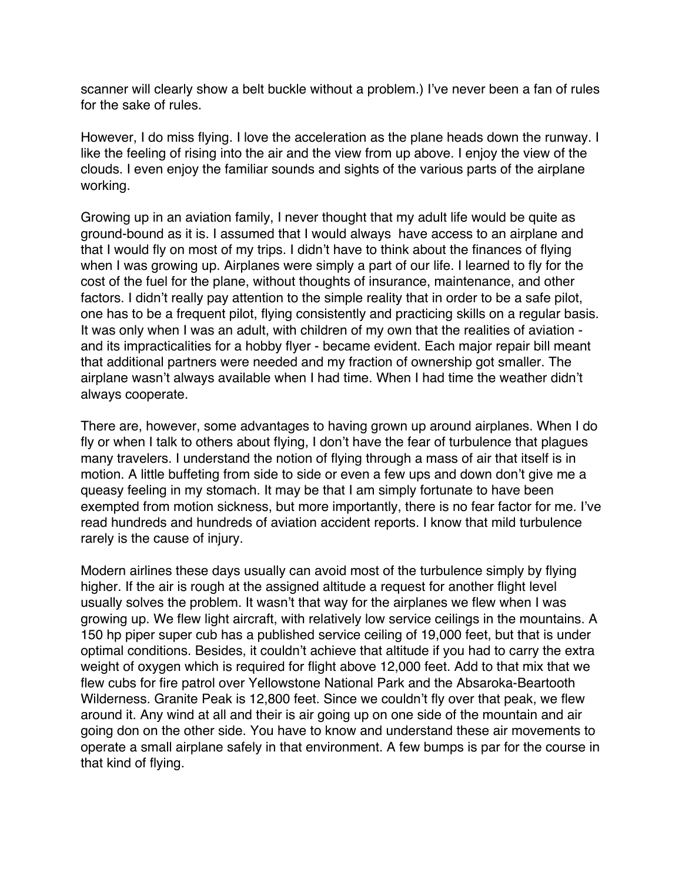scanner will clearly show a belt buckle without a problem.) I've never been a fan of rules for the sake of rules.

However, I do miss flying. I love the acceleration as the plane heads down the runway. I like the feeling of rising into the air and the view from up above. I enjoy the view of the clouds. I even enjoy the familiar sounds and sights of the various parts of the airplane working.

Growing up in an aviation family, I never thought that my adult life would be quite as ground-bound as it is. I assumed that I would always  have access to an airplane and that I would fly on most of my trips. I didn't have to think about the finances of flying when I was growing up. Airplanes were simply a part of our life. I learned to fly for the cost of the fuel for the plane, without thoughts of insurance, maintenance, and other factors. I didn't really pay attention to the simple reality that in order to be a safe pilot, one has to be a frequent pilot, flying consistently and practicing skills on a regular basis. It was only when I was an adult, with children of my own that the realities of aviation - and its impracticalities for a hobby flyer - became evident. Each major repair bill meant that additional partners were needed and my fraction of ownership got smaller. The airplane wasn't always available when I had time. When I had time the weather didn't always cooperate.

There are, however, some advantages to having grown up around airplanes. When I do fly or when I talk to others about flying, I don't have the fear of turbulence that plagues many travelers. I understand the notion of flying through a mass of air that itself is in motion. A little buffeting from side to side or even a few ups and down don't give me a queasy feeling in my stomach. It may be that I am simply fortunate to have been exempted from motion sickness, but more importantly, there is no fear factor for me. I've read hundreds and hundreds of aviation accident reports. I know that mild turbulence rarely is the cause of injury.

Modern airlines these days usually can avoid most of the turbulence simply by flying higher. If the air is rough at the assigned altitude a request for another flight level usually solves the problem. It wasn't that way for the airplanes we flew when I was growing up. We flew light aircraft, with relatively low service ceilings in the mountains. A 150 hp piper super cub has a published service ceiling of 19,000 feet, but that is under optimal conditions. Besides, it couldn't achieve that altitude if you had to carry the extra weight of oxygen which is required for flight above 12,000 feet. Add to that mix that we flew cubs for fire patrol over Yellowstone National Park and the Absaroka-Beartooth Wilderness. Granite Peak is 12,800 feet. Since we couldn't fly over that peak, we flew around it. Any wind at all and their is air going up on one side of the mountain and air going don on the other side. You have to know and understand these air movements to operate a small airplane safely in that environment. A few bumps is par for the course in that kind of flying.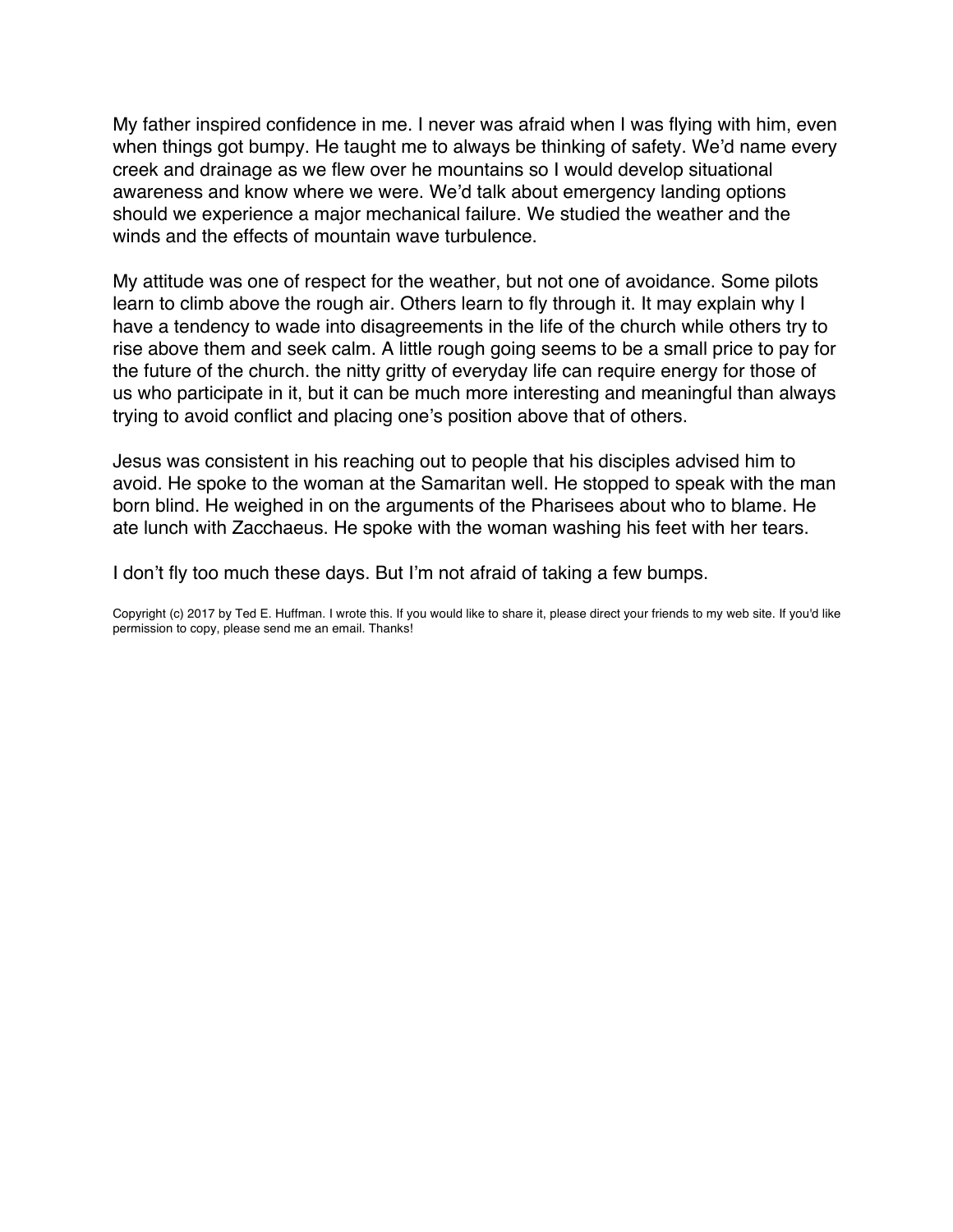My father inspired confidence in me. I never was afraid when I was flying with him, even when things got bumpy. He taught me to always be thinking of safety. We'd name every creek and drainage as we flew over he mountains so I would develop situational awareness and know where we were. We'd talk about emergency landing options should we experience a major mechanical failure. We studied the weather and the winds and the effects of mountain wave turbulence.

My attitude was one of respect for the weather, but not one of avoidance. Some pilots learn to climb above the rough air. Others learn to fly through it. It may explain why I have a tendency to wade into disagreements in the life of the church while others try to rise above them and seek calm. A little rough going seems to be a small price to pay for the future of the church. the nitty gritty of everyday life can require energy for those of us who participate in it, but it can be much more interesting and meaningful than always trying to avoid conflict and placing one's position above that of others.

Jesus was consistent in his reaching out to people that his disciples advised him to avoid. He spoke to the woman at the Samaritan well. He stopped to speak with the man born blind. He weighed in on the arguments of the Pharisees about who to blame. He ate lunch with Zacchaeus. He spoke with the woman washing his feet with her tears.

I don't fly too much these days. But I'm not afraid of taking a few bumps.

Copyright (c) 2017 by Ted E. Huffman. I wrote this. If you would like to share it, please direct your friends to my web site. If you'd like permission to copy, please send me an email. Thanks!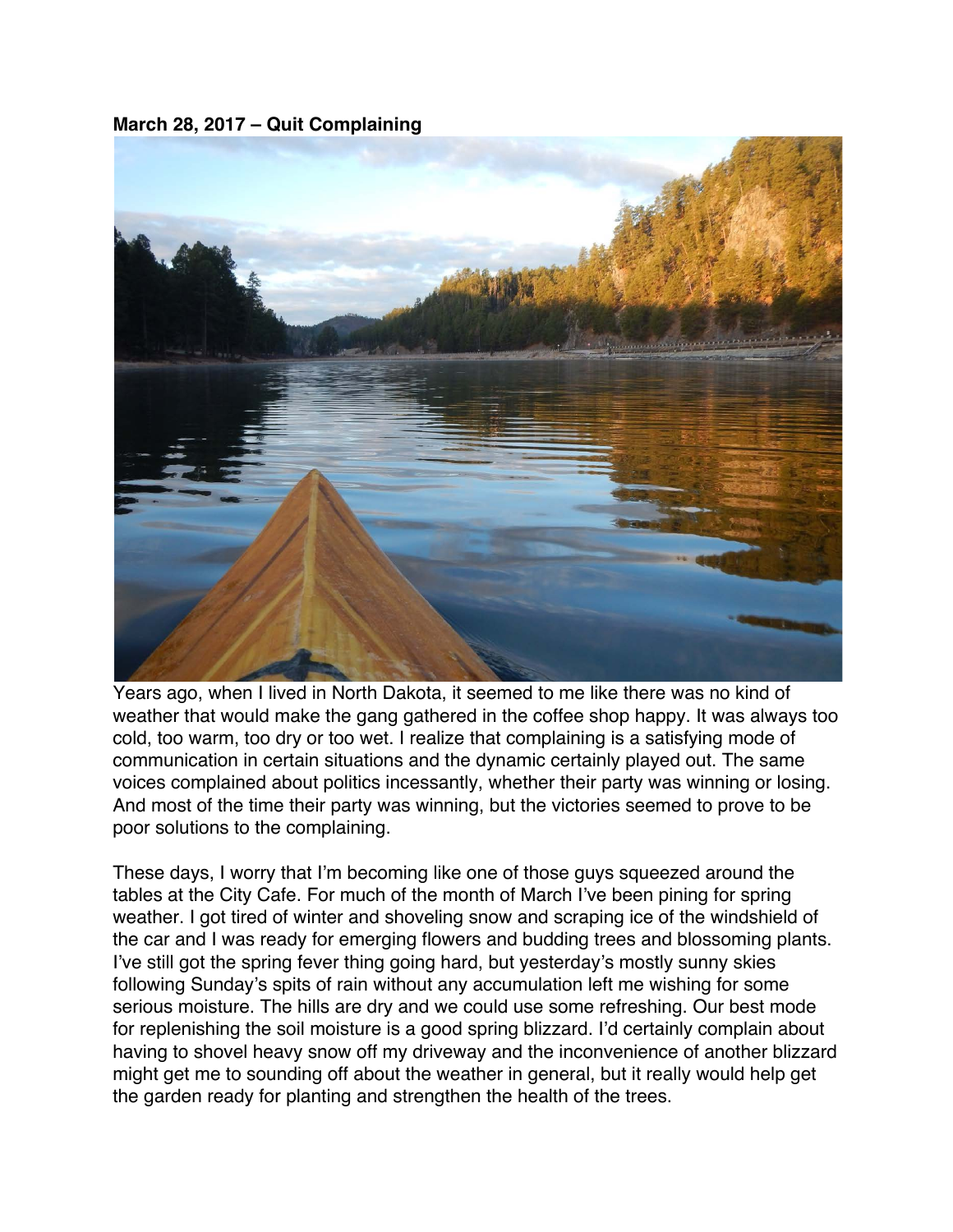**March 28, 2017 – Quit Complaining**

Years ago, when I lived in North Dakota, it seemed to me like there was no kind of weather that would make the gang gathered in the coffee shop happy. It was always too cold, too warm, too dry or too wet. I realize that complaining is a satisfying mode of communication in certain situations and the dynamic certainly played out. The same voices complained about politics incessantly, whether their party was winning or losing. And most of the time their party was winning, but the victories seemed to prove to be poor solutions to the complaining.

These days, I worry that I'm becoming like one of those guys squeezed around the tables at the City Cafe. For much of the month of March I've been pining for spring weather. I got tired of winter and shoveling snow and scraping ice of the windshield of the car and I was ready for emerging flowers and budding trees and blossoming plants. I've still got the spring fever thing going hard, but yesterday's mostly sunny skies following Sunday's spits of rain without any accumulation left me wishing for some serious moisture. The hills are dry and we could use some refreshing. Our best mode for replenishing the soil moisture is a good spring blizzard. I'd certainly complain about having to shovel heavy snow off my driveway and the inconvenience of another blizzard might get me to sounding off about the weather in general, but it really would help get the garden ready for planting and strengthen the health of the trees.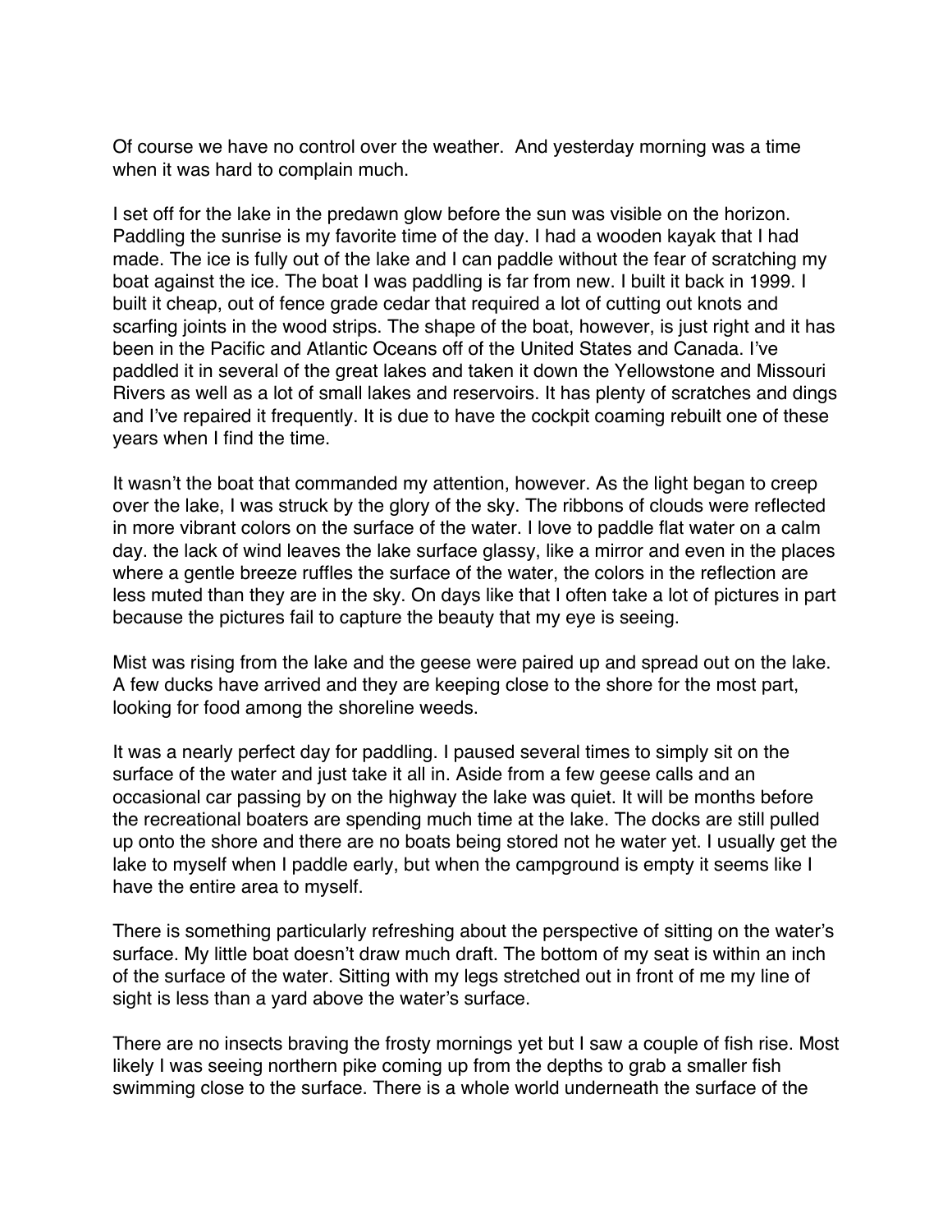Of course we have no control over the weather. And yesterday morning was a time when it was hard to complain much.

I set off for the lake in the predawn glow before the sun was visible on the horizon. Paddling the sunrise is my favorite time of the day. I had a wooden kayak that I had made. The ice is fully out of the lake and I can paddle without the fear of scratching my boat against the ice. The boat I was paddling is far from new. I built it back in 1999. I built it cheap, out of fence grade cedar that required a lot of cutting out knots and scarfing joints in the wood strips. The shape of the boat, however, is just right and it has been in the Pacific and Atlantic Oceans off of the United States and Canada. I've paddled it in several of the great lakes and taken it down the Yellowstone and Missouri Rivers as well as a lot of small lakes and reservoirs. It has plenty of scratches and dings and I've repaired it frequently. It is due to have the cockpit coaming rebuilt one of these years when I find the time.

It wasn't the boat that commanded my attention, however. As the light began to creep over the lake, I was struck by the glory of the sky. The ribbons of clouds were reflected in more vibrant colors on the surface of the water. I love to paddle flat water on a calm day. the lack of wind leaves the lake surface glassy, like a mirror and even in the places where a gentle breeze ruffles the surface of the water, the colors in the reflection are less muted than they are in the sky. On days like that I often take a lot of pictures in part because the pictures fail to capture the beauty that my eye is seeing.

Mist was rising from the lake and the geese were paired up and spread out on the lake. A few ducks have arrived and they are keeping close to the shore for the most part, looking for food among the shoreline weeds.

It was a nearly perfect day for paddling. I paused several times to simply sit on the surface of the water and just take it all in. Aside from a few geese calls and an occasional car passing by on the highway the lake was quiet. It will be months before the recreational boaters are spending much time at the lake. The docks are still pulled up onto the shore and there are no boats being stored not he water yet. I usually get the lake to myself when I paddle early, but when the campground is empty it seems like I have the entire area to myself.

There is something particularly refreshing about the perspective of sitting on the water's surface. My little boat doesn't draw much draft. The bottom of my seat is within an inch of the surface of the water. Sitting with my legs stretched out in front of me my line of sight is less than a yard above the water's surface.

There are no insects braving the frosty mornings yet but I saw a couple of fish rise. Most likely I was seeing northern pike coming up from the depths to grab a smaller fish swimming close to the surface. There is a whole world underneath the surface of the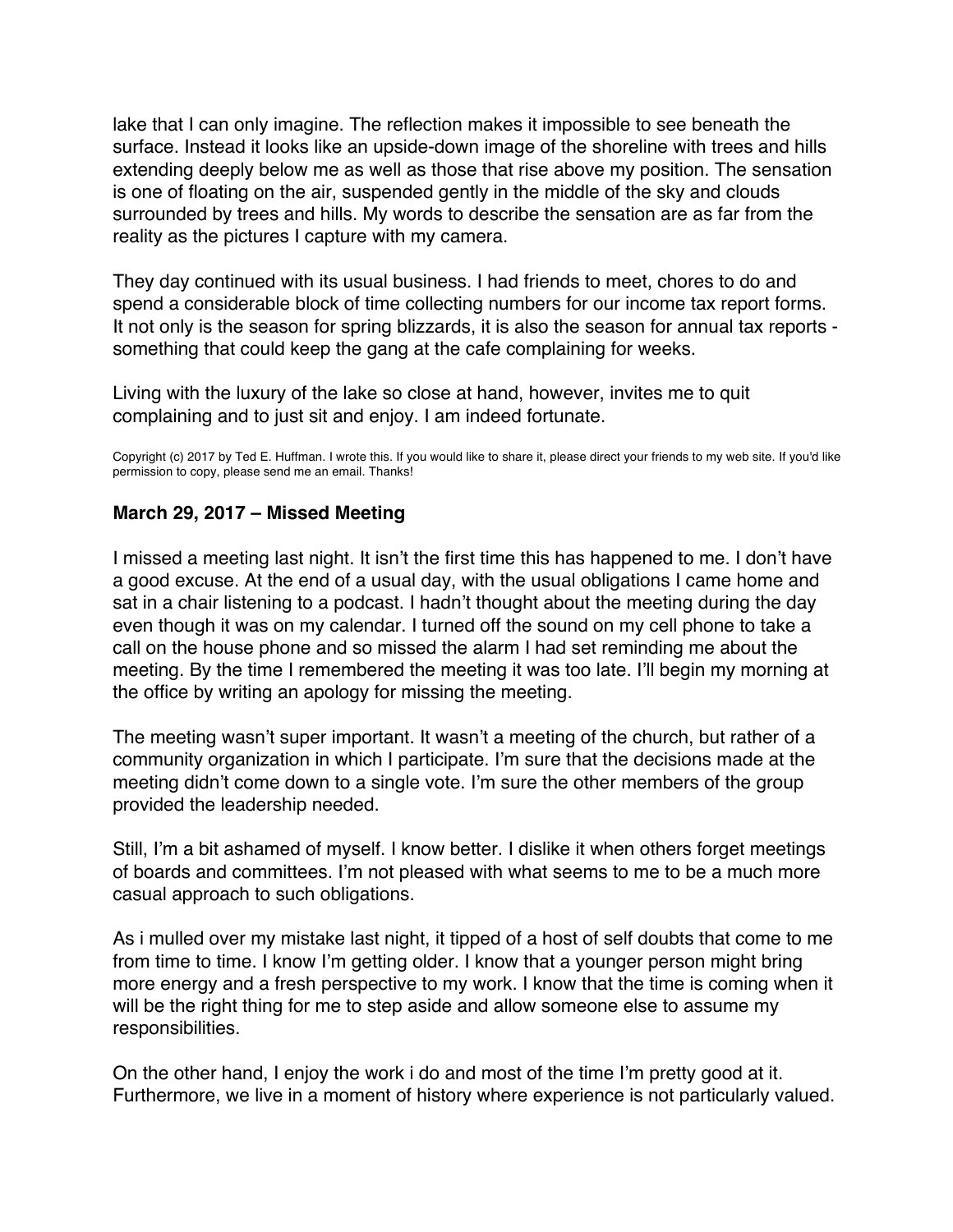lake that I can only imagine. The reflection makes it impossible to see beneath the surface. Instead it looks like an upside-down image of the shoreline with trees and hills extending deeply below me as well as those that rise above my position. The sensation is one of floating on the air, suspended gently in the middle of the sky and clouds surrounded by trees and hills. My words to describe the sensation are as far from the reality as the pictures I capture with my camera.

They day continued with its usual business. I had friends to meet, chores to do and spend a considerable block of time collecting numbers for our income tax report forms. It not only is the season for spring blizzards, it is also the season for annual tax reports - something that could keep the gang at the cafe complaining for weeks.

Living with the luxury of the lake so close at hand, however, invites me to quit complaining and to just sit and enjoy. I am indeed fortunate.

Copyright (c) 2017 by Ted E. Huffman. I wrote this. If you would like to share it, please direct your friends to my web site. If you'd like permission to copy, please send me an email. Thanks!

### March 29, 2017 – Missed Meeting

I missed a meeting last night. It isn't the first time this has happened to me. I don't have a good excuse. At the end of a usual day, with the usual obligations I came home and sat in a chair listening to a podcast. I hadn't thought about the meeting during the day even though it was on my calendar. I turned off the sound on my cell phone to take a call on the house phone and so missed the alarm I had set reminding me about the meeting. By the time I remembered the meeting it was too late. I'll begin my morning at the office by writing an apology for missing the meeting.

The meeting wasn't super important. It wasn't a meeting of the church, but rather of a community organization in which I participate. I'm sure that the decisions made at the meeting didn't come down to a single vote. I'm sure the other members of the group provided the leadership needed.

Still, I'm a bit ashamed of myself. I know better. I dislike it when others forget meetings of boards and committees. I'm not pleased with what seems to me to be a much more casual approach to such obligations.

As i mulled over my mistake last night, it tipped of a host of self doubts that come to me from time to time. I know I'm getting older. I know that a younger person might bring more energy and a fresh perspective to my work. I know that the time is coming when it will be the right thing for me to step aside and allow someone else to assume my responsibilities.

On the other hand, I enjoy the work i do and most of the time I'm pretty good at it. Furthermore, we live in a moment of history where experience is not particularly valued.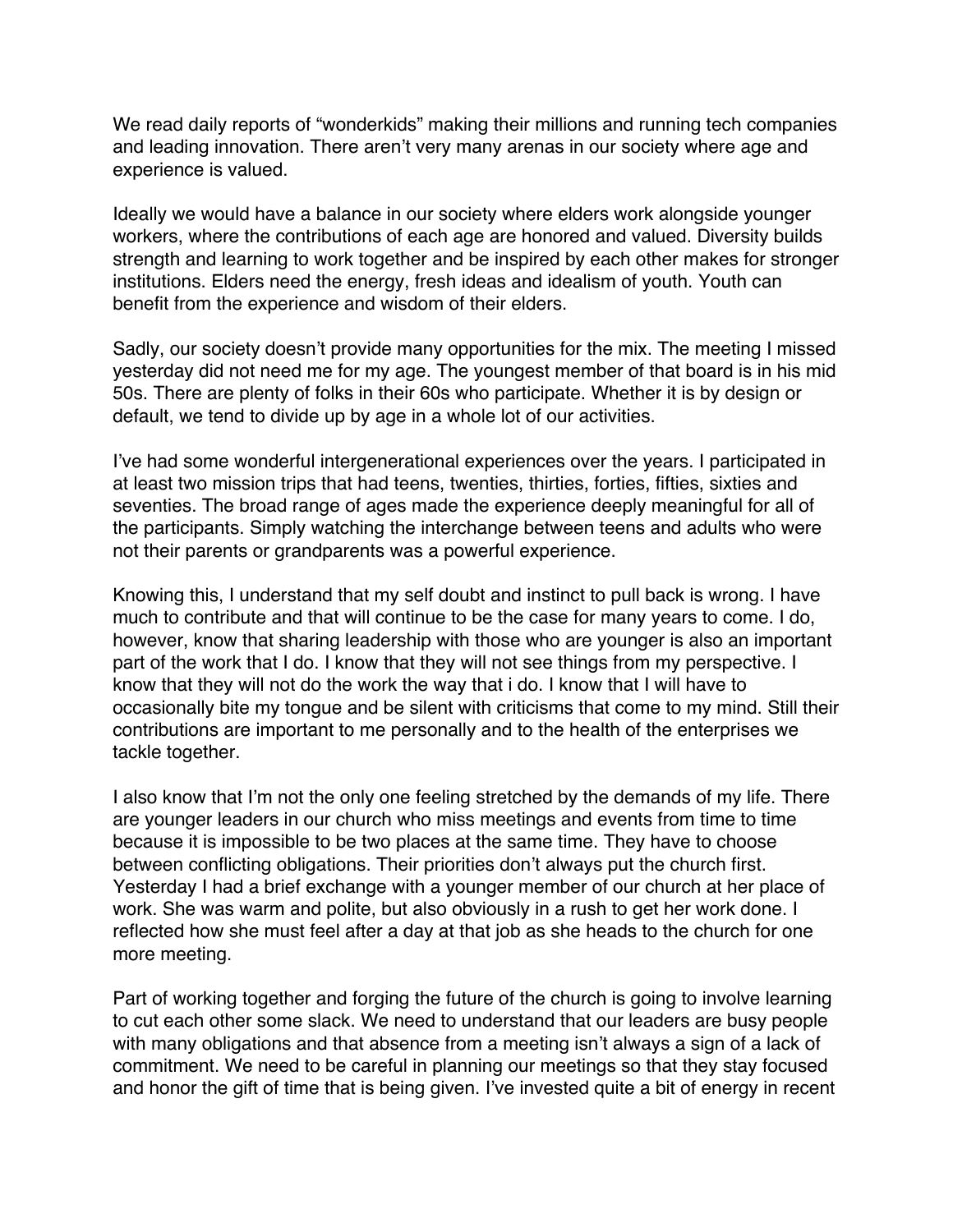We read daily reports of "wonderkids" making their millions and running tech companies and leading innovation. There aren't very many arenas in our society where age and experience is valued.

Ideally we would have a balance in our society where elders work alongside younger workers, where the contributions of each age are honored and valued. Diversity builds strength and learning to work together and be inspired by each other makes for stronger institutions. Elders need the energy, fresh ideas and idealism of youth. Youth can benefit from the experience and wisdom of their elders.

Sadly, our society doesn't provide many opportunities for the mix. The meeting I missed yesterday did not need me for my age. The youngest member of that board is in his mid 50s. There are plenty of folks in their 60s who participate. Whether it is by design or default, we tend to divide up by age in a whole lot of our activities.

I've had some wonderful intergenerational experiences over the years. I participated in at least two mission trips that had teens, twenties, thirties, forties, fifties, sixties and seventies. The broad range of ages made the experience deeply meaningful for all of the participants. Simply watching the interchange between teens and adults who were not their parents or grandparents was a powerful experience.

Knowing this, I understand that my self doubt and instinct to pull back is wrong. I have much to contribute and that will continue to be the case for many years to come. I do, however, know that sharing leadership with those who are younger is also an important part of the work that I do. I know that they will not see things from my perspective. I know that they will not do the work the way that i do. I know that I will have to occasionally bite my tongue and be silent with criticisms that come to my mind. Still their contributions are important to me personally and to the health of the enterprises we tackle together.

I also know that I'm not the only one feeling stretched by the demands of my life. There are younger leaders in our church who miss meetings and events from time to time because it is impossible to be two places at the same time. They have to choose between conflicting obligations. Their priorities don't always put the church first. Yesterday I had a brief exchange with a younger member of our church at her place of work. She was warm and polite, but also obviously in a rush to get her work done. I reflected how she must feel after a day at that job as she heads to the church for one more meeting.

Part of working together and forging the future of the church is going to involve learning to cut each other some slack. We need to understand that our leaders are busy people with many obligations and that absence from a meeting isn't always a sign of a lack of commitment. We need to be careful in planning our meetings so that they stay focused and honor the gift of time that is being given. I've invested quite a bit of energy in recent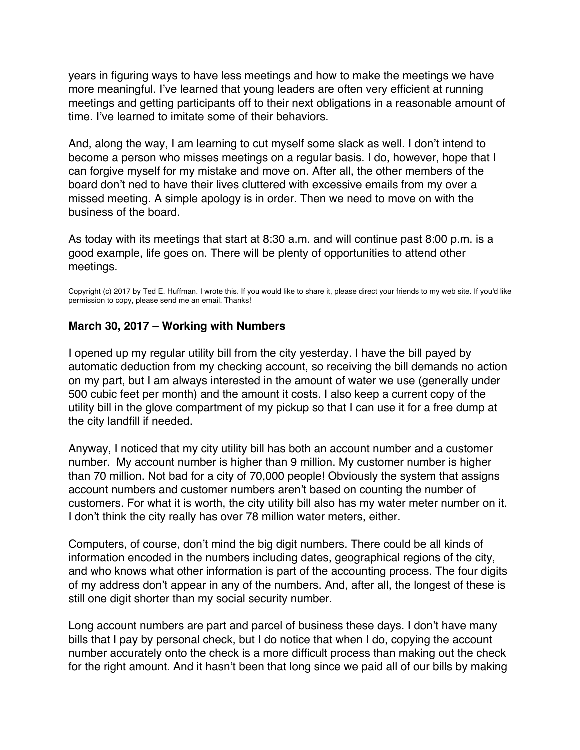years in figuring ways to have less meetings and how to make the meetings we have more meaningful. I've learned that young leaders are often very efficient at running meetings and getting participants off to their next obligations in a reasonable amount of time. I've learned to imitate some of their behaviors.

And, along the way, I am learning to cut myself some slack as well. I don't intend to become a person who misses meetings on a regular basis. I do, however, hope that I can forgive myself for my mistake and move on. After all, the other members of the board don't ned to have their lives cluttered with excessive emails from my over a missed meeting. A simple apology is in order. Then we need to move on with the business of the board.

As today with its meetings that start at 8:30 a.m. and will continue past 8:00 p.m. is a good example, life goes on. There will be plenty of opportunities to attend other meetings.

Copyright (c) 2017 by Ted E. Huffman. I wrote this. If you would like to share it, please direct your friends to my web site. If you'd like permission to copy, please send me an email. Thanks!

### March 30, 2017 – Working with Numbers

I opened up my regular utility bill from the city yesterday. I have the bill payed by automatic deduction from my checking account, so receiving the bill demands no action on my part, but I am always interested in the amount of water we use (generally under 500 cubic feet per month) and the amount it costs. I also keep a current copy of the utility bill in the glove compartment of my pickup so that I can use it for a free dump at the city landfill if needed.

Anyway, I noticed that my city utility bill has both an account number and a customer number. My account number is higher than 9 million. My customer number is higher than 70 million. Not bad for a city of 70,000 people! Obviously the system that assigns account numbers and customer numbers aren't based on counting the number of customers. For what it is worth, the city utility bill also has my water meter number on it. I don't think the city really has over 78 million water meters, either.

Computers, of course, don't mind the big digit numbers. There could be all kinds of information encoded in the numbers including dates, geographical regions of the city, and who knows what other information is part of the accounting process. The four digits of my address don't appear in any of the numbers. And, after all, the longest of these is still one digit shorter than my social security number.

Long account numbers are part and parcel of business these days. I don't have many bills that I pay by personal check, but I do notice that when I do, copying the account number accurately onto the check is a more difficult process than making out the check for the right amount. And it hasn't been that long since we paid all of our bills by making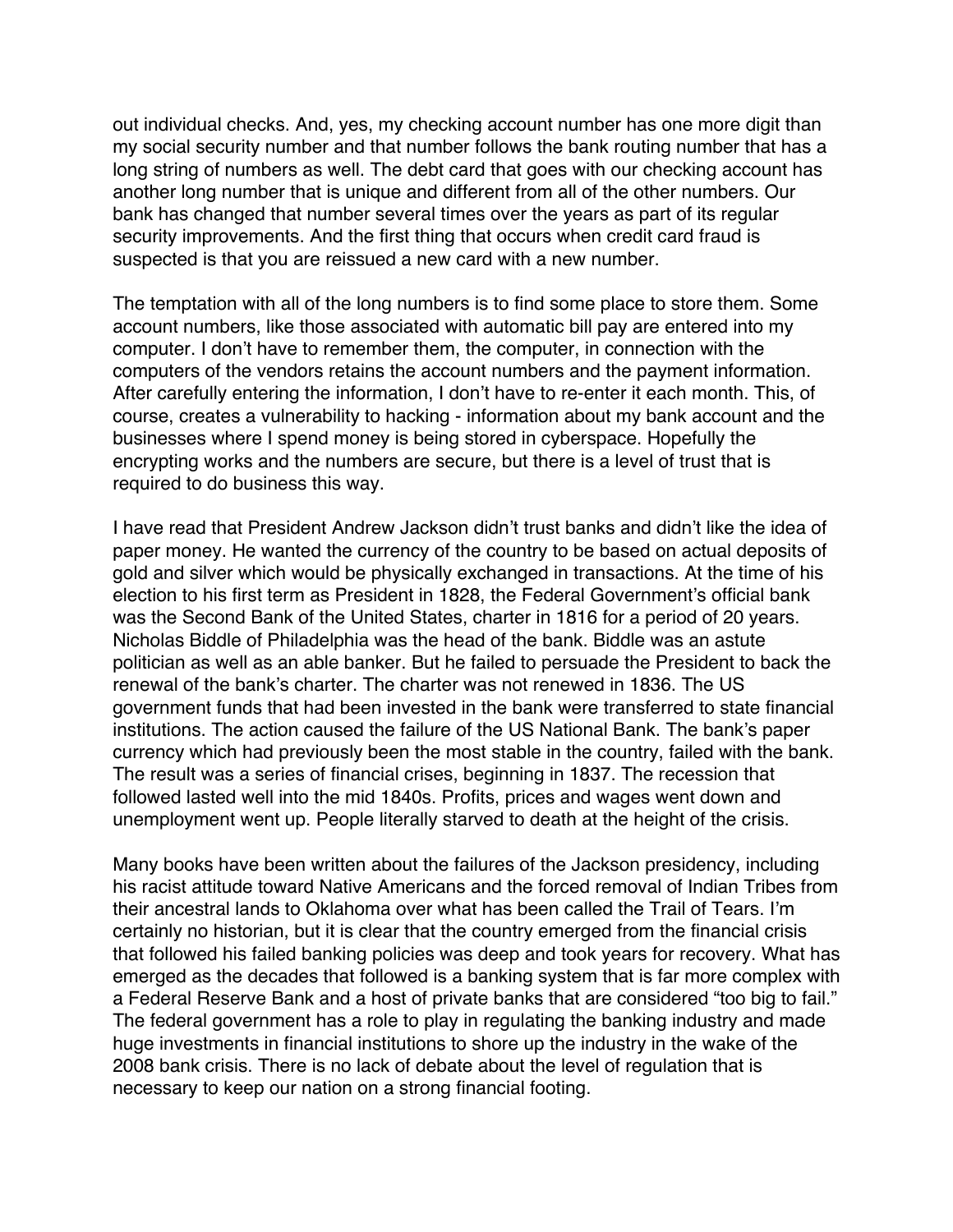out individual checks. And, yes, my checking account number has one more digit than my social security number and that number follows the bank routing number that has a long string of numbers as well. The debt card that goes with our checking account has another long number that is unique and different from all of the other numbers. Our bank has changed that number several times over the years as part of its regular security improvements. And the first thing that occurs when credit card fraud is suspected is that you are reissued a new card with a new number.

The temptation with all of the long numbers is to find some place to store them. Some account numbers, like those associated with automatic bill pay are entered into my computer. I don't have to remember them, the computer, in connection with the computers of the vendors retains the account numbers and the payment information. After carefully entering the information, I don't have to re-enter it each month. This, of course, creates a vulnerability to hacking - information about my bank account and the businesses where I spend money is being stored in cyberspace. Hopefully the encrypting works and the numbers are secure, but there is a level of trust that is required to do business this way.

I have read that President Andrew Jackson didn't trust banks and didn't like the idea of paper money. He wanted the currency of the country to be based on actual deposits of gold and silver which would be physically exchanged in transactions. At the time of his election to his first term as President in 1828, the Federal Government's official bank was the Second Bank of the United States, charter in 1816 for a period of 20 years. Nicholas Biddle of Philadelphia was the head of the bank. Biddle was an astute politician as well as an able banker. But he failed to persuade the President to back the renewal of the bank's charter. The charter was not renewed in 1836. The US government funds that had been invested in the bank were transferred to state financial institutions. The action caused the failure of the US National Bank. The bank's paper currency which had previously been the most stable in the country, failed with the bank. The result was a series of financial crises, beginning in 1837. The recession that followed lasted well into the mid 1840s. Profits, prices and wages went down and unemployment went up. People literally starved to death at the height of the crisis.

Many books have been written about the failures of the Jackson presidency, including his racist attitude toward Native Americans and the forced removal of Indian Tribes from their ancestral lands to Oklahoma over what has been called the Trail of Tears. I'm certainly no historian, but it is clear that the country emerged from the financial crisis that followed his failed banking policies was deep and took years for recovery. What has emerged as the decades that followed is a banking system that is far more complex with a Federal Reserve Bank and a host of private banks that are considered "too big to fail." The federal government has a role to play in regulating the banking industry and made huge investments in financial institutions to shore up the industry in the wake of the 2008 bank crisis. There is no lack of debate about the level of regulation that is necessary to keep our nation on a strong financial footing.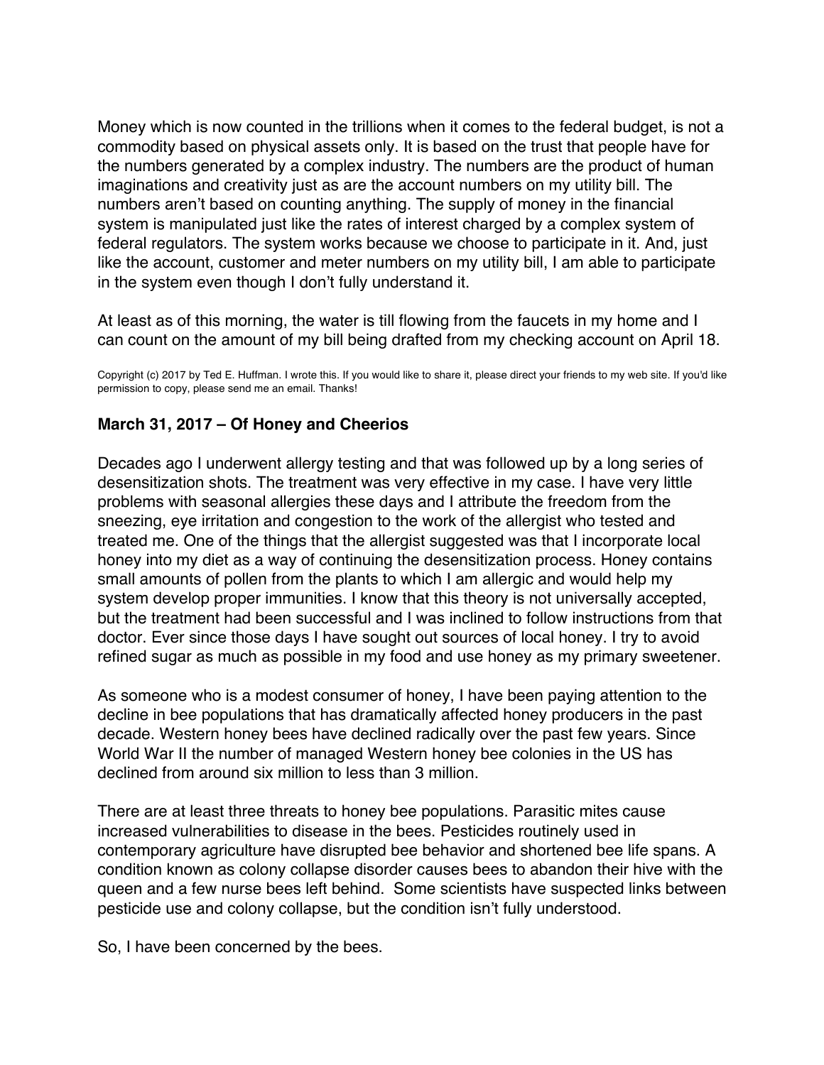Money which is now counted in the trillions when it comes to the federal budget, is not a commodity based on physical assets only. It is based on the trust that people have for the numbers generated by a complex industry. The numbers are the product of human imaginations and creativity just as are the account numbers on my utility bill. The numbers aren't based on counting anything. The supply of money in the financial system is manipulated just like the rates of interest charged by a complex system of federal regulators. The system works because we choose to participate in it. And, just like the account, customer and meter numbers on my utility bill, I am able to participate in the system even though I don't fully understand it.

At least as of this morning, the water is till flowing from the faucets in my home and I can count on the amount of my bill being drafted from my checking account on April 18.

Copyright (c) 2017 by Ted E. Huffman. I wrote this. If you would like to share it, please direct your friends to my web site. If you'd like permission to copy, please send me an email. Thanks!

### March 31, 2017 – Of Honey and Cheerios

Decades ago I underwent allergy testing and that was followed up by a long series of desensitization shots. The treatment was very effective in my case. I have very little problems with seasonal allergies these days and I attribute the freedom from the sneezing, eye irritation and congestion to the work of the allergist who tested and treated me. One of the things that the allergist suggested was that I incorporate local honey into my diet as a way of continuing the desensitization process. Honey contains small amounts of pollen from the plants to which I am allergic and would help my system develop proper immunities. I know that this theory is not universally accepted, but the treatment had been successful and I was inclined to follow instructions from that doctor. Ever since those days I have sought out sources of local honey. I try to avoid refined sugar as much as possible in my food and use honey as my primary sweetener.

As someone who is a modest consumer of honey, I have been paying attention to the decline in bee populations that has dramatically affected honey producers in the past decade. Western honey bees have declined radically over the past few years. Since World War II the number of managed Western honey bee colonies in the US has declined from around six million to less than 3 million.

There are at least three threats to honey bee populations. Parasitic mites cause increased vulnerabilities to disease in the bees. Pesticides routinely used in contemporary agriculture have disrupted bee behavior and shortened bee life spans. A condition known as colony collapse disorder causes bees to abandon their hive with the queen and a few nurse bees left behind. Some scientists have suspected links between pesticide use and colony collapse, but the condition isn't fully understood.

So, I have been concerned by the bees.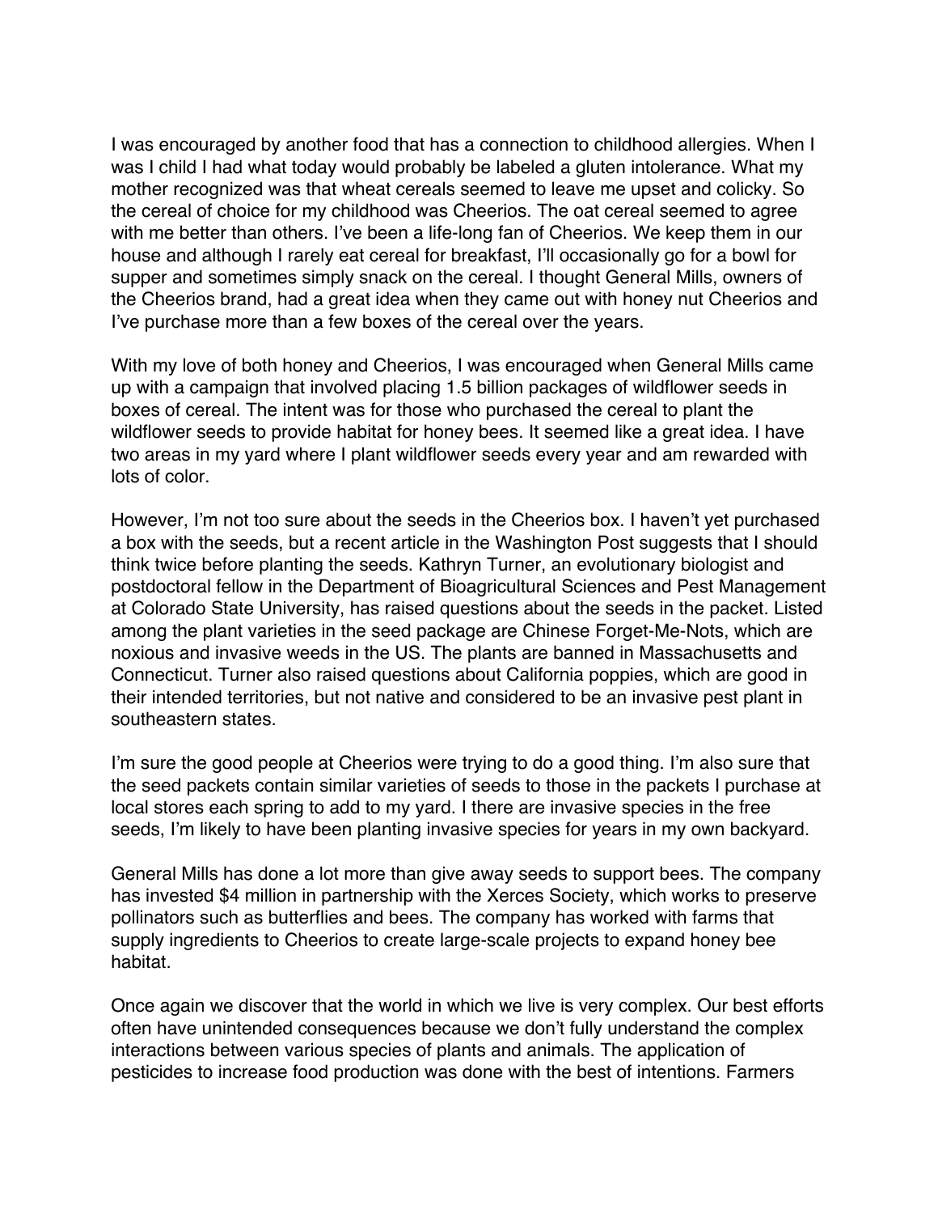I was encouraged by another food that has a connection to childhood allergies. When I was I child I had what today would probably be labeled a gluten intolerance. What my mother recognized was that wheat cereals seemed to leave me upset and colicky. So the cereal of choice for my childhood was Cheerios. The oat cereal seemed to agree with me better than others. I've been a life-long fan of Cheerios. We keep them in our house and although I rarely eat cereal for breakfast, I'll occasionally go for a bowl for supper and sometimes simply snack on the cereal. I thought General Mills, owners of the Cheerios brand, had a great idea when they came out with honey nut Cheerios and I've purchase more than a few boxes of the cereal over the years.

With my love of both honey and Cheerios, I was encouraged when General Mills came up with a campaign that involved placing 1.5 billion packages of wildflower seeds in boxes of cereal. The intent was for those who purchased the cereal to plant the wildflower seeds to provide habitat for honey bees. It seemed like a great idea. I have two areas in my yard where I plant wildflower seeds every year and am rewarded with lots of color.

However, I'm not too sure about the seeds in the Cheerios box. I haven't yet purchased a box with the seeds, but a recent article in the Washington Post suggests that I should think twice before planting the seeds. Kathryn Turner, an evolutionary biologist and postdoctoral fellow in the Department of Bioagricultural Sciences and Pest Management at Colorado State University, has raised questions about the seeds in the packet. Listed among the plant varieties in the seed package are Chinese Forget-Me-Nots, which are noxious and invasive weeds in the US. The plants are banned in Massachusetts and Connecticut. Turner also raised questions about California poppies, which are good in their intended territories, but not native and considered to be an invasive pest plant in southeastern states.

I'm sure the good people at Cheerios were trying to do a good thing. I'm also sure that the seed packets contain similar varieties of seeds to those in the packets I purchase at local stores each spring to add to my yard. I there are invasive species in the free seeds, I'm likely to have been planting invasive species for years in my own backyard.

General Mills has done a lot more than give away seeds to support bees. The company has invested $4 million in partnership with the Xerces Society, which works to preserve pollinators such as butterflies and bees. The company has worked with farms that supply ingredients to Cheerios to create large-scale projects to expand honey bee habitat.

Once again we discover that the world in which we live is very complex. Our best efforts often have unintended consequences because we don't fully understand the complex interactions between various species of plants and animals. The application of pesticides to increase food production was done with the best of intentions. Farmers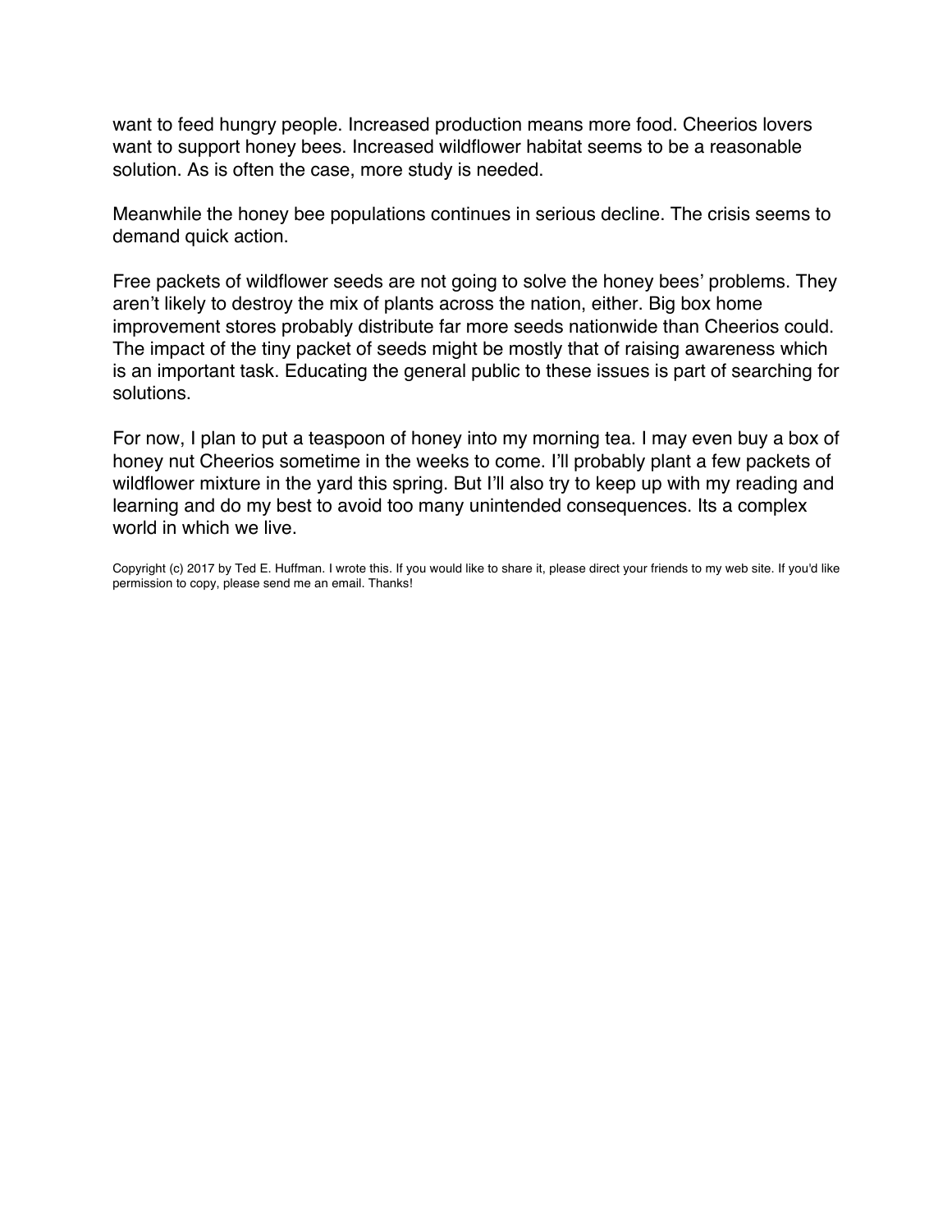want to feed hungry people. Increased production means more food. Cheerios lovers want to support honey bees. Increased wildflower habitat seems to be a reasonable solution. As is often the case, more study is needed.

Meanwhile the honey bee populations continues in serious decline. The crisis seems to demand quick action.

Free packets of wildflower seeds are not going to solve the honey bees' problems. They aren't likely to destroy the mix of plants across the nation, either. Big box home improvement stores probably distribute far more seeds nationwide than Cheerios could. The impact of the tiny packet of seeds might be mostly that of raising awareness which is an important task. Educating the general public to these issues is part of searching for solutions.

For now, I plan to put a teaspoon of honey into my morning tea. I may even buy a box of honey nut Cheerios sometime in the weeks to come. I'll probably plant a few packets of wildflower mixture in the yard this spring. But I'll also try to keep up with my reading and learning and do my best to avoid too many unintended consequences. Its a complex world in which we live.

Copyright (c) 2017 by Ted E. Huffman. I wrote this. If you would like to share it, please direct your friends to my web site. If you'd like permission to copy, please send me an email. Thanks!